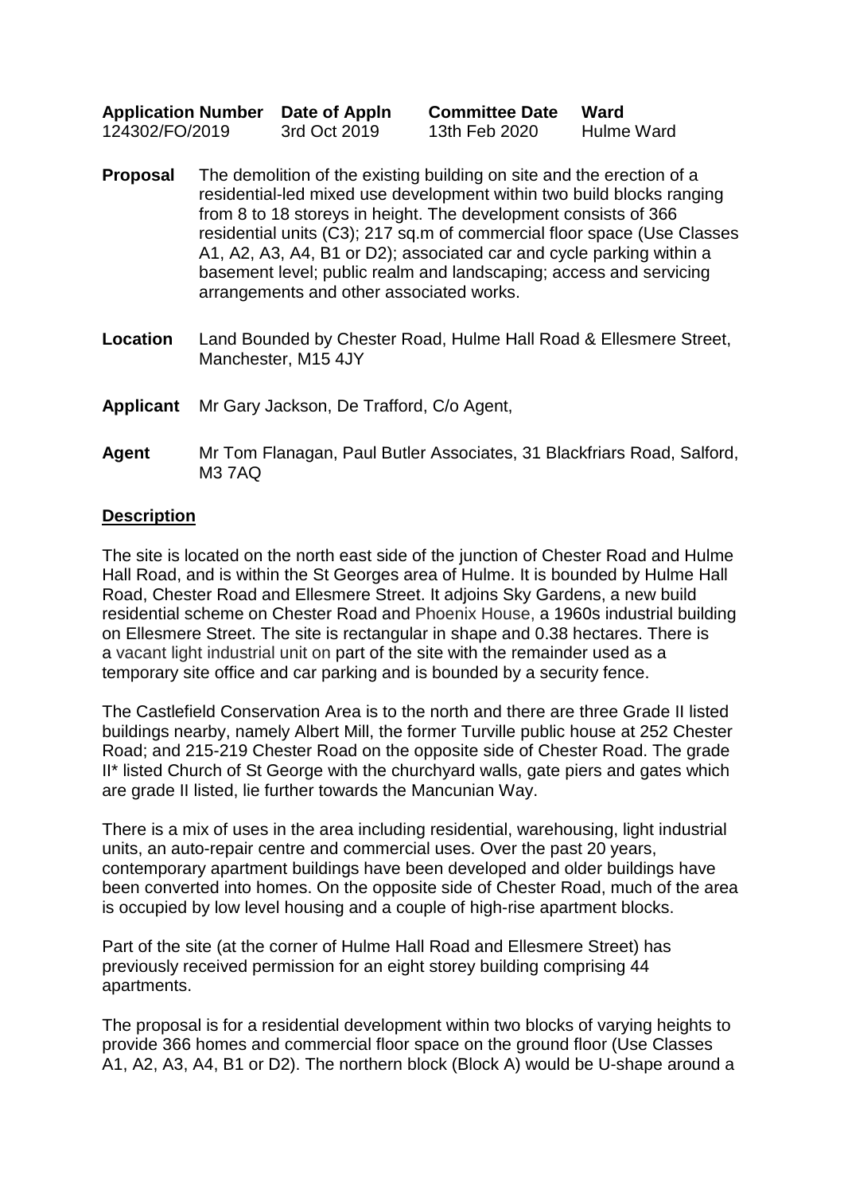| Application Number | Date of Appln | Committee Date | Ward |
| --- | --- | --- | --- |
| 124302/FO/2019 | 3rd Oct 2019 | 13th Feb 2020 | Hulme Ward |

**Proposal** The demolition of the existing building on site and the erection of a residential-led mixed use development within two build blocks ranging from 8 to 18 storeys in height. The development consists of 366 residential units (C3); 217 sq.m of commercial floor space (Use Classes A1, A2, A3, A4, B1 or D2); associated car and cycle parking within a basement level; public realm and landscaping; access and servicing arrangements and other associated works.

**Location** Land Bounded by Chester Road, Hulme Hall Road & Ellesmere Street, Manchester, M15 4JY

**Applicant** Mr Gary Jackson, De Trafford, C/o Agent,

**Agent** Mr Tom Flanagan, Paul Butler Associates, 31 Blackfriars Road, Salford, M3 7AQ

## Description

The site is located on the north east side of the junction of Chester Road and Hulme Hall Road, and is within the St Georges area of Hulme. It is bounded by Hulme Hall Road, Chester Road and Ellesmere Street. It adjoins Sky Gardens, a new build residential scheme on Chester Road and Phoenix House, a 1960s industrial building on Ellesmere Street. The site is rectangular in shape and 0.38 hectares. There is a vacant light industrial unit on part of the site with the remainder used as a temporary site office and car parking and is bounded by a security fence.

The Castlefield Conservation Area is to the north and there are three Grade II listed buildings nearby, namely Albert Mill, the former Turville public house at 252 Chester Road; and 215-219 Chester Road on the opposite side of Chester Road. The grade II* listed Church of St George with the churchyard walls, gate piers and gates which are grade II listed, lie further towards the Mancunian Way.

There is a mix of uses in the area including residential, warehousing, light industrial units, an auto-repair centre and commercial uses. Over the past 20 years, contemporary apartment buildings have been developed and older buildings have been converted into homes. On the opposite side of Chester Road, much of the area is occupied by low level housing and a couple of high-rise apartment blocks.

Part of the site (at the corner of Hulme Hall Road and Ellesmere Street) has previously received permission for an eight storey building comprising 44 apartments.

The proposal is for a residential development within two blocks of varying heights to provide 366 homes and commercial floor space on the ground floor (Use Classes A1, A2, A3, A4, B1 or D2). The northern block (Block A) would be U-shape around a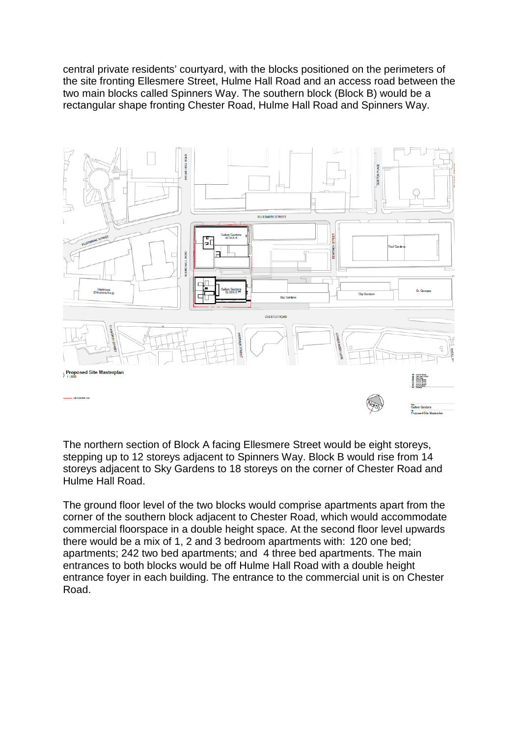central private residents' courtyard, with the blocks positioned on the perimeters of the site fronting Ellesmere Street, Hulme Hall Road and an access road between the two main blocks called Spinners Way. The southern block (Block B) would be a rectangular shape fronting Chester Road, Hulme Hall Road and Spinners Way.

Proposed Site Masterplan
1 : 500

The northern section of Block A facing Ellesmere Street would be eight storeys, stepping up to 12 storeys adjacent to Spinners Way. Block B would rise from 14 storeys adjacent to Sky Gardens to 18 storeys on the corner of Chester Road and Hulme Hall Road.

The ground floor level of the two blocks would comprise apartments apart from the corner of the southern block adjacent to Chester Road, which would accommodate commercial floorspace in a double height space. At the second floor level upwards there would be a mix of 1, 2 and 3 bedroom apartments with: 120 one bed; apartments; 242 two bed apartments; and 4 three bed apartments. The main entrances to both blocks would be off Hulme Hall Road with a double height entrance foyer in each building. The entrance to the commercial unit is on Chester Road.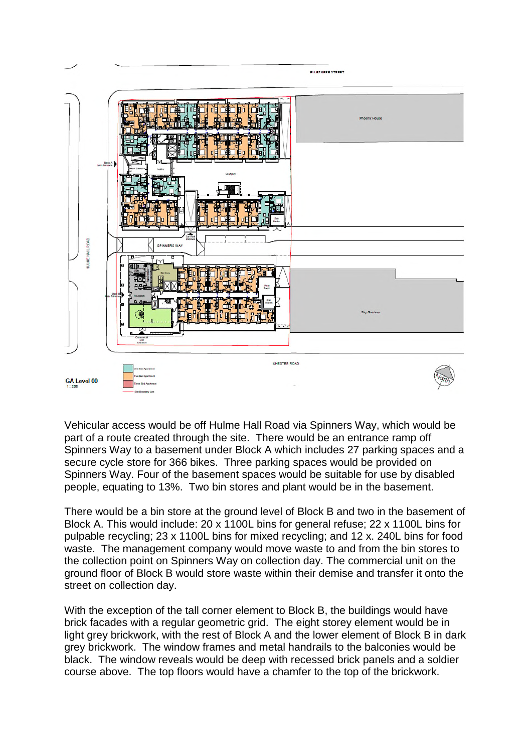Vehicular access would be off Hulme Hall Road via Spinners Way, which would be part of a route created through the site. There would be an entrance ramp off Spinners Way to a basement under Block A which includes 27 parking spaces and a secure cycle store for 366 bikes. Three parking spaces would be provided on Spinners Way. Four of the basement spaces would be suitable for use by disabled people, equating to 13%. Two bin stores and plant would be in the basement.

There would be a bin store at the ground level of Block B and two in the basement of Block A. This would include: 20 x 1100L bins for general refuse; 22 x 1100L bins for pulpable recycling; 23 x 1100L bins for mixed recycling; and 12 x. 240L bins for food waste. The management company would move waste to and from the bin stores to the collection point on Spinners Way on collection day. The commercial unit on the ground floor of Block B would store waste within their demise and transfer it onto the street on collection day.

With the exception of the tall corner element to Block B, the buildings would have brick facades with a regular geometric grid. The eight storey element would be in light grey brickwork, with the rest of Block A and the lower element of Block B in dark grey brickwork. The window frames and metal handrails to the balconies would be black. The window reveals would be deep with recessed brick panels and a soldier course above. The top floors would have a chamfer to the top of the brickwork.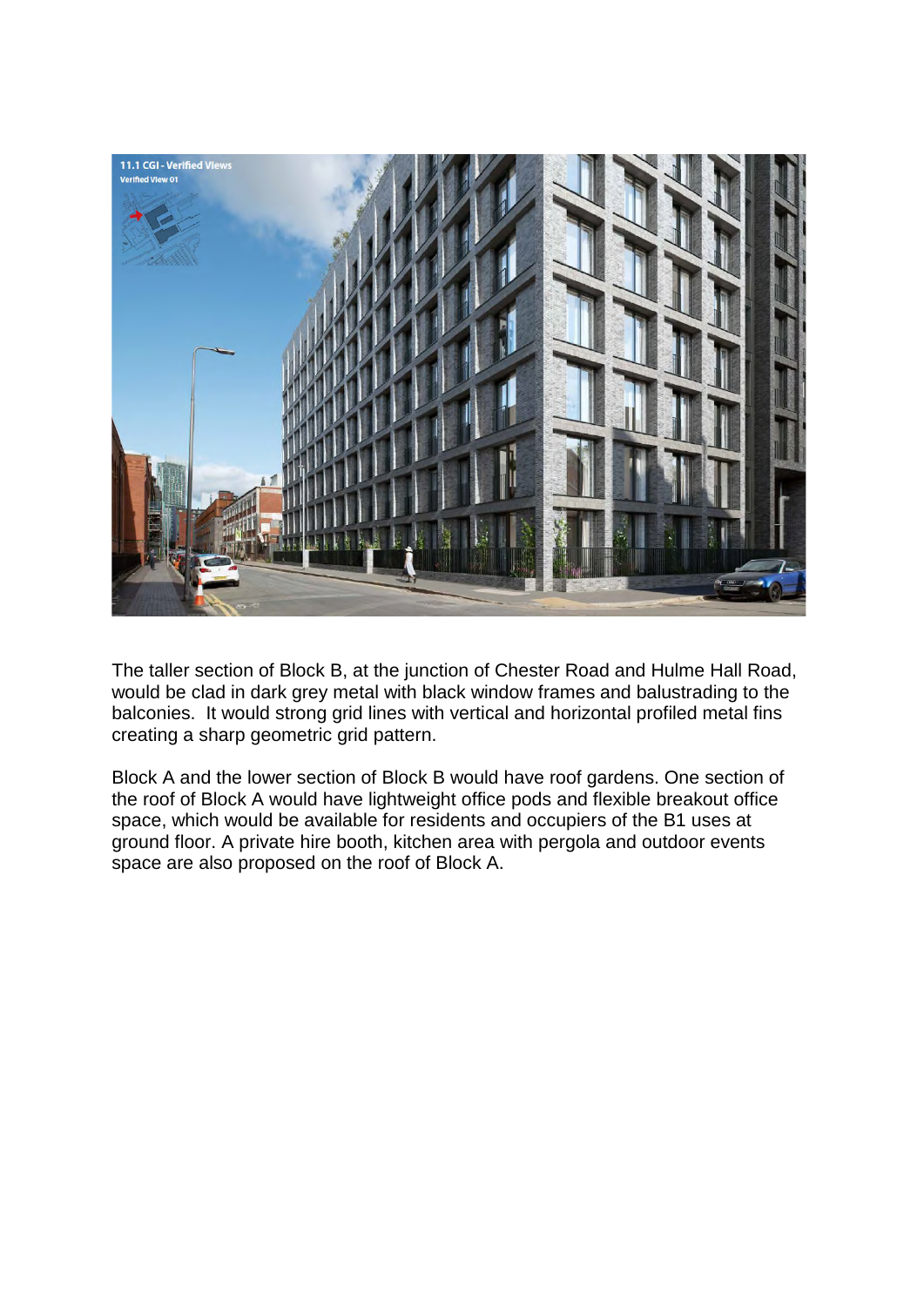The taller section of Block B, at the junction of Chester Road and Hulme Hall Road, would be clad in dark grey metal with black window frames and balustrading to the balconies.  It would strong grid lines with vertical and horizontal profiled metal fins creating a sharp geometric grid pattern.

Block A and the lower section of Block B would have roof gardens. One section of the roof of Block A would have lightweight office pods and flexible breakout office space, which would be available for residents and occupiers of the B1 uses at ground floor. A private hire booth, kitchen area with pergola and outdoor events space are also proposed on the roof of Block A.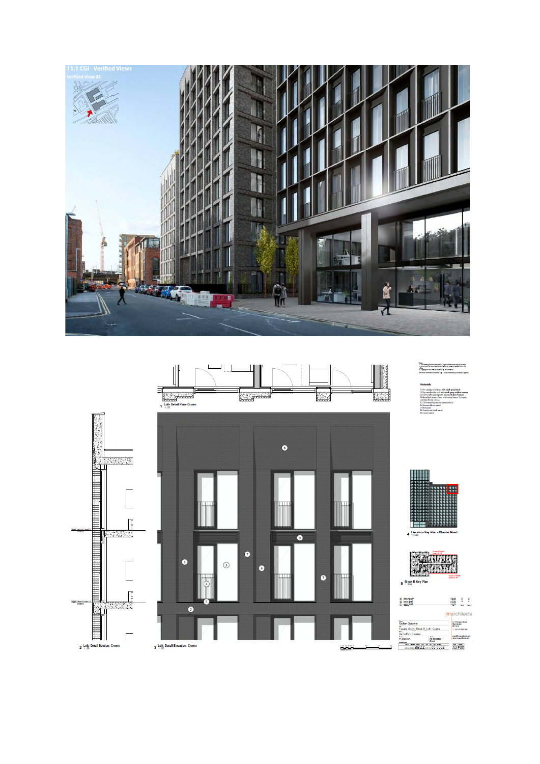## 11.1 CGI - Verified Views

Verified View 03

1 Loft- Detail Plan- Crown
1:20

2 Loft- Detail Section- Crown
1:20

3 Loft- Detail Elevation- Crown
1:20

**Materials**

1. Pre-cast panels faced with dark grey brick
2. Pre-cast header and sills dark grey soldier course
3. Full height glazing with black window frames
4. Metal balustrade fixed to window frame, to match window frame colour.
5. Cill to match precast frame colour.
6. Recessed brick panel
7. Brick pier
8. Chamfered brick panel
9. Louvre panel

4 Elevation Key Plan - Chester Road
1:500

5 Block B Key Plan
1:500

jmarchitects

Gallery Gardens

Facade Study_Block B_Loft- Crown

DeTrafford Estates

PLANNING

As indicated
@ A1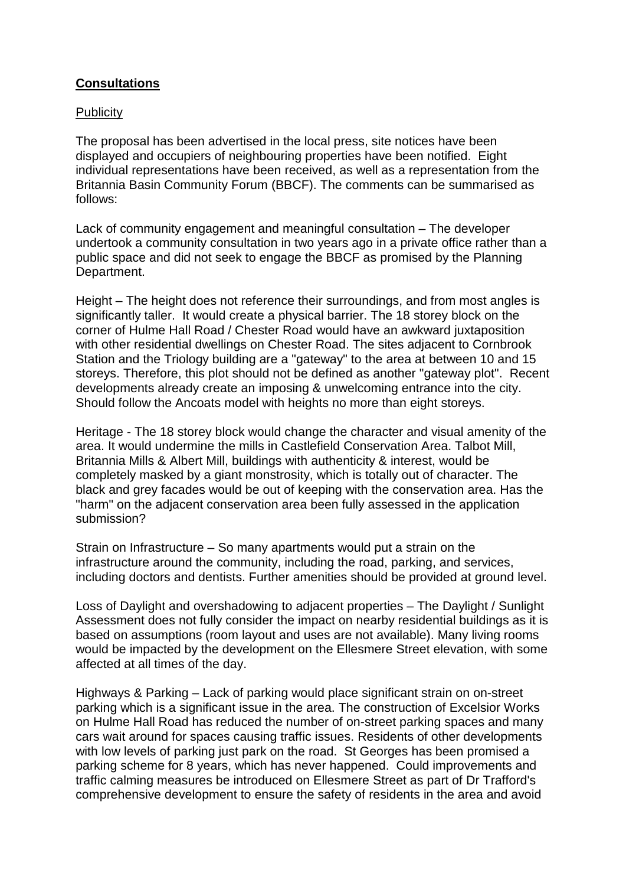## **Consultations**

Publicity

The proposal has been advertised in the local press, site notices have been displayed and occupiers of neighbouring properties have been notified. Eight individual representations have been received, as well as a representation from the Britannia Basin Community Forum (BBCF). The comments can be summarised as follows:

Lack of community engagement and meaningful consultation – The developer undertook a community consultation in two years ago in a private office rather than a public space and did not seek to engage the BBCF as promised by the Planning Department.

Height – The height does not reference their surroundings, and from most angles is significantly taller. It would create a physical barrier. The 18 storey block on the corner of Hulme Hall Road / Chester Road would have an awkward juxtaposition with other residential dwellings on Chester Road. The sites adjacent to Cornbrook Station and the Triology building are a "gateway" to the area at between 10 and 15 storeys. Therefore, this plot should not be defined as another "gateway plot". Recent developments already create an imposing & unwelcoming entrance into the city. Should follow the Ancoats model with heights no more than eight storeys.

Heritage - The 18 storey block would change the character and visual amenity of the area. It would undermine the mills in Castlefield Conservation Area. Talbot Mill, Britannia Mills & Albert Mill, buildings with authenticity & interest, would be completely masked by a giant monstrosity, which is totally out of character. The black and grey facades would be out of keeping with the conservation area. Has the "harm" on the adjacent conservation area been fully assessed in the application submission?

Strain on Infrastructure – So many apartments would put a strain on the infrastructure around the community, including the road, parking, and services, including doctors and dentists. Further amenities should be provided at ground level.

Loss of Daylight and overshadowing to adjacent properties – The Daylight / Sunlight Assessment does not fully consider the impact on nearby residential buildings as it is based on assumptions (room layout and uses are not available). Many living rooms would be impacted by the development on the Ellesmere Street elevation, with some affected at all times of the day.

Highways & Parking – Lack of parking would place significant strain on on-street parking which is a significant issue in the area. The construction of Excelsior Works on Hulme Hall Road has reduced the number of on-street parking spaces and many cars wait around for spaces causing traffic issues. Residents of other developments with low levels of parking just park on the road. St Georges has been promised a parking scheme for 8 years, which has never happened. Could improvements and traffic calming measures be introduced on Ellesmere Street as part of Dr Trafford's comprehensive development to ensure the safety of residents in the area and avoid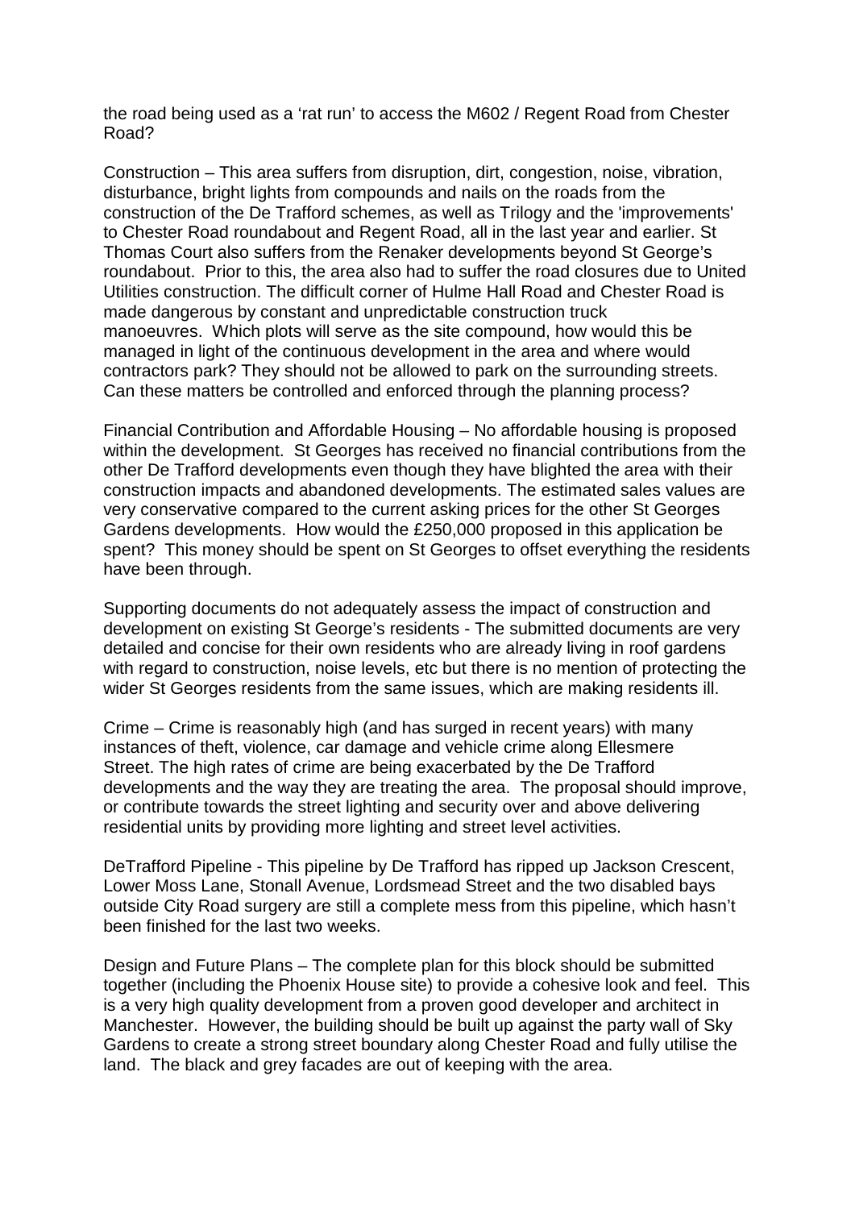the road being used as a 'rat run' to access the M602 / Regent Road from Chester Road?

Construction – This area suffers from disruption, dirt, congestion, noise, vibration, disturbance, bright lights from compounds and nails on the roads from the construction of the De Trafford schemes, as well as Trilogy and the 'improvements' to Chester Road roundabout and Regent Road, all in the last year and earlier. St Thomas Court also suffers from the Renaker developments beyond St George's roundabout. Prior to this, the area also had to suffer the road closures due to United Utilities construction. The difficult corner of Hulme Hall Road and Chester Road is made dangerous by constant and unpredictable construction truck manoeuvres. Which plots will serve as the site compound, how would this be managed in light of the continuous development in the area and where would contractors park? They should not be allowed to park on the surrounding streets. Can these matters be controlled and enforced through the planning process?

Financial Contribution and Affordable Housing – No affordable housing is proposed within the development. St Georges has received no financial contributions from the other De Trafford developments even though they have blighted the area with their construction impacts and abandoned developments. The estimated sales values are very conservative compared to the current asking prices for the other St Georges Gardens developments. How would the £250,000 proposed in this application be spent? This money should be spent on St Georges to offset everything the residents have been through.

Supporting documents do not adequately assess the impact of construction and development on existing St George's residents - The submitted documents are very detailed and concise for their own residents who are already living in roof gardens with regard to construction, noise levels, etc but there is no mention of protecting the wider St Georges residents from the same issues, which are making residents ill.

Crime – Crime is reasonably high (and has surged in recent years) with many instances of theft, violence, car damage and vehicle crime along Ellesmere Street. The high rates of crime are being exacerbated by the De Trafford developments and the way they are treating the area. The proposal should improve, or contribute towards the street lighting and security over and above delivering residential units by providing more lighting and street level activities.

DeTrafford Pipeline - This pipeline by De Trafford has ripped up Jackson Crescent, Lower Moss Lane, Stonall Avenue, Lordsmead Street and the two disabled bays outside City Road surgery are still a complete mess from this pipeline, which hasn't been finished for the last two weeks.

Design and Future Plans – The complete plan for this block should be submitted together (including the Phoenix House site) to provide a cohesive look and feel. This is a very high quality development from a proven good developer and architect in Manchester. However, the building should be built up against the party wall of Sky Gardens to create a strong street boundary along Chester Road and fully utilise the land. The black and grey facades are out of keeping with the area.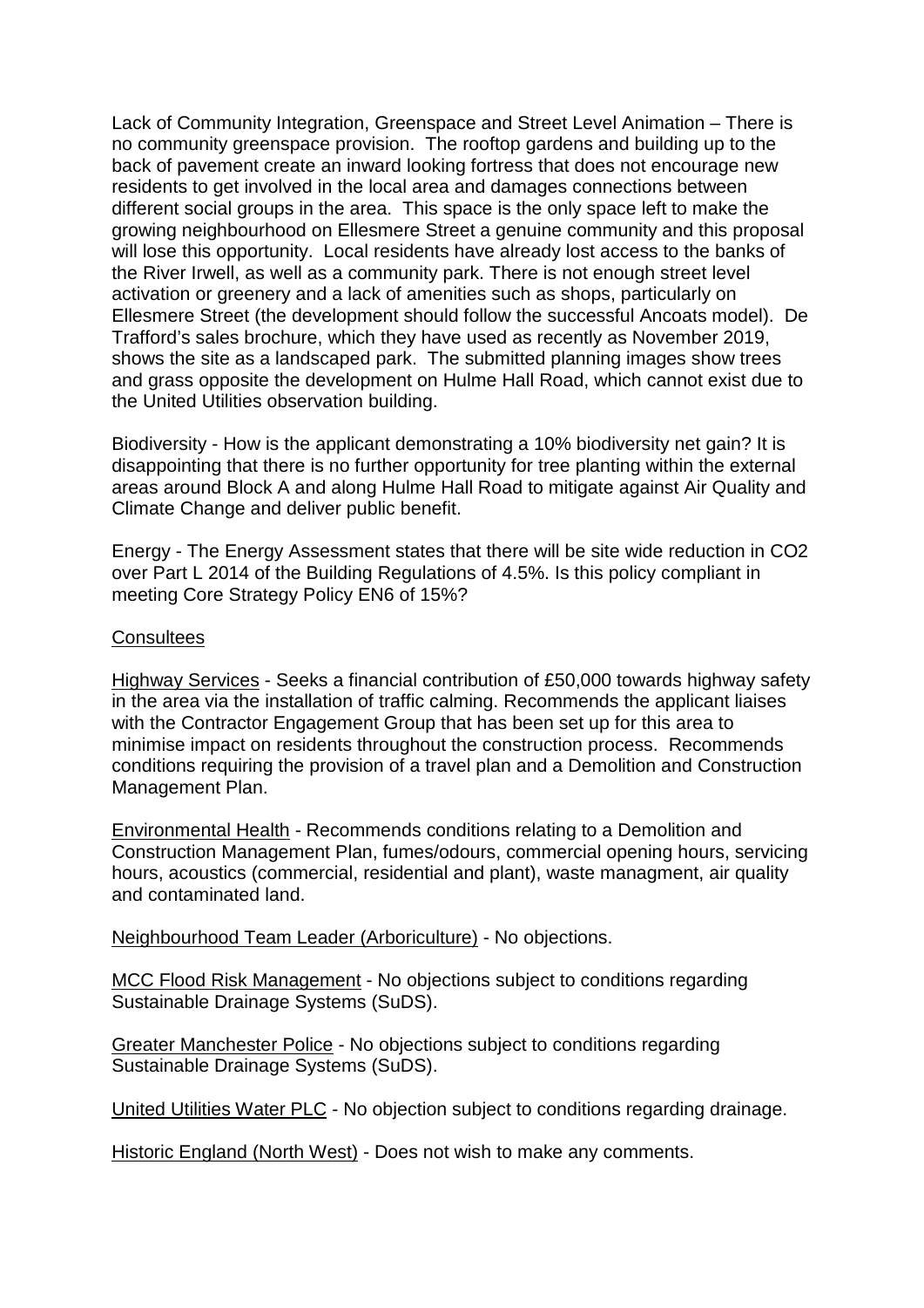Lack of Community Integration, Greenspace and Street Level Animation – There is no community greenspace provision. The rooftop gardens and building up to the back of pavement create an inward looking fortress that does not encourage new residents to get involved in the local area and damages connections between different social groups in the area. This space is the only space left to make the growing neighbourhood on Ellesmere Street a genuine community and this proposal will lose this opportunity. Local residents have already lost access to the banks of the River Irwell, as well as a community park. There is not enough street level activation or greenery and a lack of amenities such as shops, particularly on Ellesmere Street (the development should follow the successful Ancoats model). De Trafford's sales brochure, which they have used as recently as November 2019, shows the site as a landscaped park. The submitted planning images show trees and grass opposite the development on Hulme Hall Road, which cannot exist due to the United Utilities observation building.

Biodiversity - How is the applicant demonstrating a 10% biodiversity net gain? It is disappointing that there is no further opportunity for tree planting within the external areas around Block A and along Hulme Hall Road to mitigate against Air Quality and Climate Change and deliver public benefit.

Energy - The Energy Assessment states that there will be site wide reduction in $CO_2$ over Part L 2014 of the Building Regulations of 4.5%. Is this policy compliant in meeting Core Strategy Policy EN6 of 15%?

Consultees

Highway Services - Seeks a financial contribution of £50,000 towards highway safety in the area via the installation of traffic calming. Recommends the applicant liaises with the Contractor Engagement Group that has been set up for this area to minimise impact on residents throughout the construction process. Recommends conditions requiring the provision of a travel plan and a Demolition and Construction Management Plan.

Environmental Health - Recommends conditions relating to a Demolition and Construction Management Plan, fumes/odours, commercial opening hours, servicing hours, acoustics (commercial, residential and plant), waste managment, air quality and contaminated land.

Neighbourhood Team Leader (Arboriculture) - No objections.

MCC Flood Risk Management - No objections subject to conditions regarding Sustainable Drainage Systems (SuDS).

Greater Manchester Police - No objections subject to conditions regarding Sustainable Drainage Systems (SuDS).

United Utilities Water PLC - No objection subject to conditions regarding drainage.

Historic England (North West) - Does not wish to make any comments.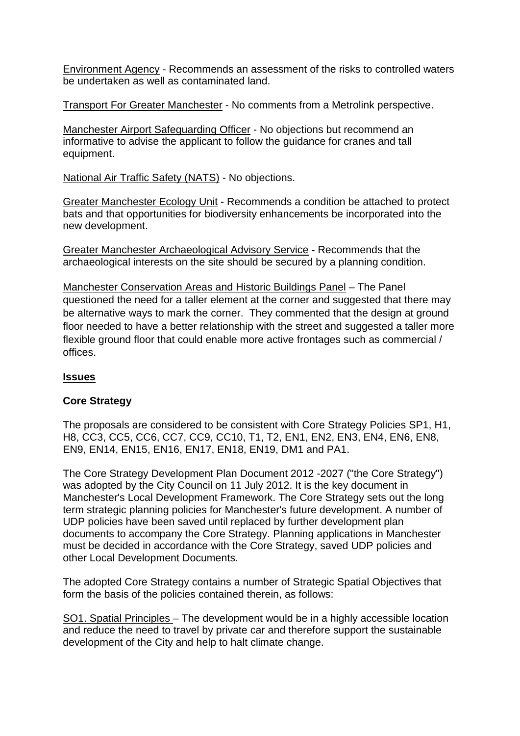Environment Agency - Recommends an assessment of the risks to controlled waters be undertaken as well as contaminated land.

Transport For Greater Manchester - No comments from a Metrolink perspective.

Manchester Airport Safeguarding Officer - No objections but recommend an informative to advise the applicant to follow the guidance for cranes and tall equipment.

National Air Traffic Safety (NATS) - No objections.

Greater Manchester Ecology Unit - Recommends a condition be attached to protect bats and that opportunities for biodiversity enhancements be incorporated into the new development.

Greater Manchester Archaeological Advisory Service - Recommends that the archaeological interests on the site should be secured by a planning condition.

Manchester Conservation Areas and Historic Buildings Panel – The Panel questioned the need for a taller element at the corner and suggested that there may be alternative ways to mark the corner. They commented that the design at ground floor needed to have a better relationship with the street and suggested a taller more flexible ground floor that could enable more active frontages such as commercial / offices.

## Issues

### Core Strategy

The proposals are considered to be consistent with Core Strategy Policies SP1, H1, H8, CC3, CC5, CC6, CC7, CC9, CC10, T1, T2, EN1, EN2, EN3, EN4, EN6, EN8, EN9, EN14, EN15, EN16, EN17, EN18, EN19, DM1 and PA1.

The Core Strategy Development Plan Document 2012 -2027 ("the Core Strategy") was adopted by the City Council on 11 July 2012. It is the key document in Manchester's Local Development Framework. The Core Strategy sets out the long term strategic planning policies for Manchester's future development. A number of UDP policies have been saved until replaced by further development plan documents to accompany the Core Strategy. Planning applications in Manchester must be decided in accordance with the Core Strategy, saved UDP policies and other Local Development Documents.

The adopted Core Strategy contains a number of Strategic Spatial Objectives that form the basis of the policies contained therein, as follows:

SO1. Spatial Principles – The development would be in a highly accessible location and reduce the need to travel by private car and therefore support the sustainable development of the City and help to halt climate change.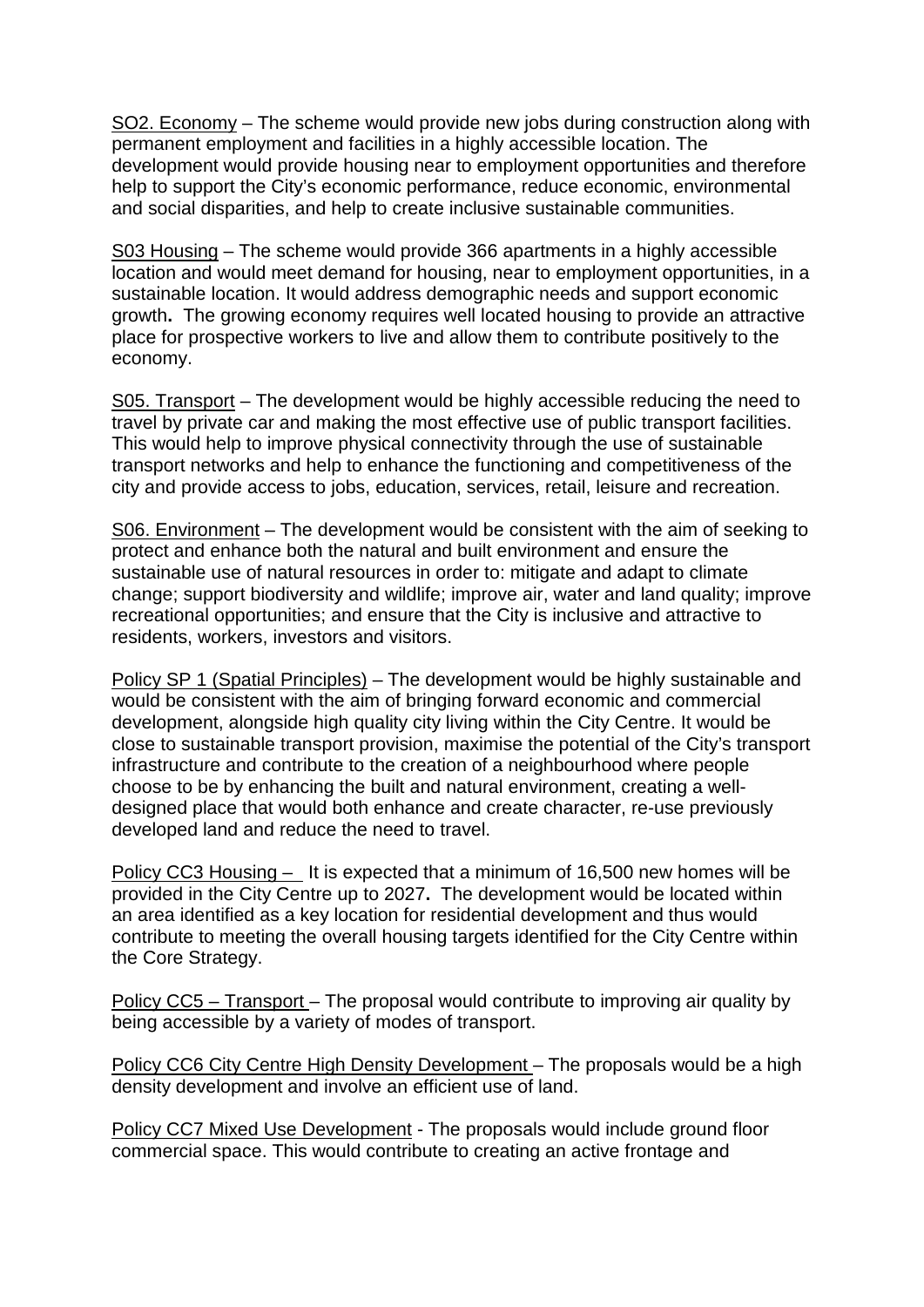SO2. Economy – The scheme would provide new jobs during construction along with permanent employment and facilities in a highly accessible location. The development would provide housing near to employment opportunities and therefore help to support the City's economic performance, reduce economic, environmental and social disparities, and help to create inclusive sustainable communities.

S03 Housing – The scheme would provide 366 apartments in a highly accessible location and would meet demand for housing, near to employment opportunities, in a sustainable location. It would address demographic needs and support economic growth**.** The growing economy requires well located housing to provide an attractive place for prospective workers to live and allow them to contribute positively to the economy.

S05. Transport – The development would be highly accessible reducing the need to travel by private car and making the most effective use of public transport facilities. This would help to improve physical connectivity through the use of sustainable transport networks and help to enhance the functioning and competitiveness of the city and provide access to jobs, education, services, retail, leisure and recreation.

S06. Environment – The development would be consistent with the aim of seeking to protect and enhance both the natural and built environment and ensure the sustainable use of natural resources in order to: mitigate and adapt to climate change; support biodiversity and wildlife; improve air, water and land quality; improve recreational opportunities; and ensure that the City is inclusive and attractive to residents, workers, investors and visitors.

Policy SP 1 (Spatial Principles) – The development would be highly sustainable and would be consistent with the aim of bringing forward economic and commercial development, alongside high quality city living within the City Centre. It would be close to sustainable transport provision, maximise the potential of the City's transport infrastructure and contribute to the creation of a neighbourhood where people choose to be by enhancing the built and natural environment, creating a well-designed place that would both enhance and create character, re-use previously developed land and reduce the need to travel.

Policy CC3 Housing – It is expected that a minimum of 16,500 new homes will be provided in the City Centre up to 2027**.** The development would be located within an area identified as a key location for residential development and thus would contribute to meeting the overall housing targets identified for the City Centre within the Core Strategy.

Policy CC5 – Transport – The proposal would contribute to improving air quality by being accessible by a variety of modes of transport.

Policy CC6 City Centre High Density Development – The proposals would be a high density development and involve an efficient use of land.

Policy CC7 Mixed Use Development - The proposals would include ground floor commercial space. This would contribute to creating an active frontage and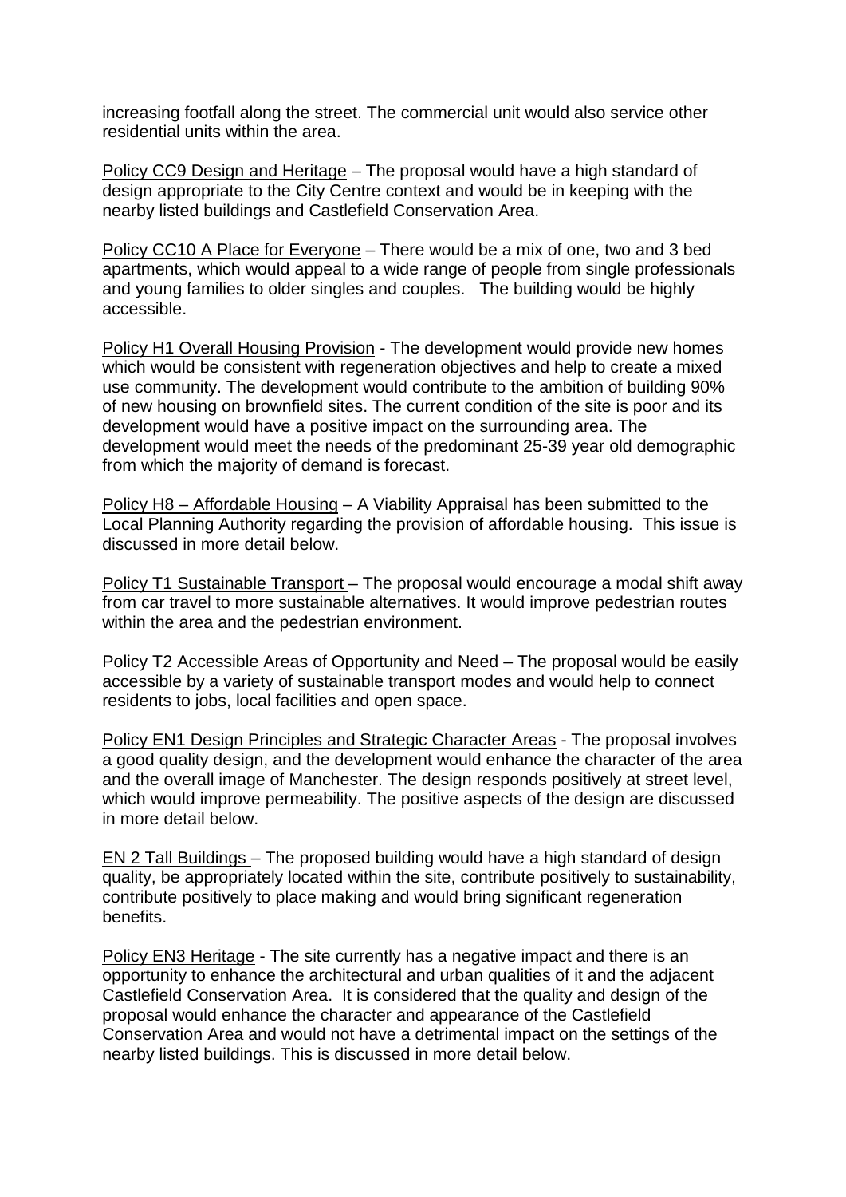increasing footfall along the street. The commercial unit would also service other residential units within the area.

Policy CC9 Design and Heritage – The proposal would have a high standard of design appropriate to the City Centre context and would be in keeping with the nearby listed buildings and Castlefield Conservation Area.

Policy CC10 A Place for Everyone – There would be a mix of one, two and 3 bed apartments, which would appeal to a wide range of people from single professionals and young families to older singles and couples. The building would be highly accessible.

Policy H1 Overall Housing Provision - The development would provide new homes which would be consistent with regeneration objectives and help to create a mixed use community. The development would contribute to the ambition of building 90% of new housing on brownfield sites. The current condition of the site is poor and its development would have a positive impact on the surrounding area. The development would meet the needs of the predominant 25-39 year old demographic from which the majority of demand is forecast.

Policy H8 – Affordable Housing – A Viability Appraisal has been submitted to the Local Planning Authority regarding the provision of affordable housing. This issue is discussed in more detail below.

Policy T1 Sustainable Transport – The proposal would encourage a modal shift away from car travel to more sustainable alternatives. It would improve pedestrian routes within the area and the pedestrian environment.

Policy T2 Accessible Areas of Opportunity and Need – The proposal would be easily accessible by a variety of sustainable transport modes and would help to connect residents to jobs, local facilities and open space.

Policy EN1 Design Principles and Strategic Character Areas - The proposal involves a good quality design, and the development would enhance the character of the area and the overall image of Manchester. The design responds positively at street level, which would improve permeability. The positive aspects of the design are discussed in more detail below.

EN 2 Tall Buildings – The proposed building would have a high standard of design quality, be appropriately located within the site, contribute positively to sustainability, contribute positively to place making and would bring significant regeneration benefits.

Policy EN3 Heritage - The site currently has a negative impact and there is an opportunity to enhance the architectural and urban qualities of it and the adjacent Castlefield Conservation Area. It is considered that the quality and design of the proposal would enhance the character and appearance of the Castlefield Conservation Area and would not have a detrimental impact on the settings of the nearby listed buildings. This is discussed in more detail below.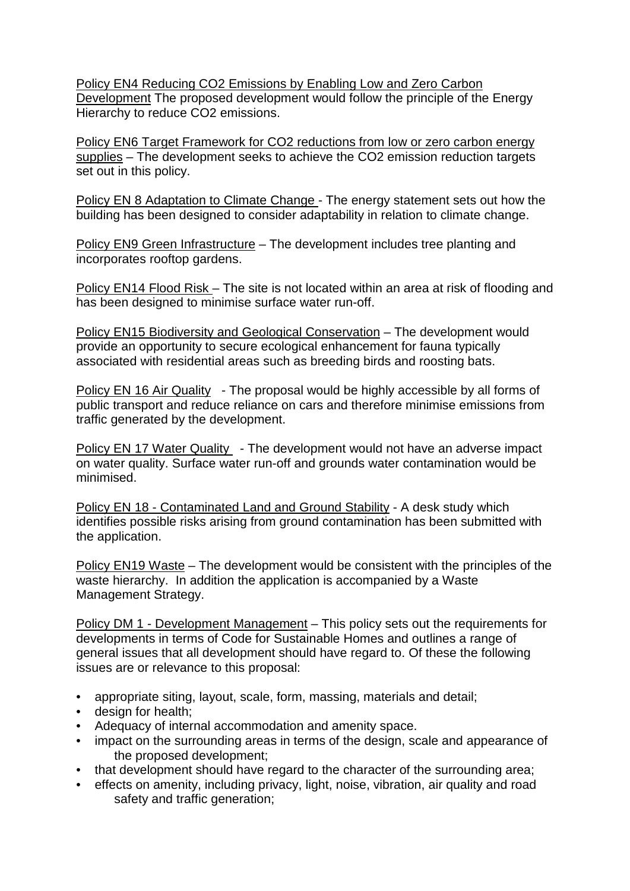Policy EN4 Reducing $CO_2$ Emissions by Enabling Low and Zero Carbon Development The proposed development would follow the principle of the Energy Hierarchy to reduce $CO_2$ emissions.

Policy EN6 Target Framework for $CO_2$ reductions from low or zero carbon energy supplies – The development seeks to achieve the $CO_2$ emission reduction targets set out in this policy.

Policy EN 8 Adaptation to Climate Change - The energy statement sets out how the building has been designed to consider adaptability in relation to climate change.

Policy EN9 Green Infrastructure – The development includes tree planting and incorporates rooftop gardens.

Policy EN14 Flood Risk – The site is not located within an area at risk of flooding and has been designed to minimise surface water run-off.

Policy EN15 Biodiversity and Geological Conservation – The development would provide an opportunity to secure ecological enhancement for fauna typically associated with residential areas such as breeding birds and roosting bats.

Policy EN 16 Air Quality - The proposal would be highly accessible by all forms of public transport and reduce reliance on cars and therefore minimise emissions from traffic generated by the development.

Policy EN 17 Water Quality - The development would not have an adverse impact on water quality. Surface water run-off and grounds water contamination would be minimised.

Policy EN 18 - Contaminated Land and Ground Stability - A desk study which identifies possible risks arising from ground contamination has been submitted with the application.

Policy EN19 Waste – The development would be consistent with the principles of the waste hierarchy. In addition the application is accompanied by a Waste Management Strategy.

Policy DM 1 - Development Management – This policy sets out the requirements for developments in terms of Code for Sustainable Homes and outlines a range of general issues that all development should have regard to. Of these the following issues are or relevance to this proposal:

- appropriate siting, layout, scale, form, massing, materials and detail;
- design for health;
- Adequacy of internal accommodation and amenity space.
- impact on the surrounding areas in terms of the design, scale and appearance of the proposed development;
- that development should have regard to the character of the surrounding area;
- effects on amenity, including privacy, light, noise, vibration, air quality and road safety and traffic generation;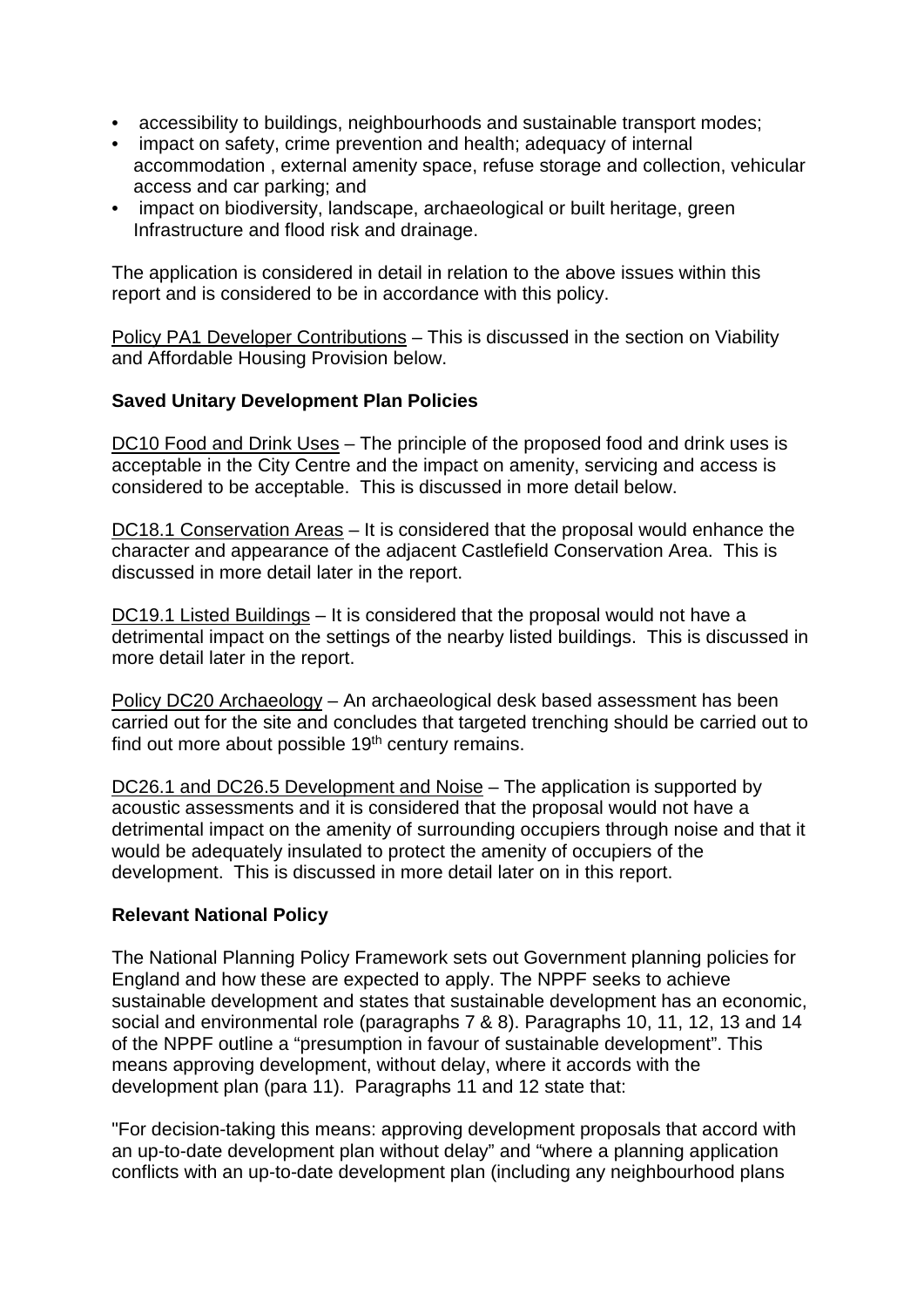- accessibility to buildings, neighbourhoods and sustainable transport modes;
- impact on safety, crime prevention and health; adequacy of internal accommodation , external amenity space, refuse storage and collection, vehicular access and car parking; and
- impact on biodiversity, landscape, archaeological or built heritage, green Infrastructure and flood risk and drainage.

The application is considered in detail in relation to the above issues within this report and is considered to be in accordance with this policy.

Policy PA1 Developer Contributions – This is discussed in the section on Viability and Affordable Housing Provision below.

**Saved Unitary Development Plan Policies**

DC10 Food and Drink Uses – The principle of the proposed food and drink uses is acceptable in the City Centre and the impact on amenity, servicing and access is considered to be acceptable. This is discussed in more detail below.

DC18.1 Conservation Areas – It is considered that the proposal would enhance the character and appearance of the adjacent Castlefield Conservation Area. This is discussed in more detail later in the report.

DC19.1 Listed Buildings – It is considered that the proposal would not have a detrimental impact on the settings of the nearby listed buildings. This is discussed in more detail later in the report.

Policy DC20 Archaeology – An archaeological desk based assessment has been carried out for the site and concludes that targeted trenching should be carried out to find out more about possible 19th century remains.

DC26.1 and DC26.5 Development and Noise – The application is supported by acoustic assessments and it is considered that the proposal would not have a detrimental impact on the amenity of surrounding occupiers through noise and that it would be adequately insulated to protect the amenity of occupiers of the development. This is discussed in more detail later on in this report.

**Relevant National Policy**

The National Planning Policy Framework sets out Government planning policies for England and how these are expected to apply. The NPPF seeks to achieve sustainable development and states that sustainable development has an economic, social and environmental role (paragraphs 7 & 8). Paragraphs 10, 11, 12, 13 and 14 of the NPPF outline a "presumption in favour of sustainable development". This means approving development, without delay, where it accords with the development plan (para 11). Paragraphs 11 and 12 state that:

"For decision-taking this means: approving development proposals that accord with an up-to-date development plan without delay" and "where a planning application conflicts with an up-to-date development plan (including any neighbourhood plans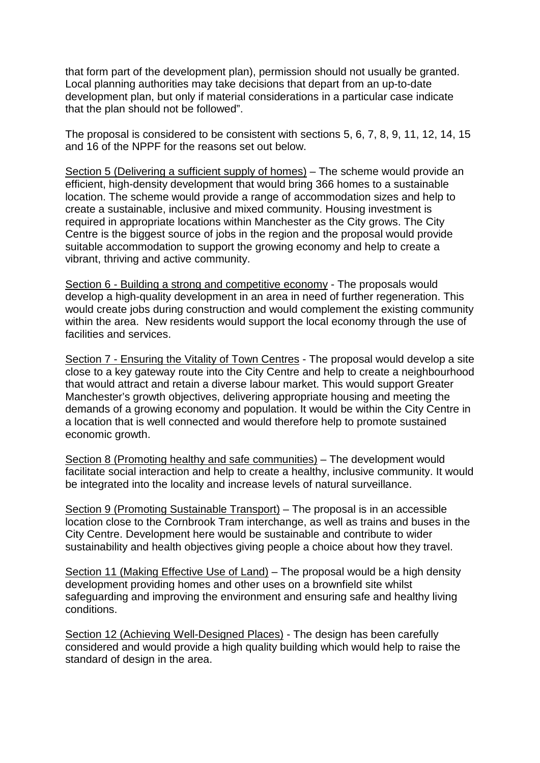that form part of the development plan), permission should not usually be granted. Local planning authorities may take decisions that depart from an up-to-date development plan, but only if material considerations in a particular case indicate that the plan should not be followed".

The proposal is considered to be consistent with sections 5, 6, 7, 8, 9, 11, 12, 14, 15 and 16 of the NPPF for the reasons set out below.

Section 5 (Delivering a sufficient supply of homes) – The scheme would provide an efficient, high-density development that would bring 366 homes to a sustainable location. The scheme would provide a range of accommodation sizes and help to create a sustainable, inclusive and mixed community. Housing investment is required in appropriate locations within Manchester as the City grows. The City Centre is the biggest source of jobs in the region and the proposal would provide suitable accommodation to support the growing economy and help to create a vibrant, thriving and active community.

Section 6 - Building a strong and competitive economy - The proposals would develop a high-quality development in an area in need of further regeneration. This would create jobs during construction and would complement the existing community within the area. New residents would support the local economy through the use of facilities and services.

Section 7 - Ensuring the Vitality of Town Centres - The proposal would develop a site close to a key gateway route into the City Centre and help to create a neighbourhood that would attract and retain a diverse labour market. This would support Greater Manchester's growth objectives, delivering appropriate housing and meeting the demands of a growing economy and population. It would be within the City Centre in a location that is well connected and would therefore help to promote sustained economic growth.

Section 8 (Promoting healthy and safe communities) – The development would facilitate social interaction and help to create a healthy, inclusive community. It would be integrated into the locality and increase levels of natural surveillance.

Section 9 (Promoting Sustainable Transport) – The proposal is in an accessible location close to the Cornbrook Tram interchange, as well as trains and buses in the City Centre. Development here would be sustainable and contribute to wider sustainability and health objectives giving people a choice about how they travel.

Section 11 (Making Effective Use of Land) – The proposal would be a high density development providing homes and other uses on a brownfield site whilst safeguarding and improving the environment and ensuring safe and healthy living conditions.

Section 12 (Achieving Well-Designed Places) - The design has been carefully considered and would provide a high quality building which would help to raise the standard of design in the area.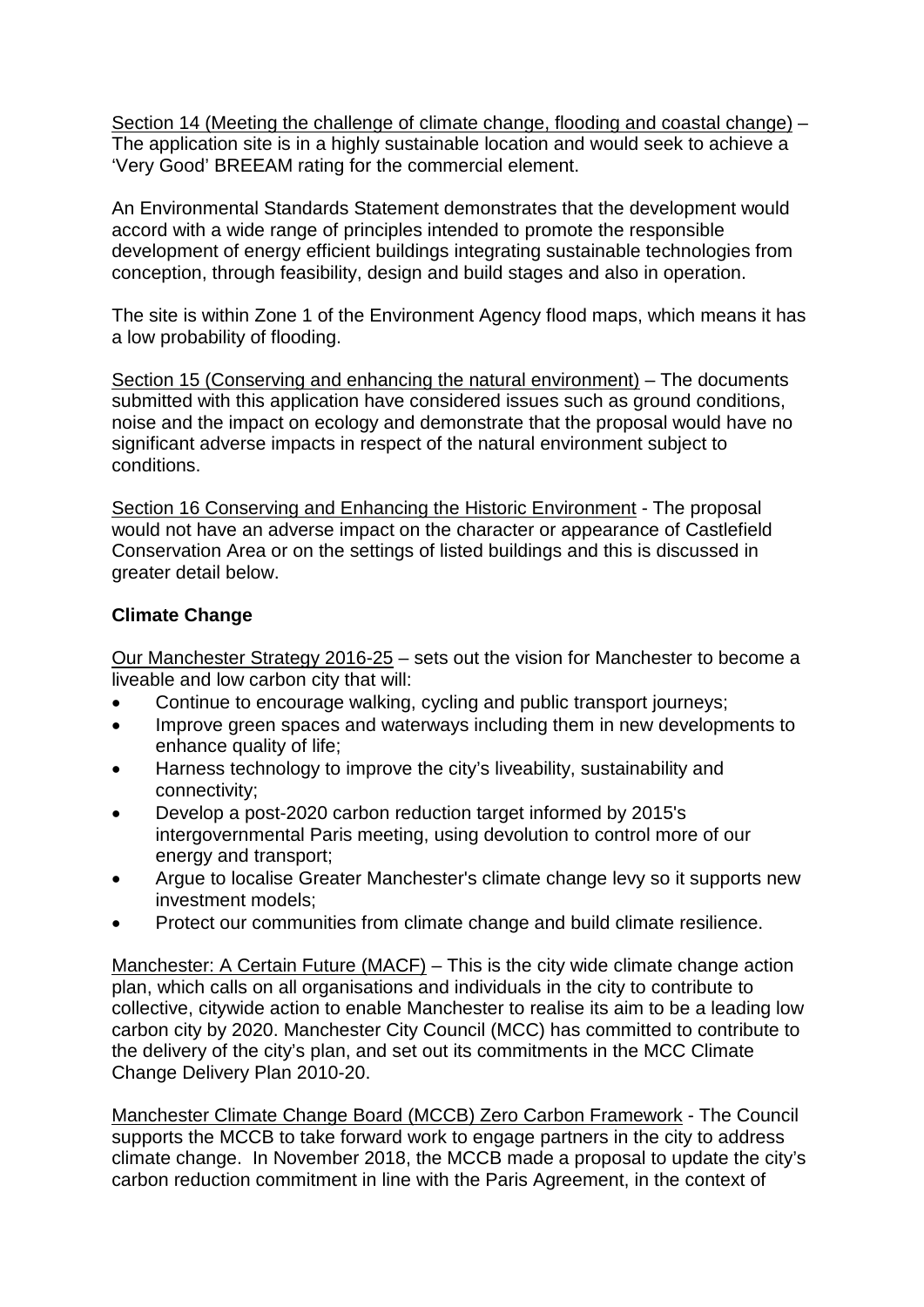Section 14 (Meeting the challenge of climate change, flooding and coastal change) – The application site is in a highly sustainable location and would seek to achieve a 'Very Good' BREEAM rating for the commercial element.

An Environmental Standards Statement demonstrates that the development would accord with a wide range of principles intended to promote the responsible development of energy efficient buildings integrating sustainable technologies from conception, through feasibility, design and build stages and also in operation.

The site is within Zone 1 of the Environment Agency flood maps, which means it has a low probability of flooding.

Section 15 (Conserving and enhancing the natural environment) – The documents submitted with this application have considered issues such as ground conditions, noise and the impact on ecology and demonstrate that the proposal would have no significant adverse impacts in respect of the natural environment subject to conditions.

Section 16 Conserving and Enhancing the Historic Environment - The proposal would not have an adverse impact on the character or appearance of Castlefield Conservation Area or on the settings of listed buildings and this is discussed in greater detail below.

**Climate Change**

Our Manchester Strategy 2016-25 – sets out the vision for Manchester to become a liveable and low carbon city that will:

- Continue to encourage walking, cycling and public transport journeys;
- Improve green spaces and waterways including them in new developments to enhance quality of life;
- Harness technology to improve the city's liveability, sustainability and connectivity;
- Develop a post-2020 carbon reduction target informed by 2015's intergovernmental Paris meeting, using devolution to control more of our energy and transport;
- Argue to localise Greater Manchester's climate change levy so it supports new investment models;
- Protect our communities from climate change and build climate resilience.

Manchester: A Certain Future (MACF) – This is the city wide climate change action plan, which calls on all organisations and individuals in the city to contribute to collective, citywide action to enable Manchester to realise its aim to be a leading low carbon city by 2020. Manchester City Council (MCC) has committed to contribute to the delivery of the city's plan, and set out its commitments in the MCC Climate Change Delivery Plan 2010-20.

Manchester Climate Change Board (MCCB) Zero Carbon Framework - The Council supports the MCCB to take forward work to engage partners in the city to address climate change. In November 2018, the MCCB made a proposal to update the city's carbon reduction commitment in line with the Paris Agreement, in the context of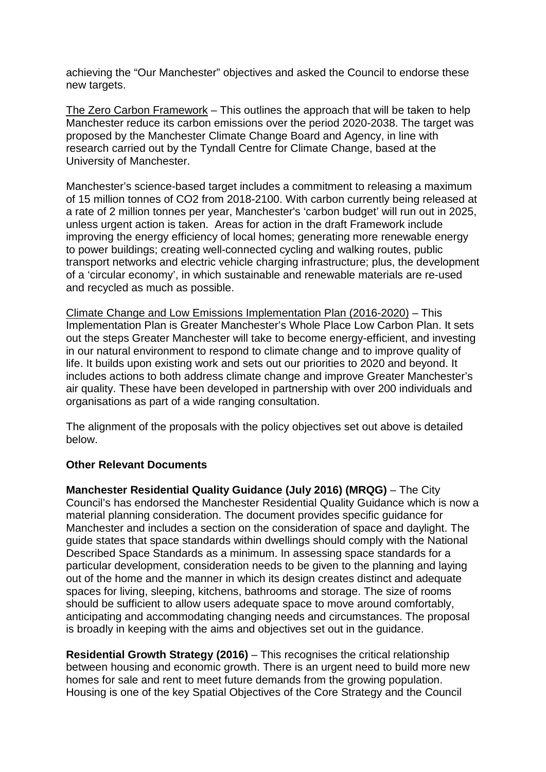achieving the "Our Manchester" objectives and asked the Council to endorse these new targets.

The Zero Carbon Framework – This outlines the approach that will be taken to help Manchester reduce its carbon emissions over the period 2020-2038. The target was proposed by the Manchester Climate Change Board and Agency, in line with research carried out by the Tyndall Centre for Climate Change, based at the University of Manchester.

Manchester's science-based target includes a commitment to releasing a maximum of 15 million tonnes of $CO_2$ from 2018-2100. With carbon currently being released at a rate of 2 million tonnes per year, Manchester's 'carbon budget' will run out in 2025, unless urgent action is taken. Areas for action in the draft Framework include improving the energy efficiency of local homes; generating more renewable energy to power buildings; creating well-connected cycling and walking routes, public transport networks and electric vehicle charging infrastructure; plus, the development of a 'circular economy', in which sustainable and renewable materials are re-used and recycled as much as possible.

Climate Change and Low Emissions Implementation Plan (2016-2020) – This Implementation Plan is Greater Manchester's Whole Place Low Carbon Plan. It sets out the steps Greater Manchester will take to become energy-efficient, and investing in our natural environment to respond to climate change and to improve quality of life. It builds upon existing work and sets out our priorities to 2020 and beyond. It includes actions to both address climate change and improve Greater Manchester's air quality. These have been developed in partnership with over 200 individuals and organisations as part of a wide ranging consultation.

The alignment of the proposals with the policy objectives set out above is detailed below.

**Other Relevant Documents**

**Manchester Residential Quality Guidance (July 2016) (MRQG)** – The City Council's has endorsed the Manchester Residential Quality Guidance which is now a material planning consideration. The document provides specific guidance for Manchester and includes a section on the consideration of space and daylight. The guide states that space standards within dwellings should comply with the National Described Space Standards as a minimum. In assessing space standards for a particular development, consideration needs to be given to the planning and laying out of the home and the manner in which its design creates distinct and adequate spaces for living, sleeping, kitchens, bathrooms and storage. The size of rooms should be sufficient to allow users adequate space to move around comfortably, anticipating and accommodating changing needs and circumstances. The proposal is broadly in keeping with the aims and objectives set out in the guidance.

**Residential Growth Strategy (2016)** – This recognises the critical relationship between housing and economic growth. There is an urgent need to build more new homes for sale and rent to meet future demands from the growing population. Housing is one of the key Spatial Objectives of the Core Strategy and the Council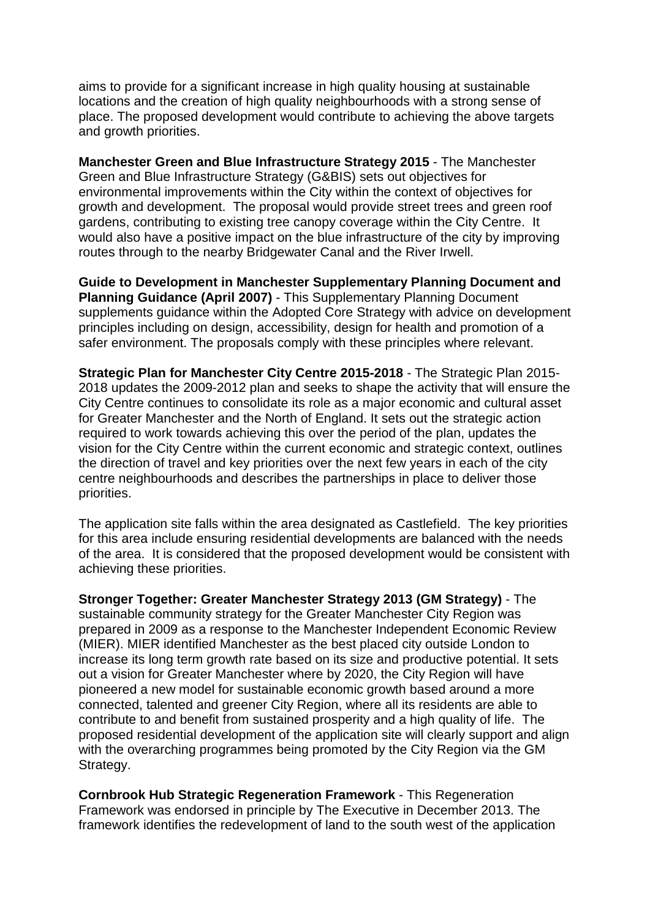aims to provide for a significant increase in high quality housing at sustainable locations and the creation of high quality neighbourhoods with a strong sense of place. The proposed development would contribute to achieving the above targets and growth priorities.

**Manchester Green and Blue Infrastructure Strategy 2015** - The Manchester Green and Blue Infrastructure Strategy (G&BIS) sets out objectives for environmental improvements within the City within the context of objectives for growth and development. The proposal would provide street trees and green roof gardens, contributing to existing tree canopy coverage within the City Centre. It would also have a positive impact on the blue infrastructure of the city by improving routes through to the nearby Bridgewater Canal and the River Irwell.

**Guide to Development in Manchester Supplementary Planning Document and Planning Guidance (April 2007)** - This Supplementary Planning Document supplements guidance within the Adopted Core Strategy with advice on development principles including on design, accessibility, design for health and promotion of a safer environment. The proposals comply with these principles where relevant.

**Strategic Plan for Manchester City Centre 2015-2018** - The Strategic Plan 2015-2018 updates the 2009-2012 plan and seeks to shape the activity that will ensure the City Centre continues to consolidate its role as a major economic and cultural asset for Greater Manchester and the North of England. It sets out the strategic action required to work towards achieving this over the period of the plan, updates the vision for the City Centre within the current economic and strategic context, outlines the direction of travel and key priorities over the next few years in each of the city centre neighbourhoods and describes the partnerships in place to deliver those priorities.

The application site falls within the area designated as Castlefield. The key priorities for this area include ensuring residential developments are balanced with the needs of the area. It is considered that the proposed development would be consistent with achieving these priorities.

**Stronger Together: Greater Manchester Strategy 2013 (GM Strategy)** - The sustainable community strategy for the Greater Manchester City Region was prepared in 2009 as a response to the Manchester Independent Economic Review (MIER). MIER identified Manchester as the best placed city outside London to increase its long term growth rate based on its size and productive potential. It sets out a vision for Greater Manchester where by 2020, the City Region will have pioneered a new model for sustainable economic growth based around a more connected, talented and greener City Region, where all its residents are able to contribute to and benefit from sustained prosperity and a high quality of life. The proposed residential development of the application site will clearly support and align with the overarching programmes being promoted by the City Region via the GM Strategy.

**Cornbrook Hub Strategic Regeneration Framework** - This Regeneration Framework was endorsed in principle by The Executive in December 2013. The framework identifies the redevelopment of land to the south west of the application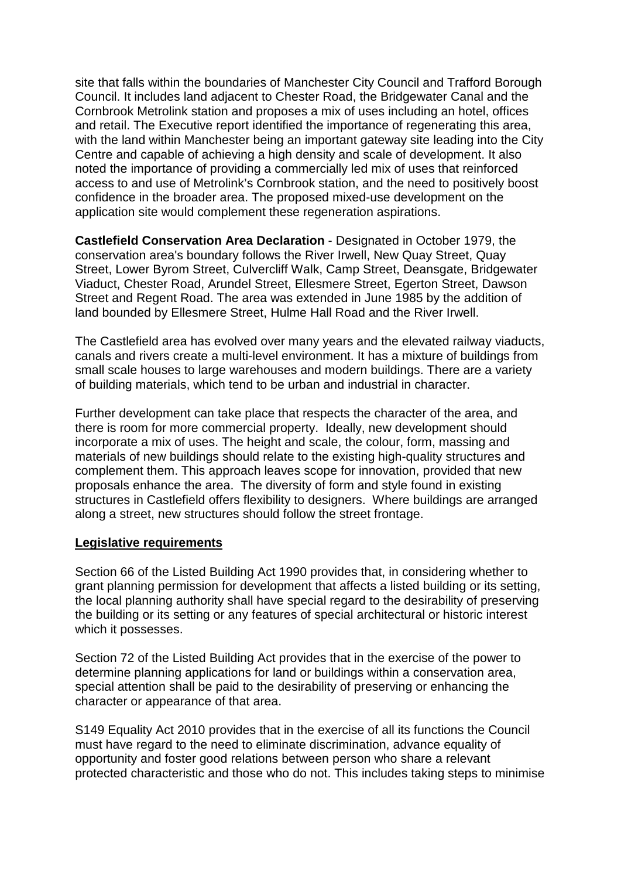site that falls within the boundaries of Manchester City Council and Trafford Borough Council. It includes land adjacent to Chester Road, the Bridgewater Canal and the Cornbrook Metrolink station and proposes a mix of uses including an hotel, offices and retail. The Executive report identified the importance of regenerating this area, with the land within Manchester being an important gateway site leading into the City Centre and capable of achieving a high density and scale of development. It also noted the importance of providing a commercially led mix of uses that reinforced access to and use of Metrolink's Cornbrook station, and the need to positively boost confidence in the broader area. The proposed mixed-use development on the application site would complement these regeneration aspirations.

**Castlefield Conservation Area Declaration** - Designated in October 1979, the conservation area's boundary follows the River Irwell, New Quay Street, Quay Street, Lower Byrom Street, Culvercliff Walk, Camp Street, Deansgate, Bridgewater Viaduct, Chester Road, Arundel Street, Ellesmere Street, Egerton Street, Dawson Street and Regent Road. The area was extended in June 1985 by the addition of land bounded by Ellesmere Street, Hulme Hall Road and the River Irwell.

The Castlefield area has evolved over many years and the elevated railway viaducts, canals and rivers create a multi-level environment. It has a mixture of buildings from small scale houses to large warehouses and modern buildings. There are a variety of building materials, which tend to be urban and industrial in character.

Further development can take place that respects the character of the area, and there is room for more commercial property. Ideally, new development should incorporate a mix of uses. The height and scale, the colour, form, massing and materials of new buildings should relate to the existing high-quality structures and complement them. This approach leaves scope for innovation, provided that new proposals enhance the area. The diversity of form and style found in existing structures in Castlefield offers flexibility to designers. Where buildings are arranged along a street, new structures should follow the street frontage.

## Legislative requirements

Section 66 of the Listed Building Act 1990 provides that, in considering whether to grant planning permission for development that affects a listed building or its setting, the local planning authority shall have special regard to the desirability of preserving the building or its setting or any features of special architectural or historic interest which it possesses.

Section 72 of the Listed Building Act provides that in the exercise of the power to determine planning applications for land or buildings within a conservation area, special attention shall be paid to the desirability of preserving or enhancing the character or appearance of that area.

S149 Equality Act 2010 provides that in the exercise of all its functions the Council must have regard to the need to eliminate discrimination, advance equality of opportunity and foster good relations between person who share a relevant protected characteristic and those who do not. This includes taking steps to minimise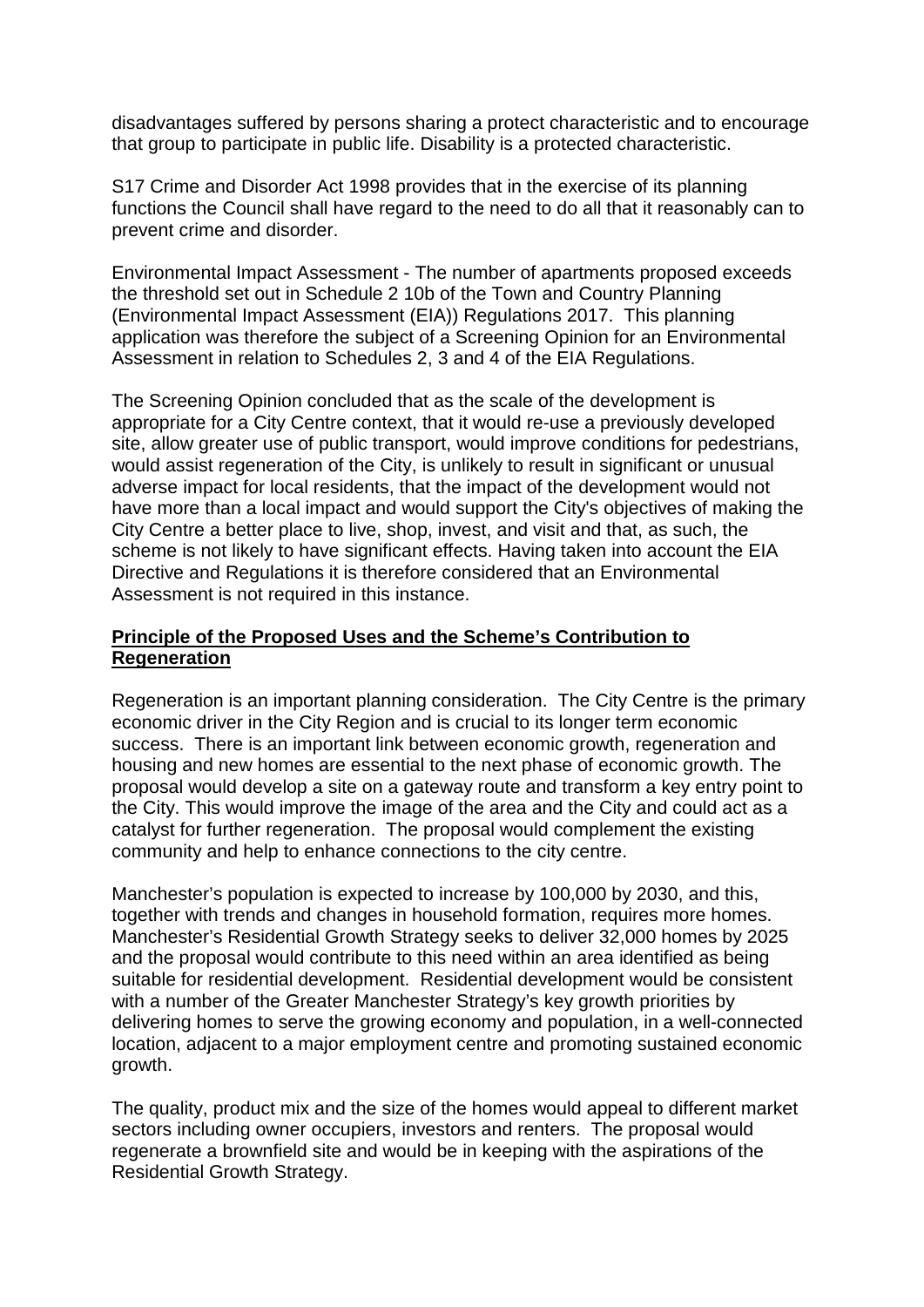disadvantages suffered by persons sharing a protect characteristic and to encourage that group to participate in public life. Disability is a protected characteristic.

S17 Crime and Disorder Act 1998 provides that in the exercise of its planning functions the Council shall have regard to the need to do all that it reasonably can to prevent crime and disorder.

Environmental Impact Assessment - The number of apartments proposed exceeds the threshold set out in Schedule 2 10b of the Town and Country Planning (Environmental Impact Assessment (EIA)) Regulations 2017. This planning application was therefore the subject of a Screening Opinion for an Environmental Assessment in relation to Schedules 2, 3 and 4 of the EIA Regulations.

The Screening Opinion concluded that as the scale of the development is appropriate for a City Centre context, that it would re-use a previously developed site, allow greater use of public transport, would improve conditions for pedestrians, would assist regeneration of the City, is unlikely to result in significant or unusual adverse impact for local residents, that the impact of the development would not have more than a local impact and would support the City's objectives of making the City Centre a better place to live, shop, invest, and visit and that, as such, the scheme is not likely to have significant effects. Having taken into account the EIA Directive and Regulations it is therefore considered that an Environmental Assessment is not required in this instance.

**Principle of the Proposed Uses and the Scheme's Contribution to Regeneration**

Regeneration is an important planning consideration. The City Centre is the primary economic driver in the City Region and is crucial to its longer term economic success. There is an important link between economic growth, regeneration and housing and new homes are essential to the next phase of economic growth. The proposal would develop a site on a gateway route and transform a key entry point to the City. This would improve the image of the area and the City and could act as a catalyst for further regeneration. The proposal would complement the existing community and help to enhance connections to the city centre.

Manchester's population is expected to increase by 100,000 by 2030, and this, together with trends and changes in household formation, requires more homes. Manchester's Residential Growth Strategy seeks to deliver 32,000 homes by 2025 and the proposal would contribute to this need within an area identified as being suitable for residential development. Residential development would be consistent with a number of the Greater Manchester Strategy's key growth priorities by delivering homes to serve the growing economy and population, in a well-connected location, adjacent to a major employment centre and promoting sustained economic growth.

The quality, product mix and the size of the homes would appeal to different market sectors including owner occupiers, investors and renters. The proposal would regenerate a brownfield site and would be in keeping with the aspirations of the Residential Growth Strategy.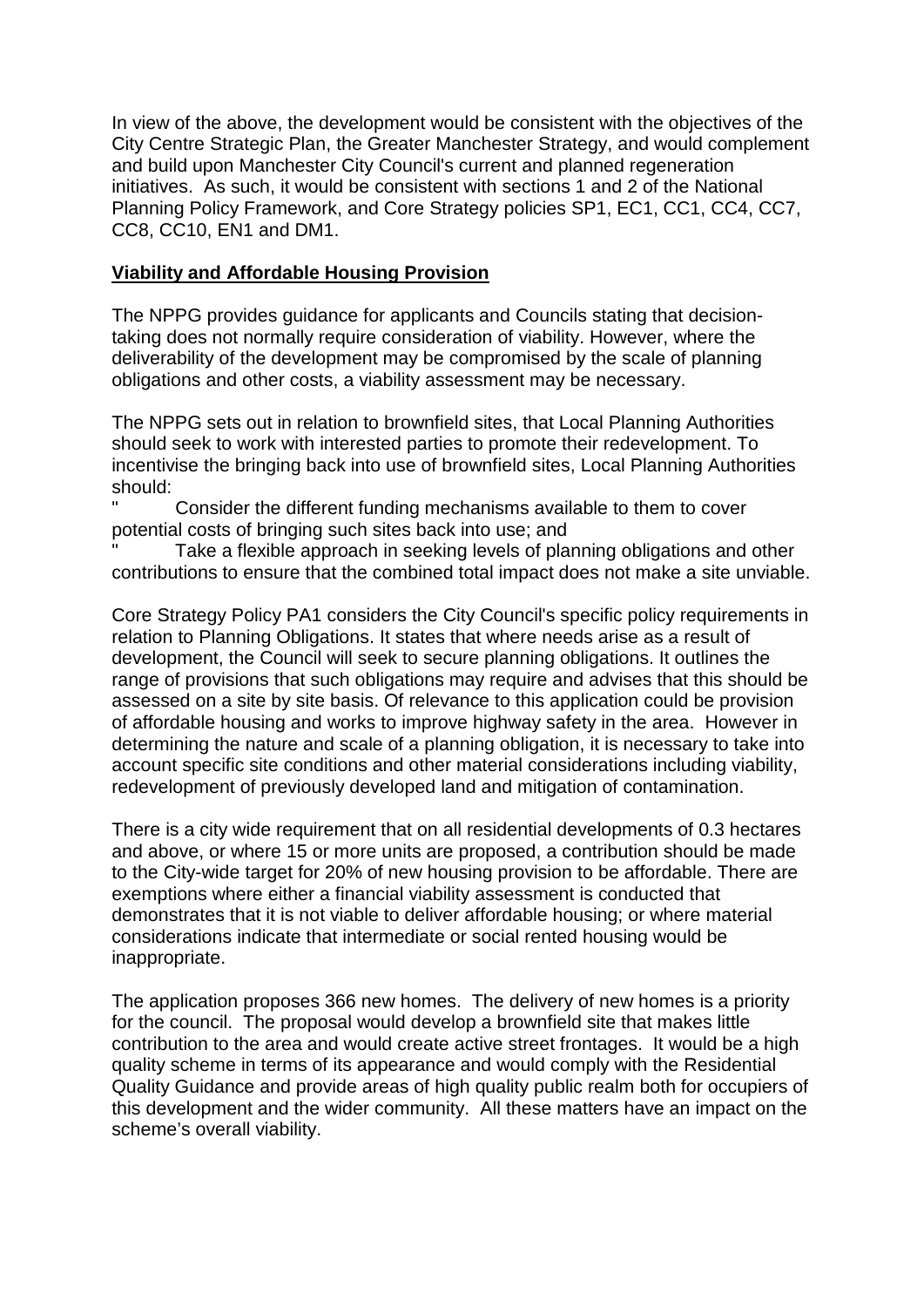In view of the above, the development would be consistent with the objectives of the City Centre Strategic Plan, the Greater Manchester Strategy, and would complement and build upon Manchester City Council's current and planned regeneration initiatives. As such, it would be consistent with sections 1 and 2 of the National Planning Policy Framework, and Core Strategy policies SP1, EC1, CC1, CC4, CC7, CC8, CC10, EN1 and DM1.

**Viability and Affordable Housing Provision**

The NPPG provides guidance for applicants and Councils stating that decision-taking does not normally require consideration of viability. However, where the deliverability of the development may be compromised by the scale of planning obligations and other costs, a viability assessment may be necessary.

The NPPG sets out in relation to brownfield sites, that Local Planning Authorities should seek to work with interested parties to promote their redevelopment. To incentivise the bringing back into use of brownfield sites, Local Planning Authorities should:

" Consider the different funding mechanisms available to them to cover potential costs of bringing such sites back into use; and

" Take a flexible approach in seeking levels of planning obligations and other contributions to ensure that the combined total impact does not make a site unviable.

Core Strategy Policy PA1 considers the City Council's specific policy requirements in relation to Planning Obligations. It states that where needs arise as a result of development, the Council will seek to secure planning obligations. It outlines the range of provisions that such obligations may require and advises that this should be assessed on a site by site basis. Of relevance to this application could be provision of affordable housing and works to improve highway safety in the area. However in determining the nature and scale of a planning obligation, it is necessary to take into account specific site conditions and other material considerations including viability, redevelopment of previously developed land and mitigation of contamination.

There is a city wide requirement that on all residential developments of 0.3 hectares and above, or where 15 or more units are proposed, a contribution should be made to the City-wide target for 20% of new housing provision to be affordable. There are exemptions where either a financial viability assessment is conducted that demonstrates that it is not viable to deliver affordable housing; or where material considerations indicate that intermediate or social rented housing would be inappropriate.

The application proposes 366 new homes. The delivery of new homes is a priority for the council. The proposal would develop a brownfield site that makes little contribution to the area and would create active street frontages. It would be a high quality scheme in terms of its appearance and would comply with the Residential Quality Guidance and provide areas of high quality public realm both for occupiers of this development and the wider community. All these matters have an impact on the scheme's overall viability.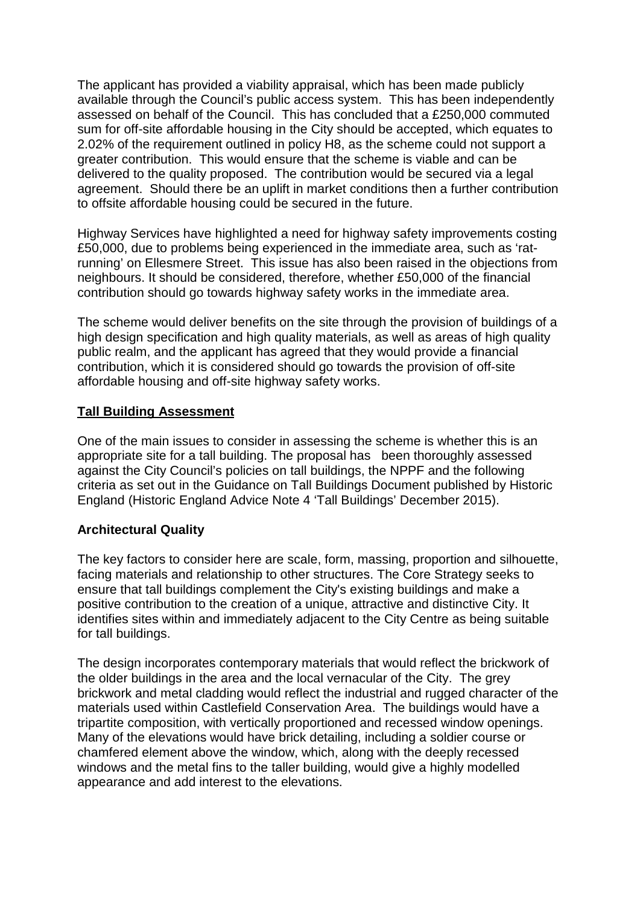The applicant has provided a viability appraisal, which has been made publicly available through the Council's public access system. This has been independently assessed on behalf of the Council. This has concluded that a £250,000 commuted sum for off-site affordable housing in the City should be accepted, which equates to 2.02% of the requirement outlined in policy H8, as the scheme could not support a greater contribution. This would ensure that the scheme is viable and can be delivered to the quality proposed. The contribution would be secured via a legal agreement. Should there be an uplift in market conditions then a further contribution to offsite affordable housing could be secured in the future.

Highway Services have highlighted a need for highway safety improvements costing £50,000, due to problems being experienced in the immediate area, such as 'rat-running' on Ellesmere Street. This issue has also been raised in the objections from neighbours. It should be considered, therefore, whether £50,000 of the financial contribution should go towards highway safety works in the immediate area.

The scheme would deliver benefits on the site through the provision of buildings of a high design specification and high quality materials, as well as areas of high quality public realm, and the applicant has agreed that they would provide a financial contribution, which it is considered should go towards the provision of off-site affordable housing and off-site highway safety works.

**Tall Building Assessment**

One of the main issues to consider in assessing the scheme is whether this is an appropriate site for a tall building. The proposal has been thoroughly assessed against the City Council's policies on tall buildings, the NPPF and the following criteria as set out in the Guidance on Tall Buildings Document published by Historic England (Historic England Advice Note 4 'Tall Buildings' December 2015).

**Architectural Quality**

The key factors to consider here are scale, form, massing, proportion and silhouette, facing materials and relationship to other structures. The Core Strategy seeks to ensure that tall buildings complement the City's existing buildings and make a positive contribution to the creation of a unique, attractive and distinctive City. It identifies sites within and immediately adjacent to the City Centre as being suitable for tall buildings.

The design incorporates contemporary materials that would reflect the brickwork of the older buildings in the area and the local vernacular of the City. The grey brickwork and metal cladding would reflect the industrial and rugged character of the materials used within Castlefield Conservation Area. The buildings would have a tripartite composition, with vertically proportioned and recessed window openings. Many of the elevations would have brick detailing, including a soldier course or chamfered element above the window, which, along with the deeply recessed windows and the metal fins to the taller building, would give a highly modelled appearance and add interest to the elevations.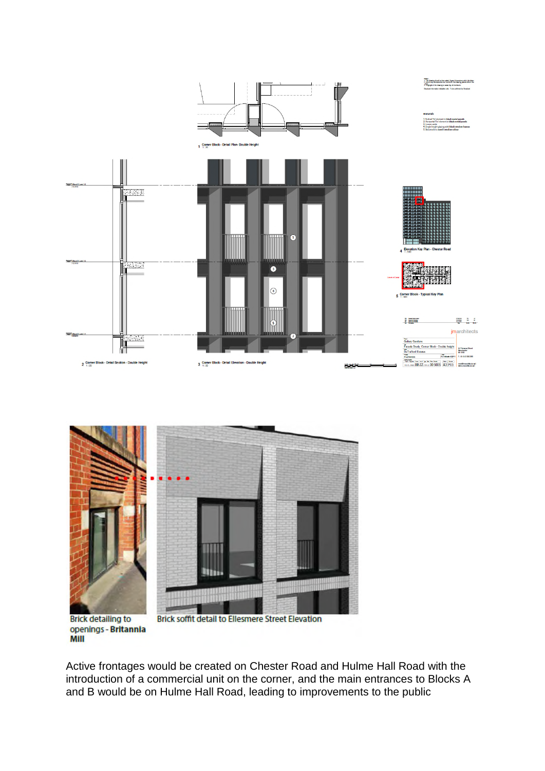Brick detailing to openings - **Britannia Mill**

Brick soffit detail to Ellesmere Street Elevation

Active frontages would be created on Chester Road and Hulme Hall Road with the introduction of a commercial unit on the corner, and the main entrances to Blocks A and B would be on Hulme Hall Road, leading to improvements to the public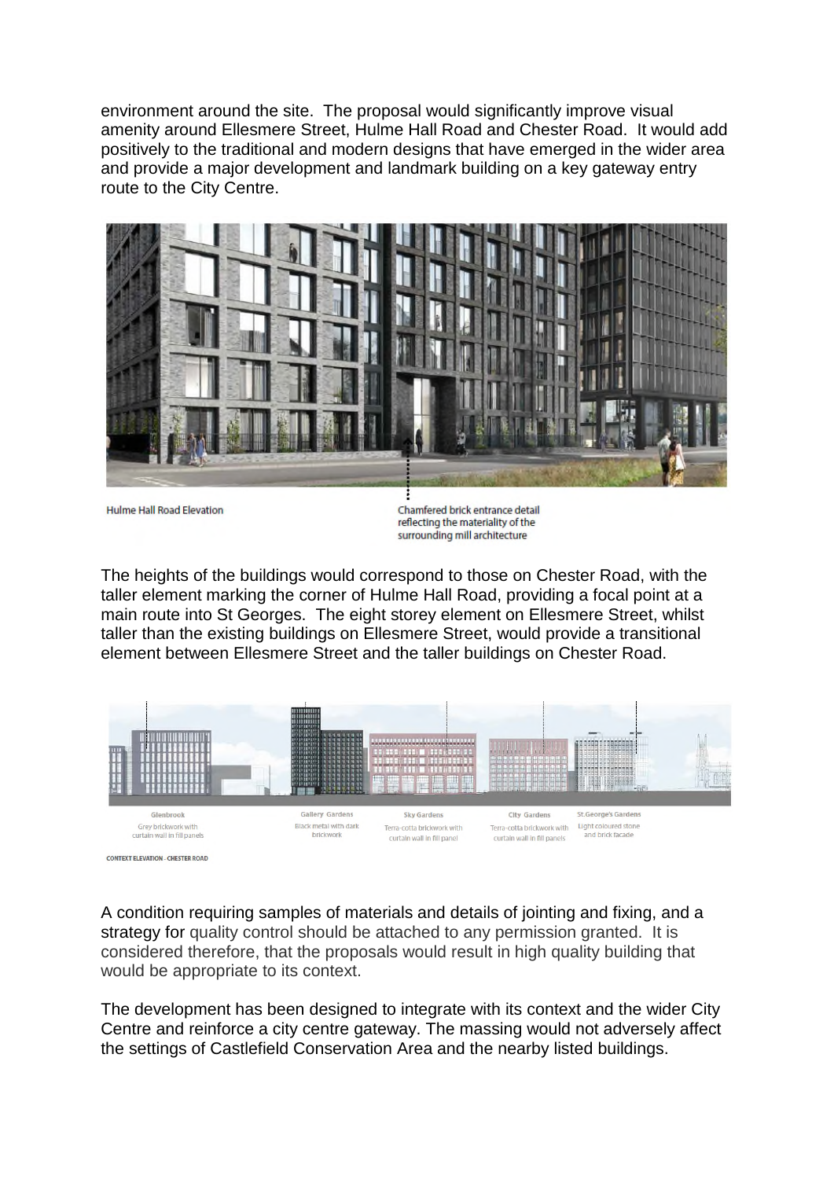environment around the site. The proposal would significantly improve visual amenity around Ellesmere Street, Hulme Hall Road and Chester Road. It would add positively to the traditional and modern designs that have emerged in the wider area and provide a major development and landmark building on a key gateway entry route to the City Centre.

Hulme Hall Road Elevation

Chamfered brick entrance detail reflecting the materiality of the surrounding mill architecture

The heights of the buildings would correspond to those on Chester Road, with the taller element marking the corner of Hulme Hall Road, providing a focal point at a main route into St Georges. The eight storey element on Ellesmere Street, whilst taller than the existing buildings on Ellesmere Street, would provide a transitional element between Ellesmere Street and the taller buildings on Chester Road.

Glenbrook — Grey brickwork with curtain wall in fill panels

Gallery Gardens — Black metal with dark brickwork

Sky Gardens — Terra-cotta brickwork with curtain wall in fill panel

City Gardens — Terra-cotta brickwork with curtain wall in fill panels

St.George's Gardens — Light coloured stone and brick facade

CONTEXT ELEVATION - CHESTER ROAD

A condition requiring samples of materials and details of jointing and fixing, and a strategy for quality control should be attached to any permission granted. It is considered therefore, that the proposals would result in high quality building that would be appropriate to its context.

The development has been designed to integrate with its context and the wider City Centre and reinforce a city centre gateway. The massing would not adversely affect the settings of Castlefield Conservation Area and the nearby listed buildings.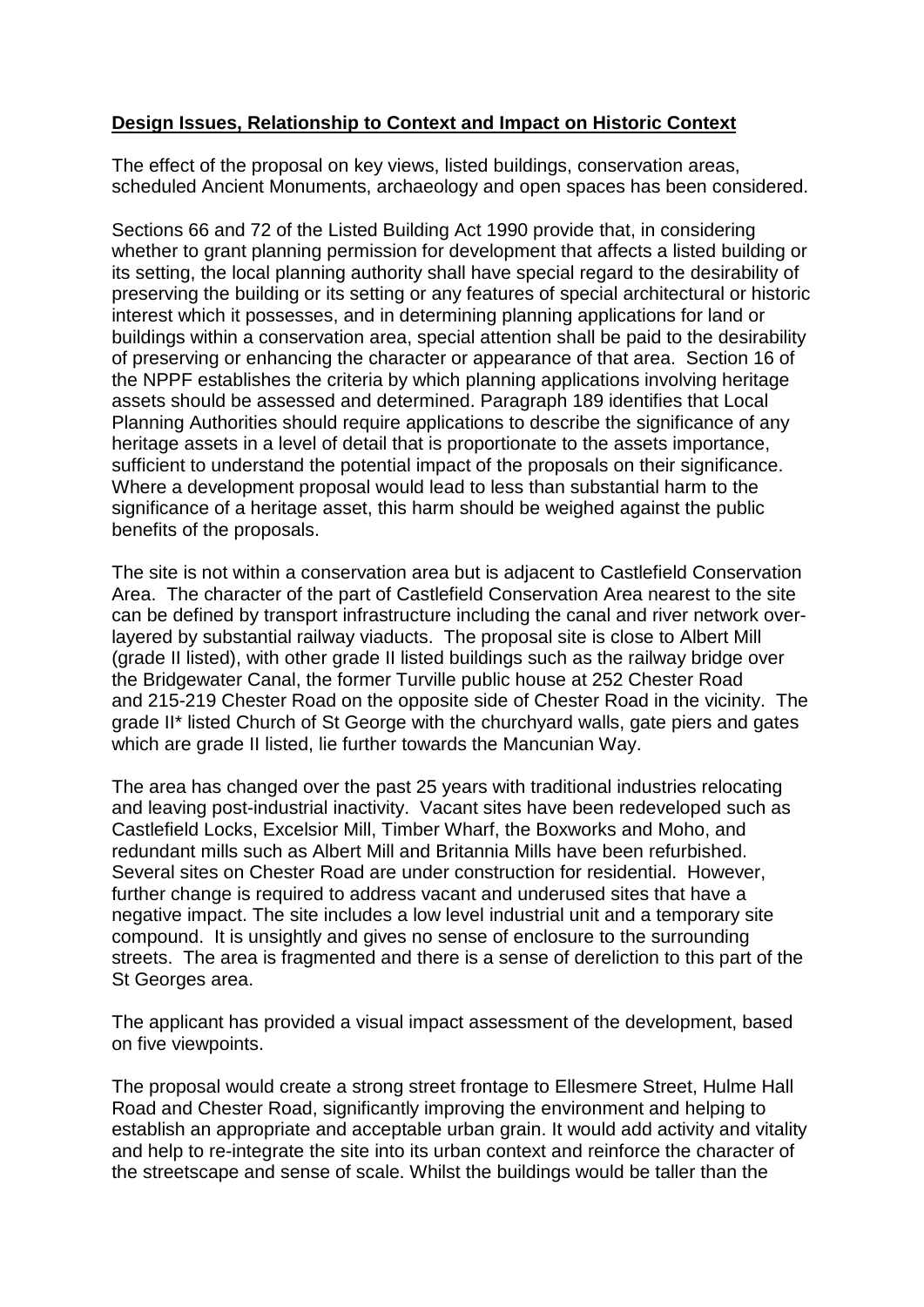**Design Issues, Relationship to Context and Impact on Historic Context**

The effect of the proposal on key views, listed buildings, conservation areas, scheduled Ancient Monuments, archaeology and open spaces has been considered.

Sections 66 and 72 of the Listed Building Act 1990 provide that, in considering whether to grant planning permission for development that affects a listed building or its setting, the local planning authority shall have special regard to the desirability of preserving the building or its setting or any features of special architectural or historic interest which it possesses, and in determining planning applications for land or buildings within a conservation area, special attention shall be paid to the desirability of preserving or enhancing the character or appearance of that area. Section 16 of the NPPF establishes the criteria by which planning applications involving heritage assets should be assessed and determined. Paragraph 189 identifies that Local Planning Authorities should require applications to describe the significance of any heritage assets in a level of detail that is proportionate to the assets importance, sufficient to understand the potential impact of the proposals on their significance. Where a development proposal would lead to less than substantial harm to the significance of a heritage asset, this harm should be weighed against the public benefits of the proposals.

The site is not within a conservation area but is adjacent to Castlefield Conservation Area. The character of the part of Castlefield Conservation Area nearest to the site can be defined by transport infrastructure including the canal and river network over-layered by substantial railway viaducts. The proposal site is close to Albert Mill (grade II listed), with other grade II listed buildings such as the railway bridge over the Bridgewater Canal, the former Turville public house at 252 Chester Road and 215-219 Chester Road on the opposite side of Chester Road in the vicinity. The grade II* listed Church of St George with the churchyard walls, gate piers and gates which are grade II listed, lie further towards the Mancunian Way.

The area has changed over the past 25 years with traditional industries relocating and leaving post-industrial inactivity. Vacant sites have been redeveloped such as Castlefield Locks, Excelsior Mill, Timber Wharf, the Boxworks and Moho, and redundant mills such as Albert Mill and Britannia Mills have been refurbished. Several sites on Chester Road are under construction for residential. However, further change is required to address vacant and underused sites that have a negative impact. The site includes a low level industrial unit and a temporary site compound. It is unsightly and gives no sense of enclosure to the surrounding streets. The area is fragmented and there is a sense of dereliction to this part of the St Georges area.

The applicant has provided a visual impact assessment of the development, based on five viewpoints.

The proposal would create a strong street frontage to Ellesmere Street, Hulme Hall Road and Chester Road, significantly improving the environment and helping to establish an appropriate and acceptable urban grain. It would add activity and vitality and help to re-integrate the site into its urban context and reinforce the character of the streetscape and sense of scale. Whilst the buildings would be taller than the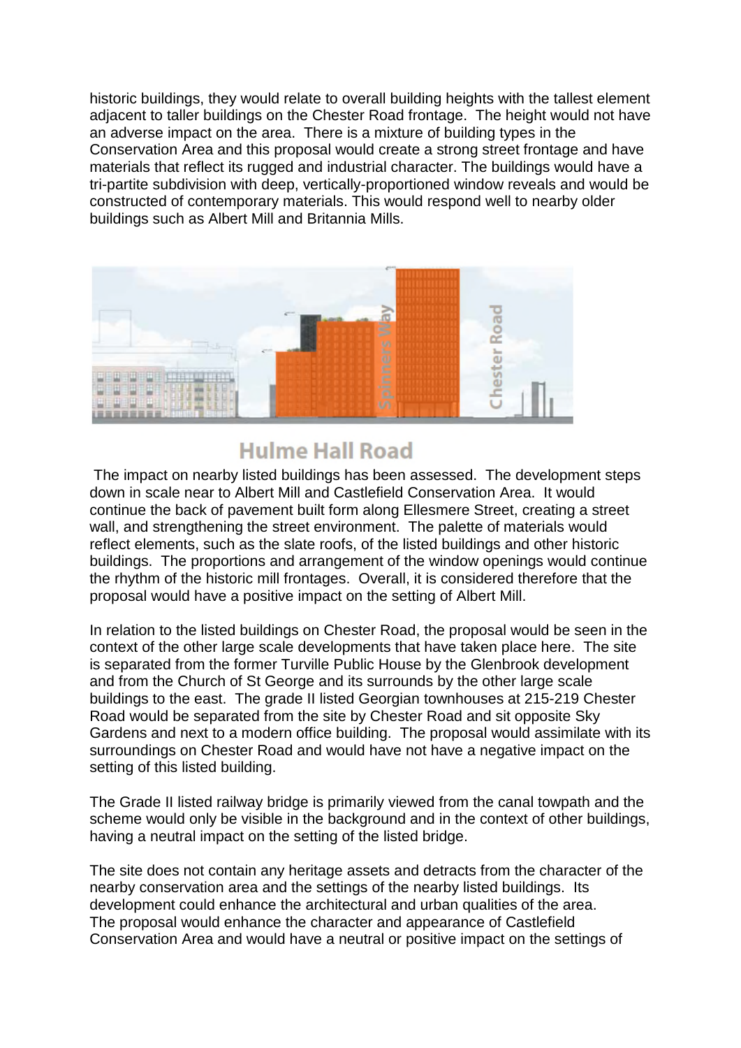historic buildings, they would relate to overall building heights with the tallest element adjacent to taller buildings on the Chester Road frontage. The height would not have an adverse impact on the area. There is a mixture of building types in the Conservation Area and this proposal would create a strong street frontage and have materials that reflect its rugged and industrial character. The buildings would have a tri-partite subdivision with deep, vertically-proportioned window reveals and would be constructed of contemporary materials. This would respond well to nearby older buildings such as Albert Mill and Britannia Mills.

Hulme Hall Road

The impact on nearby listed buildings has been assessed. The development steps down in scale near to Albert Mill and Castlefield Conservation Area. It would continue the back of pavement built form along Ellesmere Street, creating a street wall, and strengthening the street environment. The palette of materials would reflect elements, such as the slate roofs, of the listed buildings and other historic buildings. The proportions and arrangement of the window openings would continue the rhythm of the historic mill frontages. Overall, it is considered therefore that the proposal would have a positive impact on the setting of Albert Mill.

In relation to the listed buildings on Chester Road, the proposal would be seen in the context of the other large scale developments that have taken place here. The site is separated from the former Turville Public House by the Glenbrook development and from the Church of St George and its surrounds by the other large scale buildings to the east. The grade II listed Georgian townhouses at 215-219 Chester Road would be separated from the site by Chester Road and sit opposite Sky Gardens and next to a modern office building. The proposal would assimilate with its surroundings on Chester Road and would have not have a negative impact on the setting of this listed building.

The Grade II listed railway bridge is primarily viewed from the canal towpath and the scheme would only be visible in the background and in the context of other buildings, having a neutral impact on the setting of the listed bridge.

The site does not contain any heritage assets and detracts from the character of the nearby conservation area and the settings of the nearby listed buildings. Its development could enhance the architectural and urban qualities of the area. The proposal would enhance the character and appearance of Castlefield Conservation Area and would have a neutral or positive impact on the settings of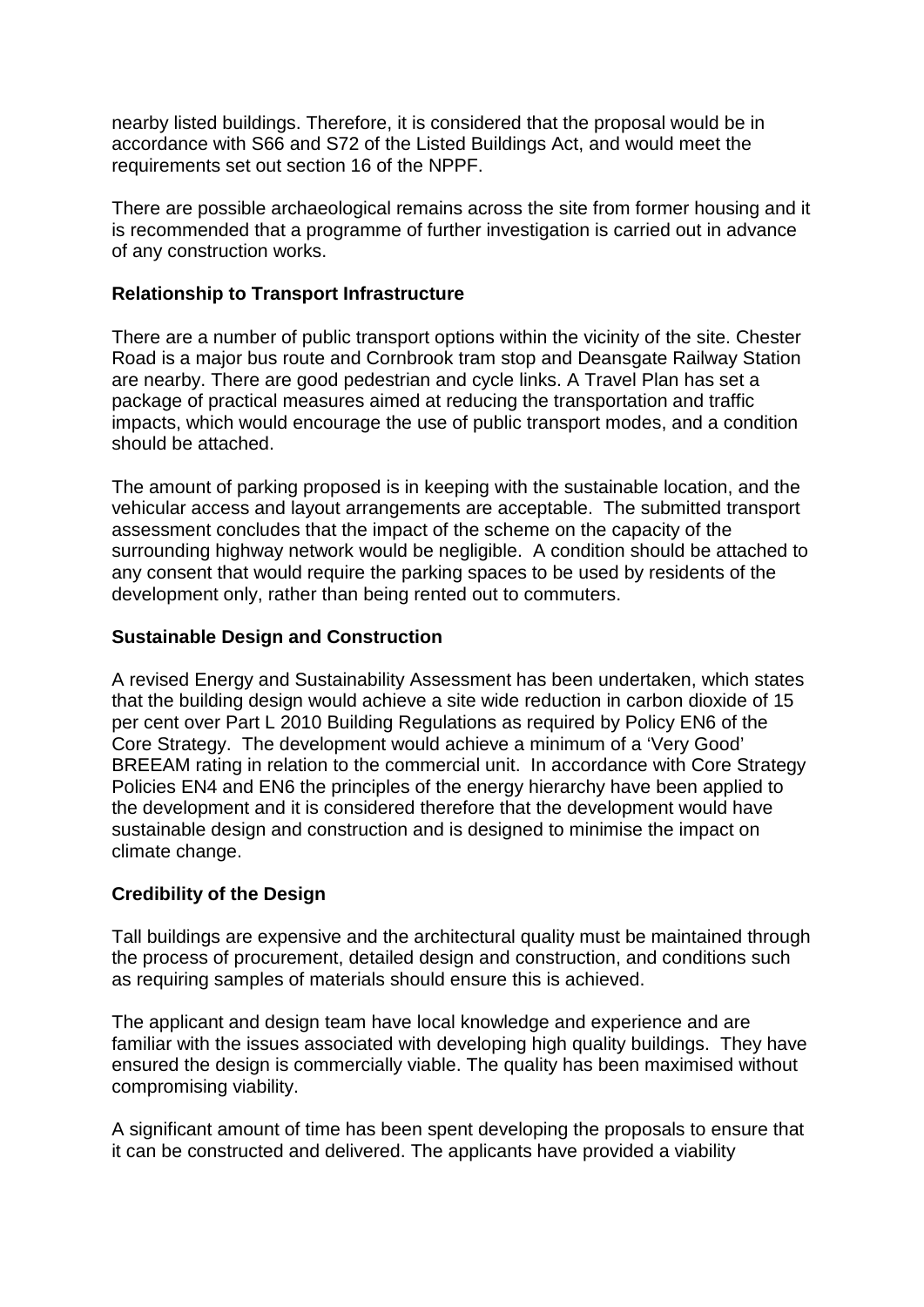nearby listed buildings. Therefore, it is considered that the proposal would be in accordance with S66 and S72 of the Listed Buildings Act, and would meet the requirements set out section 16 of the NPPF.

There are possible archaeological remains across the site from former housing and it is recommended that a programme of further investigation is carried out in advance of any construction works.

**Relationship to Transport Infrastructure**

There are a number of public transport options within the vicinity of the site. Chester Road is a major bus route and Cornbrook tram stop and Deansgate Railway Station are nearby. There are good pedestrian and cycle links. A Travel Plan has set a package of practical measures aimed at reducing the transportation and traffic impacts, which would encourage the use of public transport modes, and a condition should be attached.

The amount of parking proposed is in keeping with the sustainable location, and the vehicular access and layout arrangements are acceptable. The submitted transport assessment concludes that the impact of the scheme on the capacity of the surrounding highway network would be negligible. A condition should be attached to any consent that would require the parking spaces to be used by residents of the development only, rather than being rented out to commuters.

**Sustainable Design and Construction**

A revised Energy and Sustainability Assessment has been undertaken, which states that the building design would achieve a site wide reduction in carbon dioxide of 15 per cent over Part L 2010 Building Regulations as required by Policy EN6 of the Core Strategy. The development would achieve a minimum of a 'Very Good' BREEAM rating in relation to the commercial unit. In accordance with Core Strategy Policies EN4 and EN6 the principles of the energy hierarchy have been applied to the development and it is considered therefore that the development would have sustainable design and construction and is designed to minimise the impact on climate change.

**Credibility of the Design**

Tall buildings are expensive and the architectural quality must be maintained through the process of procurement, detailed design and construction, and conditions such as requiring samples of materials should ensure this is achieved.

The applicant and design team have local knowledge and experience and are familiar with the issues associated with developing high quality buildings. They have ensured the design is commercially viable. The quality has been maximised without compromising viability.

A significant amount of time has been spent developing the proposals to ensure that it can be constructed and delivered. The applicants have provided a viability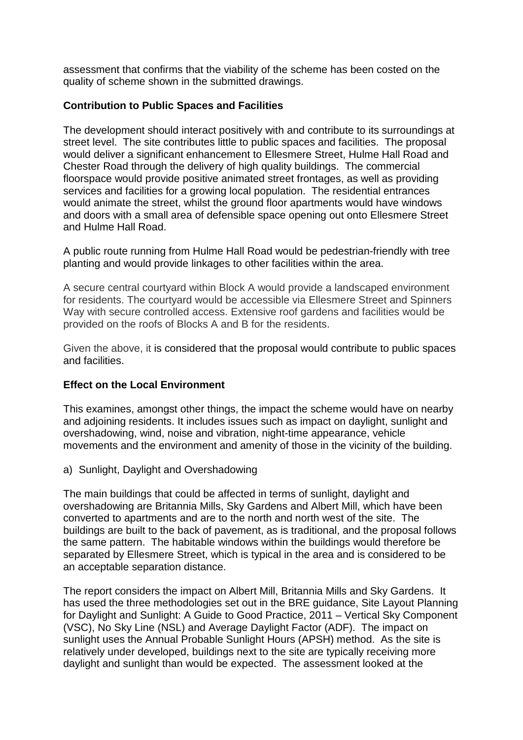assessment that confirms that the viability of the scheme has been costed on the quality of scheme shown in the submitted drawings.

**Contribution to Public Spaces and Facilities**

The development should interact positively with and contribute to its surroundings at street level. The site contributes little to public spaces and facilities. The proposal would deliver a significant enhancement to Ellesmere Street, Hulme Hall Road and Chester Road through the delivery of high quality buildings. The commercial floorspace would provide positive animated street frontages, as well as providing services and facilities for a growing local population. The residential entrances would animate the street, whilst the ground floor apartments would have windows and doors with a small area of defensible space opening out onto Ellesmere Street and Hulme Hall Road.

A public route running from Hulme Hall Road would be pedestrian-friendly with tree planting and would provide linkages to other facilities within the area.

A secure central courtyard within Block A would provide a landscaped environment for residents. The courtyard would be accessible via Ellesmere Street and Spinners Way with secure controlled access. Extensive roof gardens and facilities would be provided on the roofs of Blocks A and B for the residents.

Given the above, it is considered that the proposal would contribute to public spaces and facilities.

**Effect on the Local Environment**

This examines, amongst other things, the impact the scheme would have on nearby and adjoining residents. It includes issues such as impact on daylight, sunlight and overshadowing, wind, noise and vibration, night-time appearance, vehicle movements and the environment and amenity of those in the vicinity of the building.

a) Sunlight, Daylight and Overshadowing

The main buildings that could be affected in terms of sunlight, daylight and overshadowing are Britannia Mills, Sky Gardens and Albert Mill, which have been converted to apartments and are to the north and north west of the site. The buildings are built to the back of pavement, as is traditional, and the proposal follows the same pattern. The habitable windows within the buildings would therefore be separated by Ellesmere Street, which is typical in the area and is considered to be an acceptable separation distance.

The report considers the impact on Albert Mill, Britannia Mills and Sky Gardens. It has used the three methodologies set out in the BRE guidance, Site Layout Planning for Daylight and Sunlight: A Guide to Good Practice, 2011 – Vertical Sky Component (VSC), No Sky Line (NSL) and Average Daylight Factor (ADF). The impact on sunlight uses the Annual Probable Sunlight Hours (APSH) method. As the site is relatively under developed, buildings next to the site are typically receiving more daylight and sunlight than would be expected. The assessment looked at the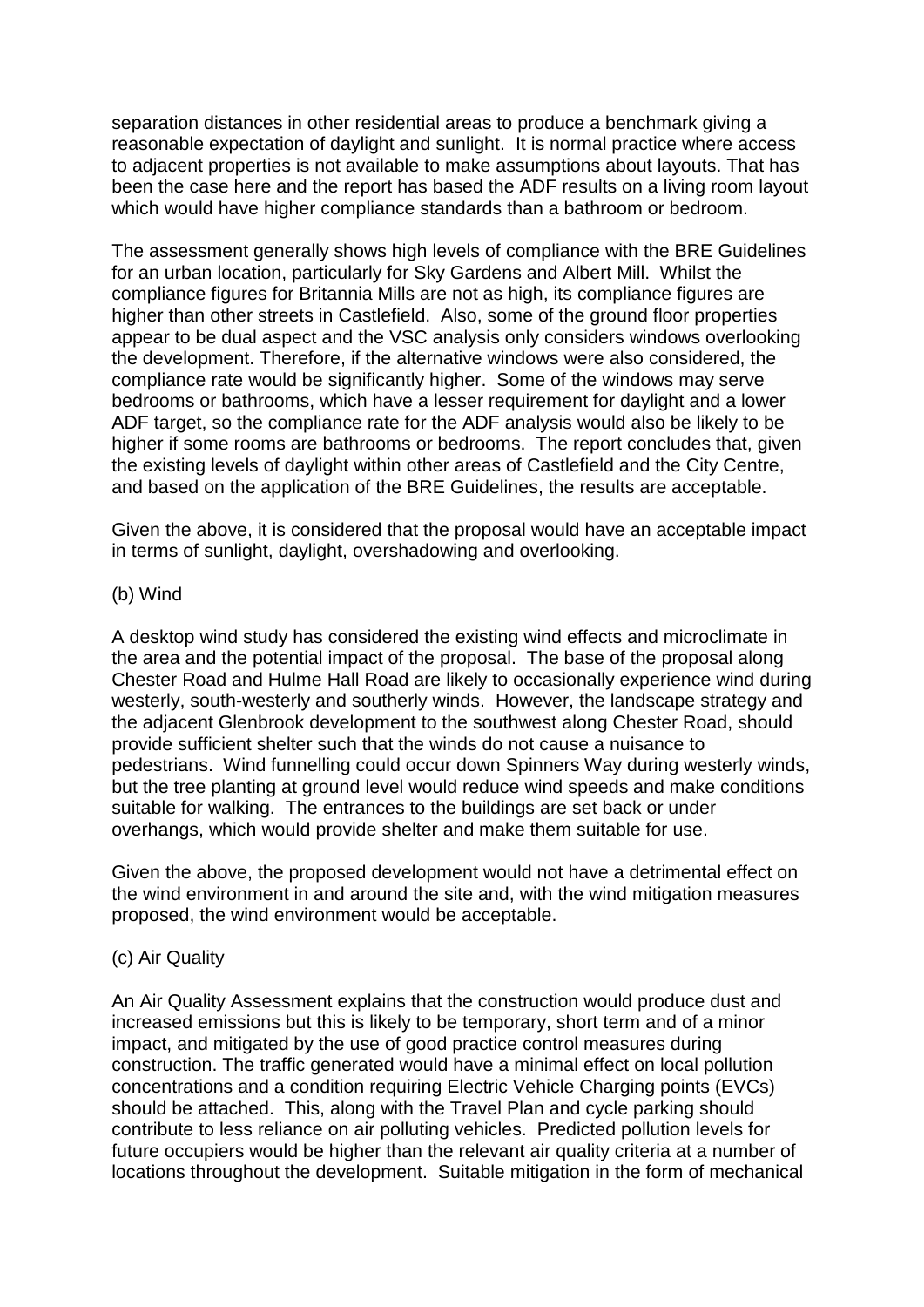separation distances in other residential areas to produce a benchmark giving a reasonable expectation of daylight and sunlight. It is normal practice where access to adjacent properties is not available to make assumptions about layouts. That has been the case here and the report has based the ADF results on a living room layout which would have higher compliance standards than a bathroom or bedroom.

The assessment generally shows high levels of compliance with the BRE Guidelines for an urban location, particularly for Sky Gardens and Albert Mill. Whilst the compliance figures for Britannia Mills are not as high, its compliance figures are higher than other streets in Castlefield. Also, some of the ground floor properties appear to be dual aspect and the VSC analysis only considers windows overlooking the development. Therefore, if the alternative windows were also considered, the compliance rate would be significantly higher. Some of the windows may serve bedrooms or bathrooms, which have a lesser requirement for daylight and a lower ADF target, so the compliance rate for the ADF analysis would also be likely to be higher if some rooms are bathrooms or bedrooms. The report concludes that, given the existing levels of daylight within other areas of Castlefield and the City Centre, and based on the application of the BRE Guidelines, the results are acceptable.

Given the above, it is considered that the proposal would have an acceptable impact in terms of sunlight, daylight, overshadowing and overlooking.

(b) Wind

A desktop wind study has considered the existing wind effects and microclimate in the area and the potential impact of the proposal. The base of the proposal along Chester Road and Hulme Hall Road are likely to occasionally experience wind during westerly, south-westerly and southerly winds. However, the landscape strategy and the adjacent Glenbrook development to the southwest along Chester Road, should provide sufficient shelter such that the winds do not cause a nuisance to pedestrians. Wind funnelling could occur down Spinners Way during westerly winds, but the tree planting at ground level would reduce wind speeds and make conditions suitable for walking. The entrances to the buildings are set back or under overhangs, which would provide shelter and make them suitable for use.

Given the above, the proposed development would not have a detrimental effect on the wind environment in and around the site and, with the wind mitigation measures proposed, the wind environment would be acceptable.

(c) Air Quality

An Air Quality Assessment explains that the construction would produce dust and increased emissions but this is likely to be temporary, short term and of a minor impact, and mitigated by the use of good practice control measures during construction. The traffic generated would have a minimal effect on local pollution concentrations and a condition requiring Electric Vehicle Charging points (EVCs) should be attached. This, along with the Travel Plan and cycle parking should contribute to less reliance on air polluting vehicles. Predicted pollution levels for future occupiers would be higher than the relevant air quality criteria at a number of locations throughout the development. Suitable mitigation in the form of mechanical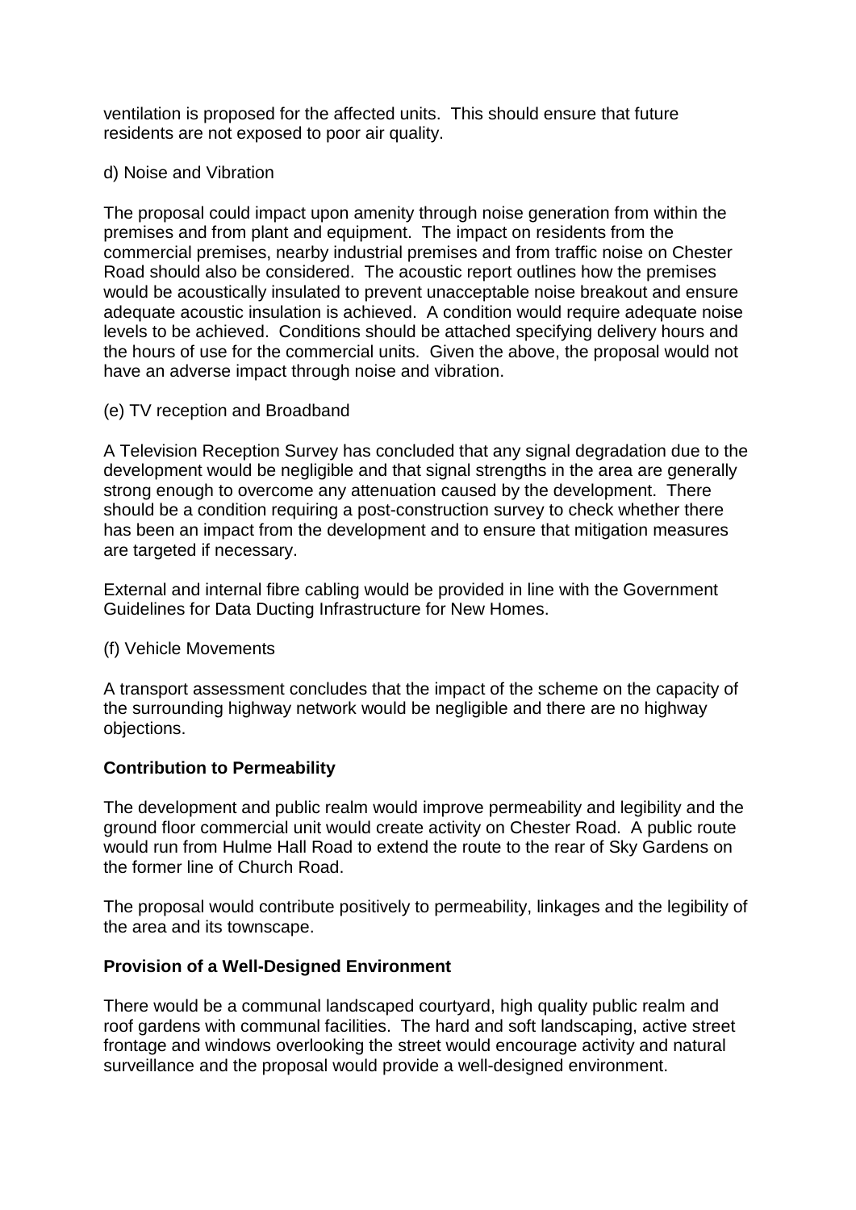ventilation is proposed for the affected units. This should ensure that future residents are not exposed to poor air quality.

d) Noise and Vibration

The proposal could impact upon amenity through noise generation from within the premises and from plant and equipment. The impact on residents from the commercial premises, nearby industrial premises and from traffic noise on Chester Road should also be considered. The acoustic report outlines how the premises would be acoustically insulated to prevent unacceptable noise breakout and ensure adequate acoustic insulation is achieved. A condition would require adequate noise levels to be achieved. Conditions should be attached specifying delivery hours and the hours of use for the commercial units. Given the above, the proposal would not have an adverse impact through noise and vibration.

(e) TV reception and Broadband

A Television Reception Survey has concluded that any signal degradation due to the development would be negligible and that signal strengths in the area are generally strong enough to overcome any attenuation caused by the development. There should be a condition requiring a post-construction survey to check whether there has been an impact from the development and to ensure that mitigation measures are targeted if necessary.

External and internal fibre cabling would be provided in line with the Government Guidelines for Data Ducting Infrastructure for New Homes.

(f) Vehicle Movements

A transport assessment concludes that the impact of the scheme on the capacity of the surrounding highway network would be negligible and there are no highway objections.

**Contribution to Permeability**

The development and public realm would improve permeability and legibility and the ground floor commercial unit would create activity on Chester Road. A public route would run from Hulme Hall Road to extend the route to the rear of Sky Gardens on the former line of Church Road.

The proposal would contribute positively to permeability, linkages and the legibility of the area and its townscape.

**Provision of a Well-Designed Environment**

There would be a communal landscaped courtyard, high quality public realm and roof gardens with communal facilities. The hard and soft landscaping, active street frontage and windows overlooking the street would encourage activity and natural surveillance and the proposal would provide a well-designed environment.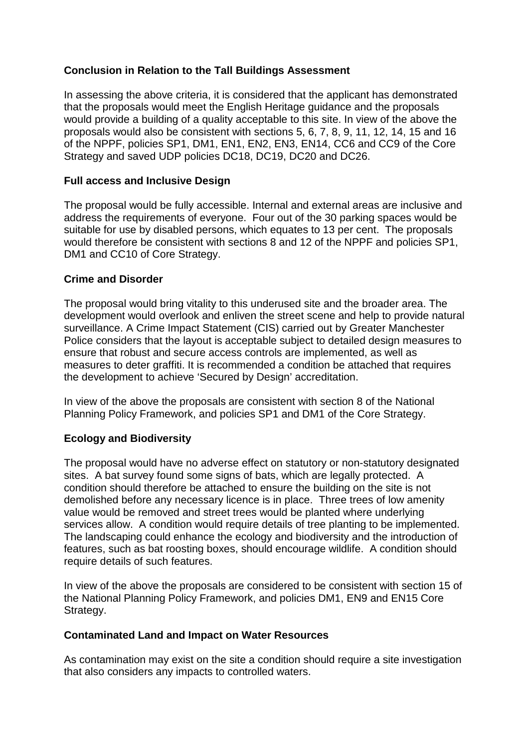**Conclusion in Relation to the Tall Buildings Assessment**

In assessing the above criteria, it is considered that the applicant has demonstrated that the proposals would meet the English Heritage guidance and the proposals would provide a building of a quality acceptable to this site. In view of the above the proposals would also be consistent with sections 5, 6, 7, 8, 9, 11, 12, 14, 15 and 16 of the NPPF, policies SP1, DM1, EN1, EN2, EN3, EN14, CC6 and CC9 of the Core Strategy and saved UDP policies DC18, DC19, DC20 and DC26.

**Full access and Inclusive Design**

The proposal would be fully accessible. Internal and external areas are inclusive and address the requirements of everyone. Four out of the 30 parking spaces would be suitable for use by disabled persons, which equates to 13 per cent. The proposals would therefore be consistent with sections 8 and 12 of the NPPF and policies SP1, DM1 and CC10 of Core Strategy.

**Crime and Disorder**

The proposal would bring vitality to this underused site and the broader area. The development would overlook and enliven the street scene and help to provide natural surveillance. A Crime Impact Statement (CIS) carried out by Greater Manchester Police considers that the layout is acceptable subject to detailed design measures to ensure that robust and secure access controls are implemented, as well as measures to deter graffiti. It is recommended a condition be attached that requires the development to achieve 'Secured by Design' accreditation.

In view of the above the proposals are consistent with section 8 of the National Planning Policy Framework, and policies SP1 and DM1 of the Core Strategy.

**Ecology and Biodiversity**

The proposal would have no adverse effect on statutory or non-statutory designated sites. A bat survey found some signs of bats, which are legally protected. A condition should therefore be attached to ensure the building on the site is not demolished before any necessary licence is in place. Three trees of low amenity value would be removed and street trees would be planted where underlying services allow. A condition would require details of tree planting to be implemented. The landscaping could enhance the ecology and biodiversity and the introduction of features, such as bat roosting boxes, should encourage wildlife. A condition should require details of such features.

In view of the above the proposals are considered to be consistent with section 15 of the National Planning Policy Framework, and policies DM1, EN9 and EN15 Core Strategy.

**Contaminated Land and Impact on Water Resources**

As contamination may exist on the site a condition should require a site investigation that also considers any impacts to controlled waters.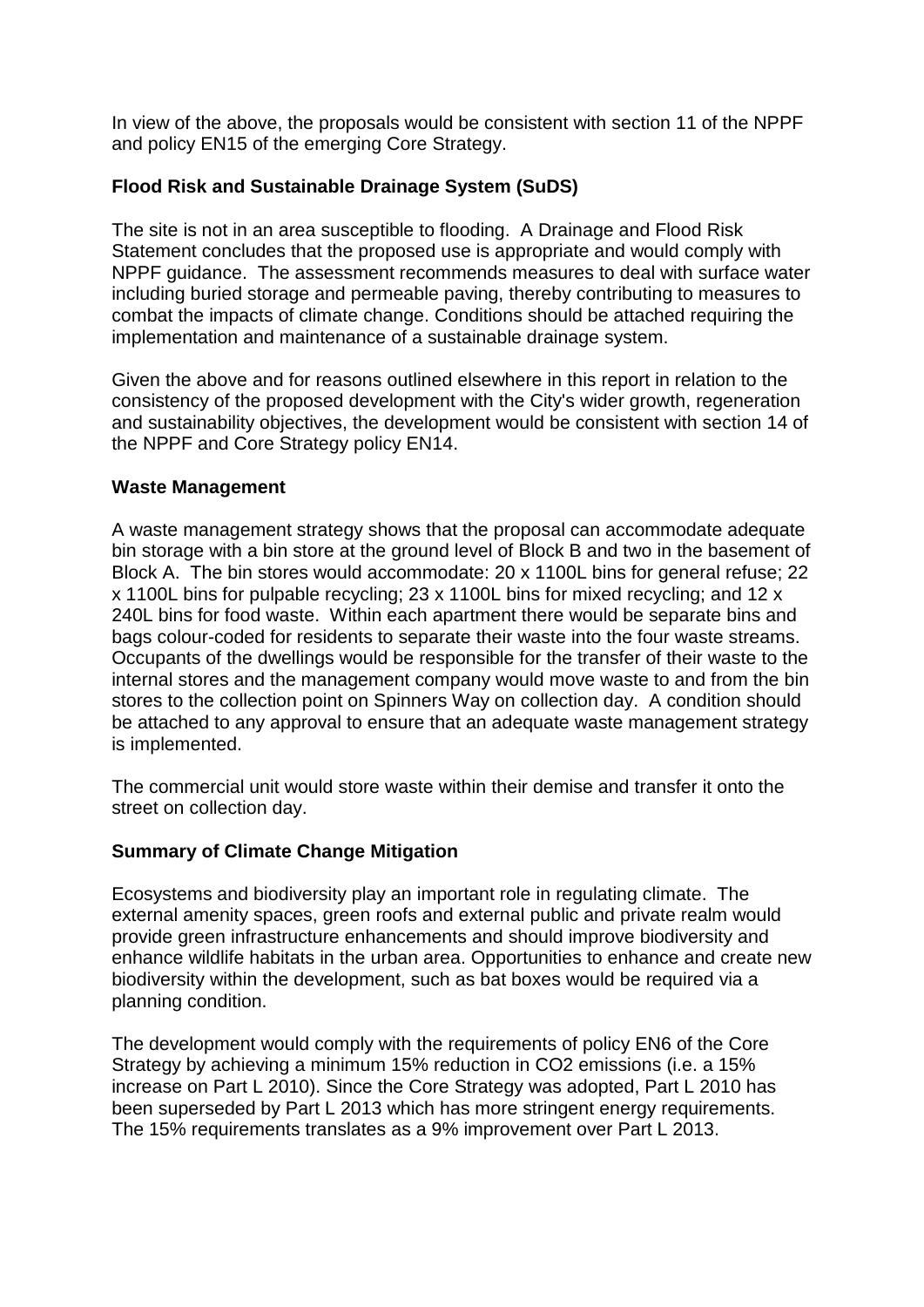In view of the above, the proposals would be consistent with section 11 of the NPPF and policy EN15 of the emerging Core Strategy.

**Flood Risk and Sustainable Drainage System (SuDS)**

The site is not in an area susceptible to flooding. A Drainage and Flood Risk Statement concludes that the proposed use is appropriate and would comply with NPPF guidance. The assessment recommends measures to deal with surface water including buried storage and permeable paving, thereby contributing to measures to combat the impacts of climate change. Conditions should be attached requiring the implementation and maintenance of a sustainable drainage system.

Given the above and for reasons outlined elsewhere in this report in relation to the consistency of the proposed development with the City's wider growth, regeneration and sustainability objectives, the development would be consistent with section 14 of the NPPF and Core Strategy policy EN14.

**Waste Management**

A waste management strategy shows that the proposal can accommodate adequate bin storage with a bin store at the ground level of Block B and two in the basement of Block A. The bin stores would accommodate: 20 x 1100L bins for general refuse; 22 x 1100L bins for pulpable recycling; 23 x 1100L bins for mixed recycling; and 12 x 240L bins for food waste. Within each apartment there would be separate bins and bags colour-coded for residents to separate their waste into the four waste streams. Occupants of the dwellings would be responsible for the transfer of their waste to the internal stores and the management company would move waste to and from the bin stores to the collection point on Spinners Way on collection day. A condition should be attached to any approval to ensure that an adequate waste management strategy is implemented.

The commercial unit would store waste within their demise and transfer it onto the street on collection day.

**Summary of Climate Change Mitigation**

Ecosystems and biodiversity play an important role in regulating climate. The external amenity spaces, green roofs and external public and private realm would provide green infrastructure enhancements and should improve biodiversity and enhance wildlife habitats in the urban area. Opportunities to enhance and create new biodiversity within the development, such as bat boxes would be required via a planning condition.

The development would comply with the requirements of policy EN6 of the Core Strategy by achieving a minimum 15% reduction in $CO_2$ emissions (i.e. a 15% increase on Part L 2010). Since the Core Strategy was adopted, Part L 2010 has been superseded by Part L 2013 which has more stringent energy requirements. The 15% requirements translates as a 9% improvement over Part L 2013.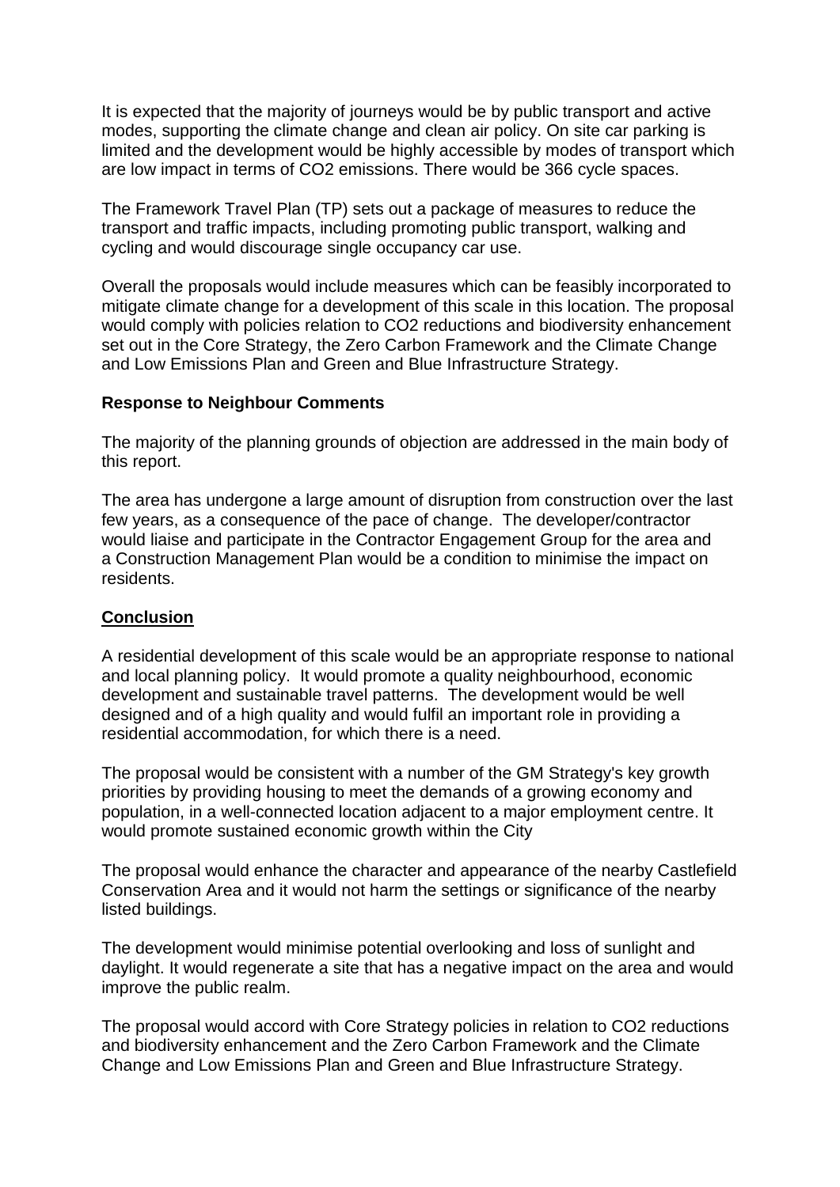It is expected that the majority of journeys would be by public transport and active modes, supporting the climate change and clean air policy. On site car parking is limited and the development would be highly accessible by modes of transport which are low impact in terms of $CO_2$ emissions. There would be 366 cycle spaces.

The Framework Travel Plan (TP) sets out a package of measures to reduce the transport and traffic impacts, including promoting public transport, walking and cycling and would discourage single occupancy car use.

Overall the proposals would include measures which can be feasibly incorporated to mitigate climate change for a development of this scale in this location. The proposal would comply with policies relation to $CO_2$ reductions and biodiversity enhancement set out in the Core Strategy, the Zero Carbon Framework and the Climate Change and Low Emissions Plan and Green and Blue Infrastructure Strategy.

**Response to Neighbour Comments**

The majority of the planning grounds of objection are addressed in the main body of this report.

The area has undergone a large amount of disruption from construction over the last few years, as a consequence of the pace of change. The developer/contractor would liaise and participate in the Contractor Engagement Group for the area and a Construction Management Plan would be a condition to minimise the impact on residents.

**Conclusion**

A residential development of this scale would be an appropriate response to national and local planning policy. It would promote a quality neighbourhood, economic development and sustainable travel patterns. The development would be well designed and of a high quality and would fulfil an important role in providing a residential accommodation, for which there is a need.

The proposal would be consistent with a number of the GM Strategy's key growth priorities by providing housing to meet the demands of a growing economy and population, in a well-connected location adjacent to a major employment centre. It would promote sustained economic growth within the City

The proposal would enhance the character and appearance of the nearby Castlefield Conservation Area and it would not harm the settings or significance of the nearby listed buildings.

The development would minimise potential overlooking and loss of sunlight and daylight. It would regenerate a site that has a negative impact on the area and would improve the public realm.

The proposal would accord with Core Strategy policies in relation to $CO_2$ reductions and biodiversity enhancement and the Zero Carbon Framework and the Climate Change and Low Emissions Plan and Green and Blue Infrastructure Strategy.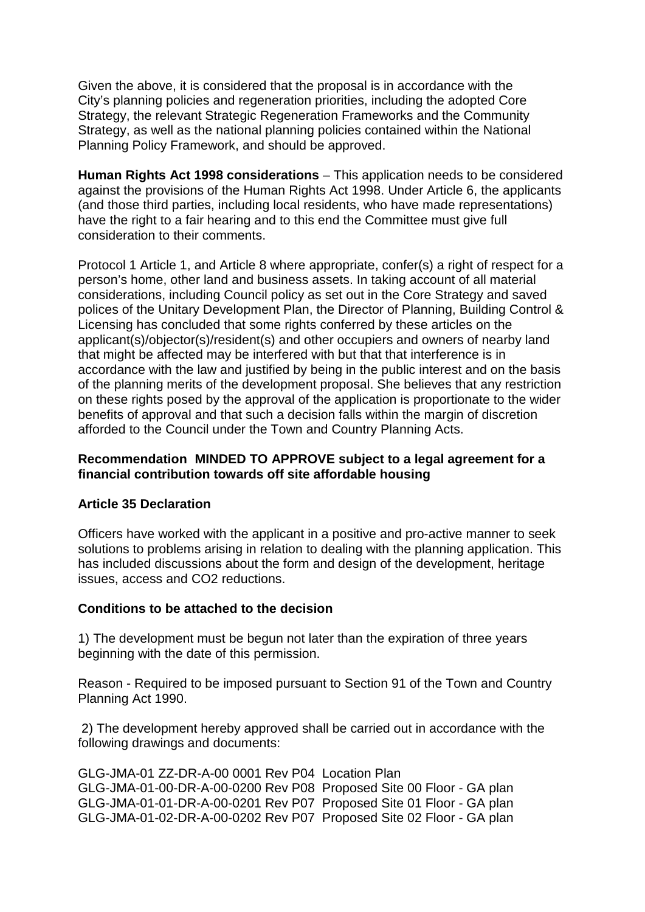Given the above, it is considered that the proposal is in accordance with the City's planning policies and regeneration priorities, including the adopted Core Strategy, the relevant Strategic Regeneration Frameworks and the Community Strategy, as well as the national planning policies contained within the National Planning Policy Framework, and should be approved.

**Human Rights Act 1998 considerations** – This application needs to be considered against the provisions of the Human Rights Act 1998. Under Article 6, the applicants (and those third parties, including local residents, who have made representations) have the right to a fair hearing and to this end the Committee must give full consideration to their comments.

Protocol 1 Article 1, and Article 8 where appropriate, confer(s) a right of respect for a person's home, other land and business assets. In taking account of all material considerations, including Council policy as set out in the Core Strategy and saved polices of the Unitary Development Plan, the Director of Planning, Building Control & Licensing has concluded that some rights conferred by these articles on the applicant(s)/objector(s)/resident(s) and other occupiers and owners of nearby land that might be affected may be interfered with but that that interference is in accordance with the law and justified by being in the public interest and on the basis of the planning merits of the development proposal. She believes that any restriction on these rights posed by the approval of the application is proportionate to the wider benefits of approval and that such a decision falls within the margin of discretion afforded to the Council under the Town and Country Planning Acts.

**Recommendation MINDED TO APPROVE subject to a legal agreement for a financial contribution towards off site affordable housing**

**Article 35 Declaration**

Officers have worked with the applicant in a positive and pro-active manner to seek solutions to problems arising in relation to dealing with the planning application. This has included discussions about the form and design of the development, heritage issues, access and $CO_2$ reductions.

**Conditions to be attached to the decision**

1) The development must be begun not later than the expiration of three years beginning with the date of this permission.

Reason - Required to be imposed pursuant to Section 91 of the Town and Country Planning Act 1990.

2) The development hereby approved shall be carried out in accordance with the following drawings and documents:

GLG-JMA-01 ZZ-DR-A-00 0001 Rev P04 Location Plan
GLG-JMA-01-00-DR-A-00-0200 Rev P08 Proposed Site 00 Floor - GA plan
GLG-JMA-01-01-DR-A-00-0201 Rev P07 Proposed Site 01 Floor - GA plan
GLG-JMA-01-02-DR-A-00-0202 Rev P07 Proposed Site 02 Floor - GA plan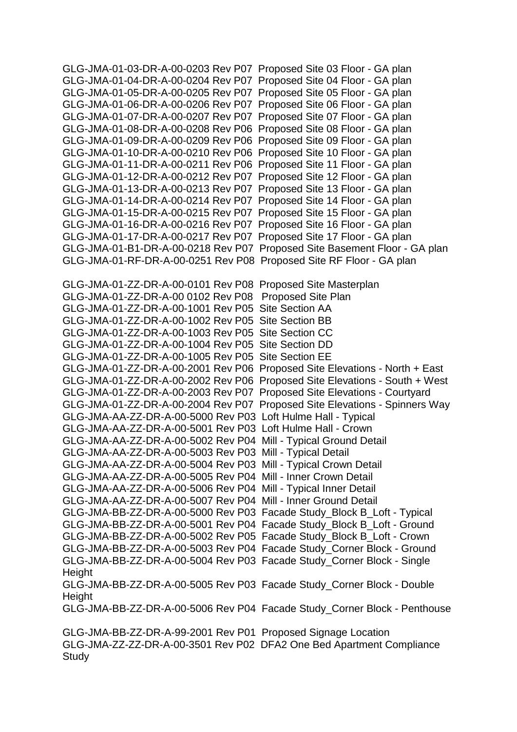GLG-JMA-01-03-DR-A-00-0203 Rev P07 Proposed Site 03 Floor - GA plan
GLG-JMA-01-04-DR-A-00-0204 Rev P07 Proposed Site 04 Floor - GA plan
GLG-JMA-01-05-DR-A-00-0205 Rev P07 Proposed Site 05 Floor - GA plan
GLG-JMA-01-06-DR-A-00-0206 Rev P07 Proposed Site 06 Floor - GA plan
GLG-JMA-01-07-DR-A-00-0207 Rev P07 Proposed Site 07 Floor - GA plan
GLG-JMA-01-08-DR-A-00-0208 Rev P06 Proposed Site 08 Floor - GA plan
GLG-JMA-01-09-DR-A-00-0209 Rev P06 Proposed Site 09 Floor - GA plan
GLG-JMA-01-10-DR-A-00-0210 Rev P06 Proposed Site 10 Floor - GA plan
GLG-JMA-01-11-DR-A-00-0211 Rev P06 Proposed Site 11 Floor - GA plan
GLG-JMA-01-12-DR-A-00-0212 Rev P07 Proposed Site 12 Floor - GA plan
GLG-JMA-01-13-DR-A-00-0213 Rev P07 Proposed Site 13 Floor - GA plan
GLG-JMA-01-14-DR-A-00-0214 Rev P07 Proposed Site 14 Floor - GA plan
GLG-JMA-01-15-DR-A-00-0215 Rev P07 Proposed Site 15 Floor - GA plan
GLG-JMA-01-16-DR-A-00-0216 Rev P07 Proposed Site 16 Floor - GA plan
GLG-JMA-01-17-DR-A-00-0217 Rev P07 Proposed Site 17 Floor - GA plan
GLG-JMA-01-B1-DR-A-00-0218 Rev P07 Proposed Site Basement Floor - GA plan
GLG-JMA-01-RF-DR-A-00-0251 Rev P08 Proposed Site RF Floor - GA plan

GLG-JMA-01-ZZ-DR-A-00-0101 Rev P08 Proposed Site Masterplan
GLG-JMA-01-ZZ-DR-A-00 0102 Rev P08 Proposed Site Plan
GLG-JMA-01-ZZ-DR-A-00-1001 Rev P05 Site Section AA
GLG-JMA-01-ZZ-DR-A-00-1002 Rev P05 Site Section BB
GLG-JMA-01-ZZ-DR-A-00-1003 Rev P05 Site Section CC
GLG-JMA-01-ZZ-DR-A-00-1004 Rev P05 Site Section DD
GLG-JMA-01-ZZ-DR-A-00-1005 Rev P05 Site Section EE
GLG-JMA-01-ZZ-DR-A-00-2001 Rev P06 Proposed Site Elevations - North + East
GLG-JMA-01-ZZ-DR-A-00-2002 Rev P06 Proposed Site Elevations - South + West
GLG-JMA-01-ZZ-DR-A-00-2003 Rev P07 Proposed Site Elevations - Courtyard
GLG-JMA-01-ZZ-DR-A-00-2004 Rev P07 Proposed Site Elevations - Spinners Way
GLG-JMA-AA-ZZ-DR-A-00-5000 Rev P03 Loft Hulme Hall - Typical
GLG-JMA-AA-ZZ-DR-A-00-5001 Rev P03 Loft Hulme Hall - Crown
GLG-JMA-AA-ZZ-DR-A-00-5002 Rev P04 Mill - Typical Ground Detail
GLG-JMA-AA-ZZ-DR-A-00-5003 Rev P03 Mill - Typical Detail
GLG-JMA-AA-ZZ-DR-A-00-5004 Rev P03 Mill - Typical Crown Detail
GLG-JMA-AA-ZZ-DR-A-00-5005 Rev P04 Mill - Inner Crown Detail
GLG-JMA-AA-ZZ-DR-A-00-5006 Rev P04 Mill - Typical Inner Detail
GLG-JMA-AA-ZZ-DR-A-00-5007 Rev P04 Mill - Inner Ground Detail
GLG-JMA-BB-ZZ-DR-A-00-5000 Rev P03 Facade Study_Block B_Loft - Typical
GLG-JMA-BB-ZZ-DR-A-00-5001 Rev P04 Facade Study_Block B_Loft - Ground
GLG-JMA-BB-ZZ-DR-A-00-5002 Rev P05 Facade Study_Block B_Loft - Crown
GLG-JMA-BB-ZZ-DR-A-00-5003 Rev P04 Facade Study_Corner Block - Ground
GLG-JMA-BB-ZZ-DR-A-00-5004 Rev P03 Facade Study_Corner Block - Single Height
GLG-JMA-BB-ZZ-DR-A-00-5005 Rev P03 Facade Study_Corner Block - Double Height
GLG-JMA-BB-ZZ-DR-A-00-5006 Rev P04 Facade Study_Corner Block - Penthouse

GLG-JMA-BB-ZZ-DR-A-99-2001 Rev P01 Proposed Signage Location
GLG-JMA-ZZ-ZZ-DR-A-00-3501 Rev P02 DFA2 One Bed Apartment Compliance Study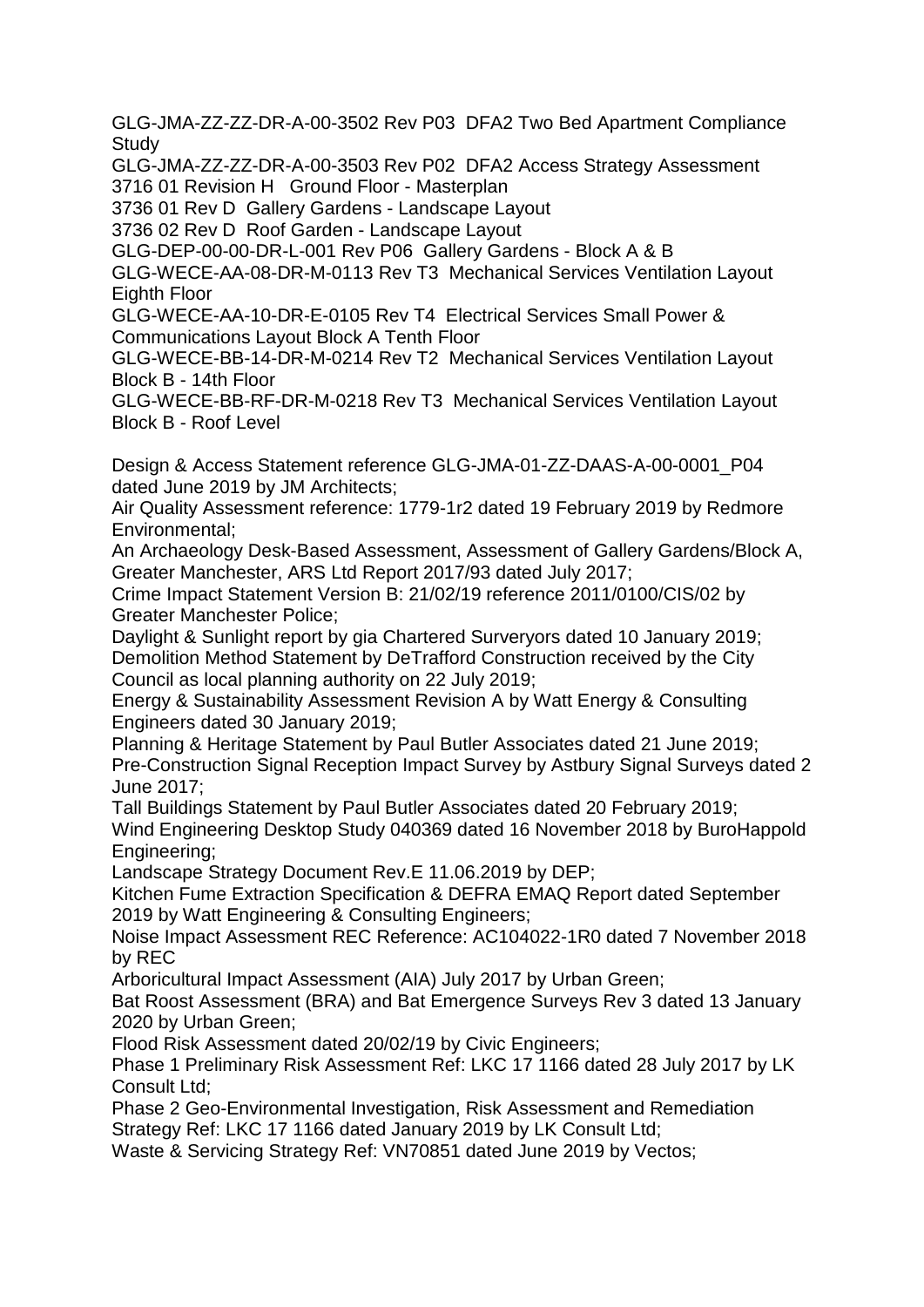GLG-JMA-ZZ-ZZ-DR-A-00-3502 Rev P03 DFA2 Two Bed Apartment Compliance Study
GLG-JMA-ZZ-ZZ-DR-A-00-3503 Rev P02 DFA2 Access Strategy Assessment
3716 01 Revision H Ground Floor - Masterplan
3736 01 Rev D Gallery Gardens - Landscape Layout
3736 02 Rev D Roof Garden - Landscape Layout
GLG-DEP-00-00-DR-L-001 Rev P06 Gallery Gardens - Block A & B
GLG-WECE-AA-08-DR-M-0113 Rev T3 Mechanical Services Ventilation Layout Eighth Floor
GLG-WECE-AA-10-DR-E-0105 Rev T4 Electrical Services Small Power & Communications Layout Block A Tenth Floor
GLG-WECE-BB-14-DR-M-0214 Rev T2 Mechanical Services Ventilation Layout Block B - 14th Floor
GLG-WECE-BB-RF-DR-M-0218 Rev T3 Mechanical Services Ventilation Layout Block B - Roof Level

Design & Access Statement reference GLG-JMA-01-ZZ-DAAS-A-00-0001_P04 dated June 2019 by JM Architects;
Air Quality Assessment reference: 1779-1r2 dated 19 February 2019 by Redmore Environmental;
An Archaeology Desk-Based Assessment, Assessment of Gallery Gardens/Block A, Greater Manchester, ARS Ltd Report 2017/93 dated July 2017;
Crime Impact Statement Version B: 21/02/19 reference 2011/0100/CIS/02 by Greater Manchester Police;
Daylight & Sunlight report by gia Chartered Surveryors dated 10 January 2019;
Demolition Method Statement by DeTrafford Construction received by the City Council as local planning authority on 22 July 2019;
Energy & Sustainability Assessment Revision A by Watt Energy & Consulting Engineers dated 30 January 2019;
Planning & Heritage Statement by Paul Butler Associates dated 21 June 2019;
Pre-Construction Signal Reception Impact Survey by Astbury Signal Surveys dated 2 June 2017;
Tall Buildings Statement by Paul Butler Associates dated 20 February 2019;
Wind Engineering Desktop Study 040369 dated 16 November 2018 by BuroHappold Engineering;
Landscape Strategy Document Rev.E 11.06.2019 by DEP;
Kitchen Fume Extraction Specification & DEFRA EMAQ Report dated September 2019 by Watt Engineering & Consulting Engineers;
Noise Impact Assessment REC Reference: AC104022-1R0 dated 7 November 2018 by REC
Arboricultural Impact Assessment (AIA) July 2017 by Urban Green;
Bat Roost Assessment (BRA) and Bat Emergence Surveys Rev 3 dated 13 January 2020 by Urban Green;
Flood Risk Assessment dated 20/02/19 by Civic Engineers;
Phase 1 Preliminary Risk Assessment Ref: LKC 17 1166 dated 28 July 2017 by LK Consult Ltd;
Phase 2 Geo-Environmental Investigation, Risk Assessment and Remediation Strategy Ref: LKC 17 1166 dated January 2019 by LK Consult Ltd;
Waste & Servicing Strategy Ref: VN70851 dated June 2019 by Vectos;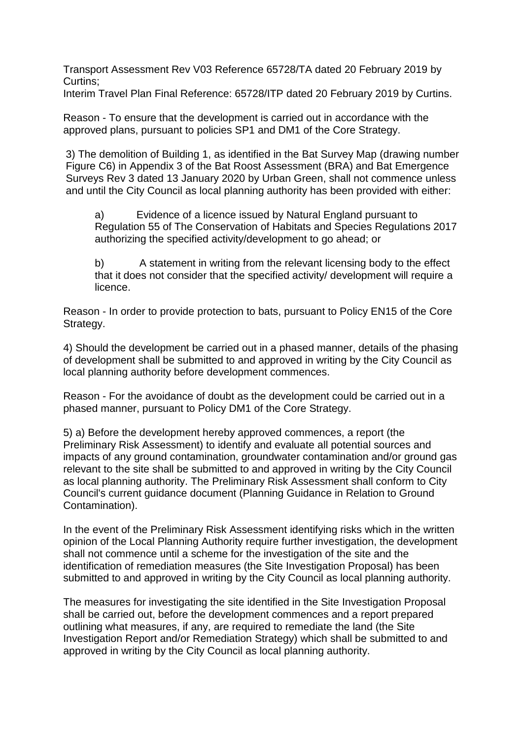Transport Assessment Rev V03 Reference 65728/TA dated 20 February 2019 by Curtins;
Interim Travel Plan Final Reference: 65728/ITP dated 20 February 2019 by Curtins.

Reason - To ensure that the development is carried out in accordance with the approved plans, pursuant to policies SP1 and DM1 of the Core Strategy.

3) The demolition of Building 1, as identified in the Bat Survey Map (drawing number Figure C6) in Appendix 3 of the Bat Roost Assessment (BRA) and Bat Emergence Surveys Rev 3 dated 13 January 2020 by Urban Green, shall not commence unless and until the City Council as local planning authority has been provided with either:

a) Evidence of a licence issued by Natural England pursuant to Regulation 55 of The Conservation of Habitats and Species Regulations 2017 authorizing the specified activity/development to go ahead; or

b) A statement in writing from the relevant licensing body to the effect that it does not consider that the specified activity/ development will require a licence.

Reason - In order to provide protection to bats, pursuant to Policy EN15 of the Core Strategy.

4) Should the development be carried out in a phased manner, details of the phasing of development shall be submitted to and approved in writing by the City Council as local planning authority before development commences.

Reason - For the avoidance of doubt as the development could be carried out in a phased manner, pursuant to Policy DM1 of the Core Strategy.

5) a) Before the development hereby approved commences, a report (the Preliminary Risk Assessment) to identify and evaluate all potential sources and impacts of any ground contamination, groundwater contamination and/or ground gas relevant to the site shall be submitted to and approved in writing by the City Council as local planning authority. The Preliminary Risk Assessment shall conform to City Council's current guidance document (Planning Guidance in Relation to Ground Contamination).

In the event of the Preliminary Risk Assessment identifying risks which in the written opinion of the Local Planning Authority require further investigation, the development shall not commence until a scheme for the investigation of the site and the identification of remediation measures (the Site Investigation Proposal) has been submitted to and approved in writing by the City Council as local planning authority.

The measures for investigating the site identified in the Site Investigation Proposal shall be carried out, before the development commences and a report prepared outlining what measures, if any, are required to remediate the land (the Site Investigation Report and/or Remediation Strategy) which shall be submitted to and approved in writing by the City Council as local planning authority.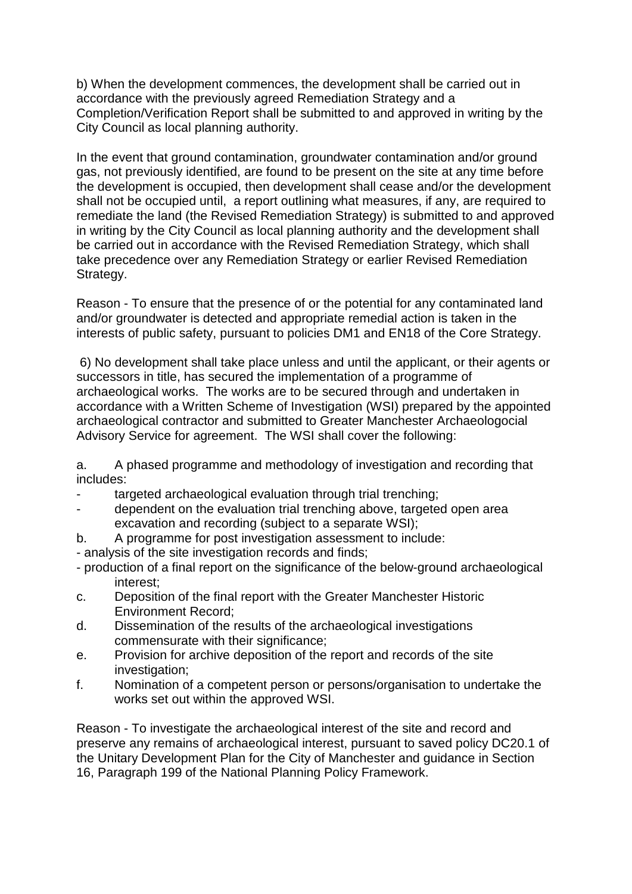b) When the development commences, the development shall be carried out in accordance with the previously agreed Remediation Strategy and a Completion/Verification Report shall be submitted to and approved in writing by the City Council as local planning authority.

In the event that ground contamination, groundwater contamination and/or ground gas, not previously identified, are found to be present on the site at any time before the development is occupied, then development shall cease and/or the development shall not be occupied until, a report outlining what measures, if any, are required to remediate the land (the Revised Remediation Strategy) is submitted to and approved in writing by the City Council as local planning authority and the development shall be carried out in accordance with the Revised Remediation Strategy, which shall take precedence over any Remediation Strategy or earlier Revised Remediation Strategy.

Reason - To ensure that the presence of or the potential for any contaminated land and/or groundwater is detected and appropriate remedial action is taken in the interests of public safety, pursuant to policies DM1 and EN18 of the Core Strategy.

6) No development shall take place unless and until the applicant, or their agents or successors in title, has secured the implementation of a programme of archaeological works. The works are to be secured through and undertaken in accordance with a Written Scheme of Investigation (WSI) prepared by the appointed archaeological contractor and submitted to Greater Manchester Archaeologocial Advisory Service for agreement. The WSI shall cover the following:

a. A phased programme and methodology of investigation and recording that includes:
- targeted archaeological evaluation through trial trenching;
- dependent on the evaluation trial trenching above, targeted open area excavation and recording (subject to a separate WSI);

b. A programme for post investigation assessment to include:
- analysis of the site investigation records and finds;
- production of a final report on the significance of the below-ground archaeological interest;

c. Deposition of the final report with the Greater Manchester Historic Environment Record;

d. Dissemination of the results of the archaeological investigations commensurate with their significance;

e. Provision for archive deposition of the report and records of the site investigation;

f. Nomination of a competent person or persons/organisation to undertake the works set out within the approved WSI.

Reason - To investigate the archaeological interest of the site and record and preserve any remains of archaeological interest, pursuant to saved policy DC20.1 of the Unitary Development Plan for the City of Manchester and guidance in Section 16, Paragraph 199 of the National Planning Policy Framework.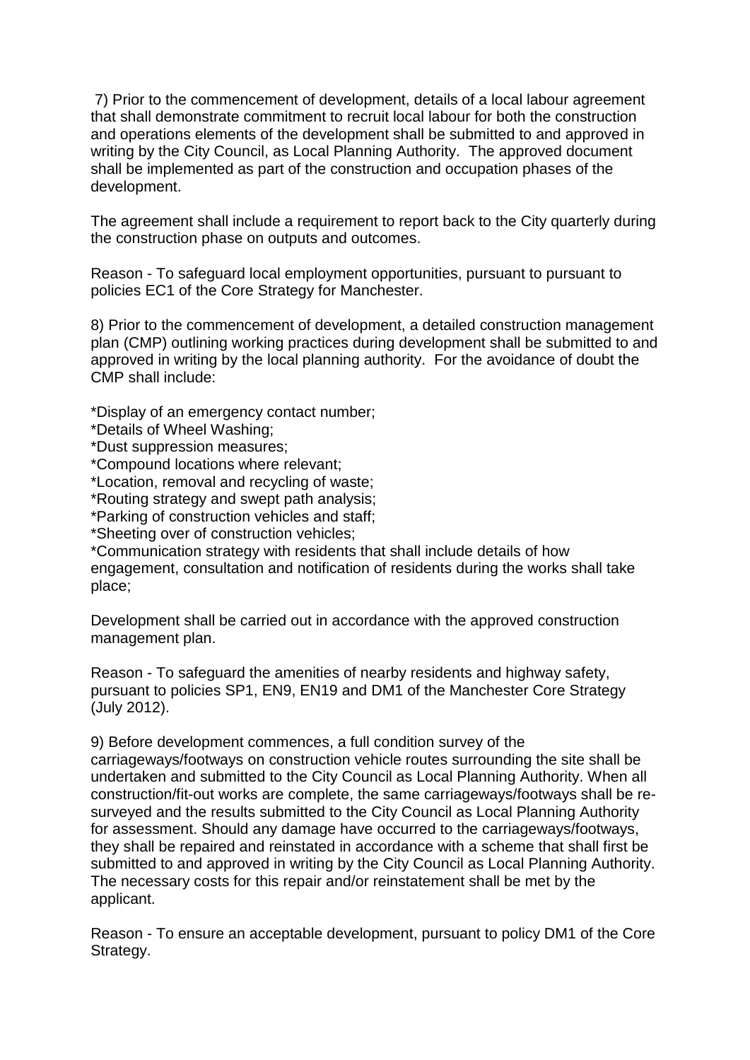7) Prior to the commencement of development, details of a local labour agreement that shall demonstrate commitment to recruit local labour for both the construction and operations elements of the development shall be submitted to and approved in writing by the City Council, as Local Planning Authority. The approved document shall be implemented as part of the construction and occupation phases of the development.

The agreement shall include a requirement to report back to the City quarterly during the construction phase on outputs and outcomes.

Reason - To safeguard local employment opportunities, pursuant to pursuant to policies EC1 of the Core Strategy for Manchester.

8) Prior to the commencement of development, a detailed construction management plan (CMP) outlining working practices during development shall be submitted to and approved in writing by the local planning authority. For the avoidance of doubt the CMP shall include:

*Display of an emergency contact number;
*Details of Wheel Washing;
*Dust suppression measures;
*Compound locations where relevant;
*Location, removal and recycling of waste;
*Routing strategy and swept path analysis;
*Parking of construction vehicles and staff;
*Sheeting over of construction vehicles;
*Communication strategy with residents that shall include details of how engagement, consultation and notification of residents during the works shall take place;

Development shall be carried out in accordance with the approved construction management plan.

Reason - To safeguard the amenities of nearby residents and highway safety, pursuant to policies SP1, EN9, EN19 and DM1 of the Manchester Core Strategy (July 2012).

9) Before development commences, a full condition survey of the carriageways/footways on construction vehicle routes surrounding the site shall be undertaken and submitted to the City Council as Local Planning Authority. When all construction/fit-out works are complete, the same carriageways/footways shall be re-surveyed and the results submitted to the City Council as Local Planning Authority for assessment. Should any damage have occurred to the carriageways/footways, they shall be repaired and reinstated in accordance with a scheme that shall first be submitted to and approved in writing by the City Council as Local Planning Authority. The necessary costs for this repair and/or reinstatement shall be met by the applicant.

Reason - To ensure an acceptable development, pursuant to policy DM1 of the Core Strategy.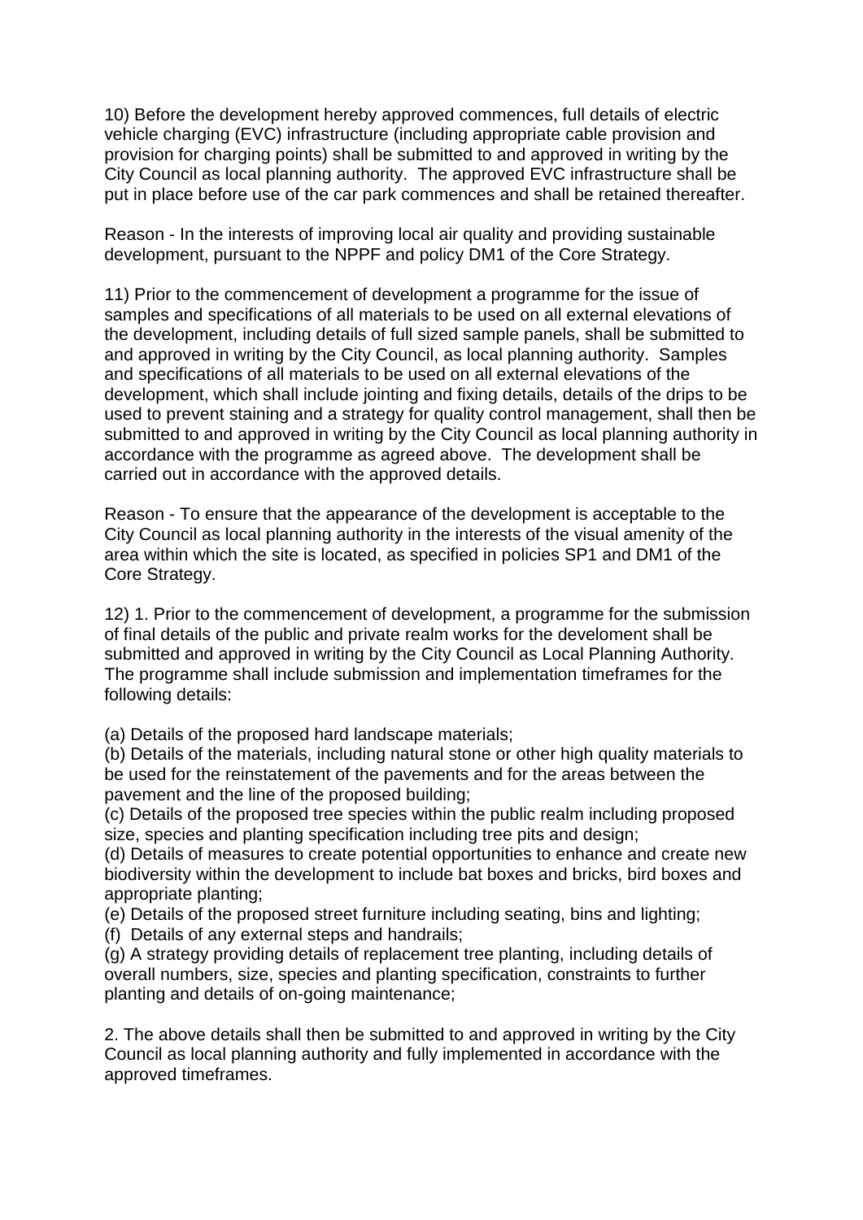10) Before the development hereby approved commences, full details of electric vehicle charging (EVC) infrastructure (including appropriate cable provision and provision for charging points) shall be submitted to and approved in writing by the City Council as local planning authority. The approved EVC infrastructure shall be put in place before use of the car park commences and shall be retained thereafter.

Reason - In the interests of improving local air quality and providing sustainable development, pursuant to the NPPF and policy DM1 of the Core Strategy.

11) Prior to the commencement of development a programme for the issue of samples and specifications of all materials to be used on all external elevations of the development, including details of full sized sample panels, shall be submitted to and approved in writing by the City Council, as local planning authority. Samples and specifications of all materials to be used on all external elevations of the development, which shall include jointing and fixing details, details of the drips to be used to prevent staining and a strategy for quality control management, shall then be submitted to and approved in writing by the City Council as local planning authority in accordance with the programme as agreed above. The development shall be carried out in accordance with the approved details.

Reason - To ensure that the appearance of the development is acceptable to the City Council as local planning authority in the interests of the visual amenity of the area within which the site is located, as specified in policies SP1 and DM1 of the Core Strategy.

12) 1. Prior to the commencement of development, a programme for the submission of final details of the public and private realm works for the develoment shall be submitted and approved in writing by the City Council as Local Planning Authority. The programme shall include submission and implementation timeframes for the following details:

(a) Details of the proposed hard landscape materials;
(b) Details of the materials, including natural stone or other high quality materials to be used for the reinstatement of the pavements and for the areas between the pavement and the line of the proposed building;
(c) Details of the proposed tree species within the public realm including proposed size, species and planting specification including tree pits and design;
(d) Details of measures to create potential opportunities to enhance and create new biodiversity within the development to include bat boxes and bricks, bird boxes and appropriate planting;
(e) Details of the proposed street furniture including seating, bins and lighting;
(f) Details of any external steps and handrails;
(g) A strategy providing details of replacement tree planting, including details of overall numbers, size, species and planting specification, constraints to further planting and details of on-going maintenance;

2. The above details shall then be submitted to and approved in writing by the City Council as local planning authority and fully implemented in accordance with the approved timeframes.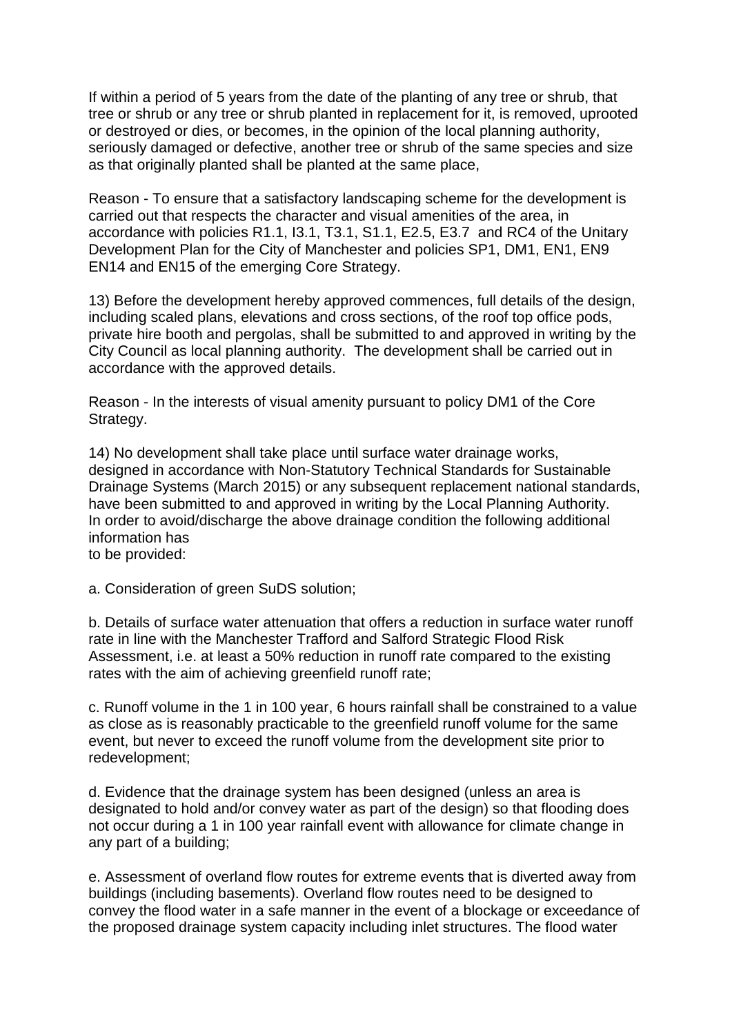If within a period of 5 years from the date of the planting of any tree or shrub, that tree or shrub or any tree or shrub planted in replacement for it, is removed, uprooted or destroyed or dies, or becomes, in the opinion of the local planning authority, seriously damaged or defective, another tree or shrub of the same species and size as that originally planted shall be planted at the same place,

Reason - To ensure that a satisfactory landscaping scheme for the development is carried out that respects the character and visual amenities of the area, in accordance with policies R1.1, I3.1, T3.1, S1.1, E2.5, E3.7 and RC4 of the Unitary Development Plan for the City of Manchester and policies SP1, DM1, EN1, EN9 EN14 and EN15 of the emerging Core Strategy.

13) Before the development hereby approved commences, full details of the design, including scaled plans, elevations and cross sections, of the roof top office pods, private hire booth and pergolas, shall be submitted to and approved in writing by the City Council as local planning authority. The development shall be carried out in accordance with the approved details.

Reason - In the interests of visual amenity pursuant to policy DM1 of the Core Strategy.

14) No development shall take place until surface water drainage works, designed in accordance with Non-Statutory Technical Standards for Sustainable Drainage Systems (March 2015) or any subsequent replacement national standards, have been submitted to and approved in writing by the Local Planning Authority. In order to avoid/discharge the above drainage condition the following additional information has
to be provided:

a. Consideration of green SuDS solution;

b. Details of surface water attenuation that offers a reduction in surface water runoff rate in line with the Manchester Trafford and Salford Strategic Flood Risk Assessment, i.e. at least a 50% reduction in runoff rate compared to the existing rates with the aim of achieving greenfield runoff rate;

c. Runoff volume in the 1 in 100 year, 6 hours rainfall shall be constrained to a value as close as is reasonably practicable to the greenfield runoff volume for the same event, but never to exceed the runoff volume from the development site prior to redevelopment;

d. Evidence that the drainage system has been designed (unless an area is designated to hold and/or convey water as part of the design) so that flooding does not occur during a 1 in 100 year rainfall event with allowance for climate change in any part of a building;

e. Assessment of overland flow routes for extreme events that is diverted away from buildings (including basements). Overland flow routes need to be designed to convey the flood water in a safe manner in the event of a blockage or exceedance of the proposed drainage system capacity including inlet structures. The flood water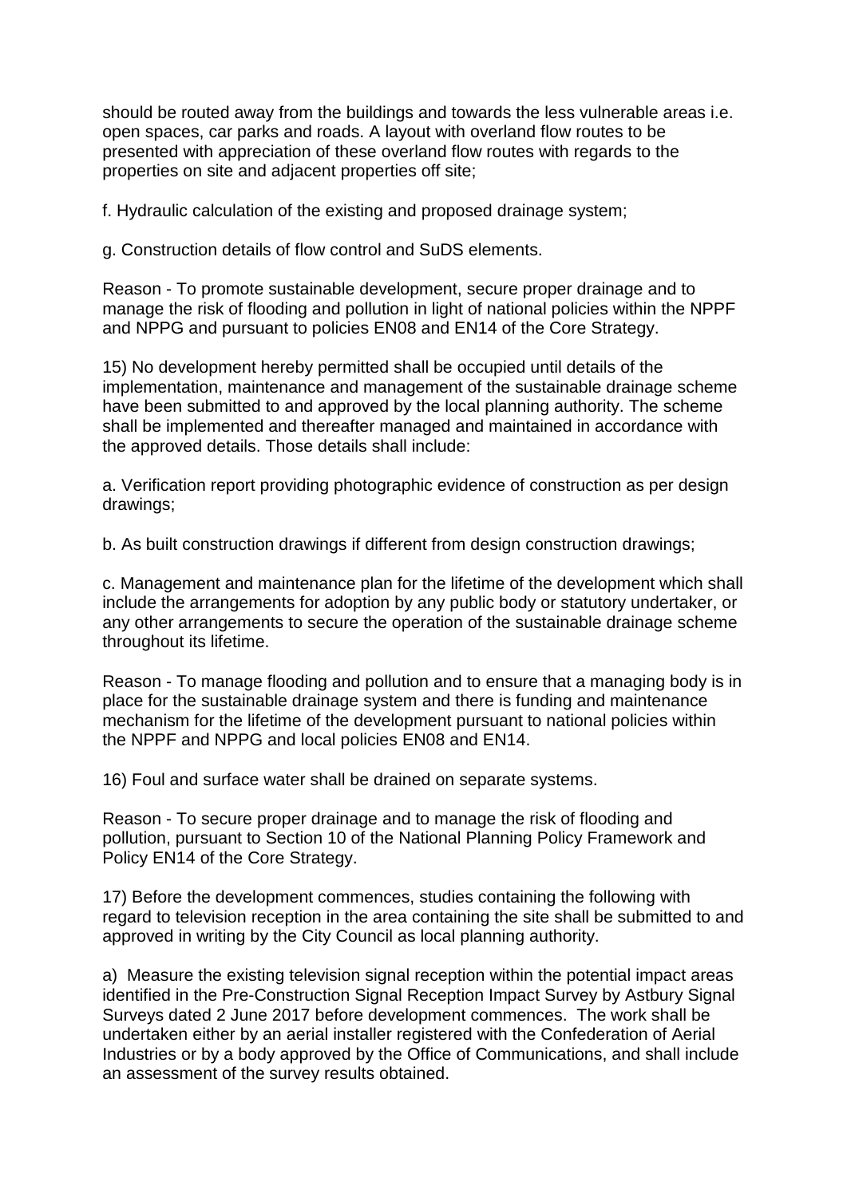should be routed away from the buildings and towards the less vulnerable areas i.e. open spaces, car parks and roads. A layout with overland flow routes to be presented with appreciation of these overland flow routes with regards to the properties on site and adjacent properties off site;

f. Hydraulic calculation of the existing and proposed drainage system;

g. Construction details of flow control and SuDS elements.

Reason - To promote sustainable development, secure proper drainage and to manage the risk of flooding and pollution in light of national policies within the NPPF and NPPG and pursuant to policies EN08 and EN14 of the Core Strategy.

15) No development hereby permitted shall be occupied until details of the implementation, maintenance and management of the sustainable drainage scheme have been submitted to and approved by the local planning authority. The scheme shall be implemented and thereafter managed and maintained in accordance with the approved details. Those details shall include:

a. Verification report providing photographic evidence of construction as per design drawings;

b. As built construction drawings if different from design construction drawings;

c. Management and maintenance plan for the lifetime of the development which shall include the arrangements for adoption by any public body or statutory undertaker, or any other arrangements to secure the operation of the sustainable drainage scheme throughout its lifetime.

Reason - To manage flooding and pollution and to ensure that a managing body is in place for the sustainable drainage system and there is funding and maintenance mechanism for the lifetime of the development pursuant to national policies within the NPPF and NPPG and local policies EN08 and EN14.

16) Foul and surface water shall be drained on separate systems.

Reason - To secure proper drainage and to manage the risk of flooding and pollution, pursuant to Section 10 of the National Planning Policy Framework and Policy EN14 of the Core Strategy.

17) Before the development commences, studies containing the following with regard to television reception in the area containing the site shall be submitted to and approved in writing by the City Council as local planning authority.

a) Measure the existing television signal reception within the potential impact areas identified in the Pre-Construction Signal Reception Impact Survey by Astbury Signal Surveys dated 2 June 2017 before development commences. The work shall be undertaken either by an aerial installer registered with the Confederation of Aerial Industries or by a body approved by the Office of Communications, and shall include an assessment of the survey results obtained.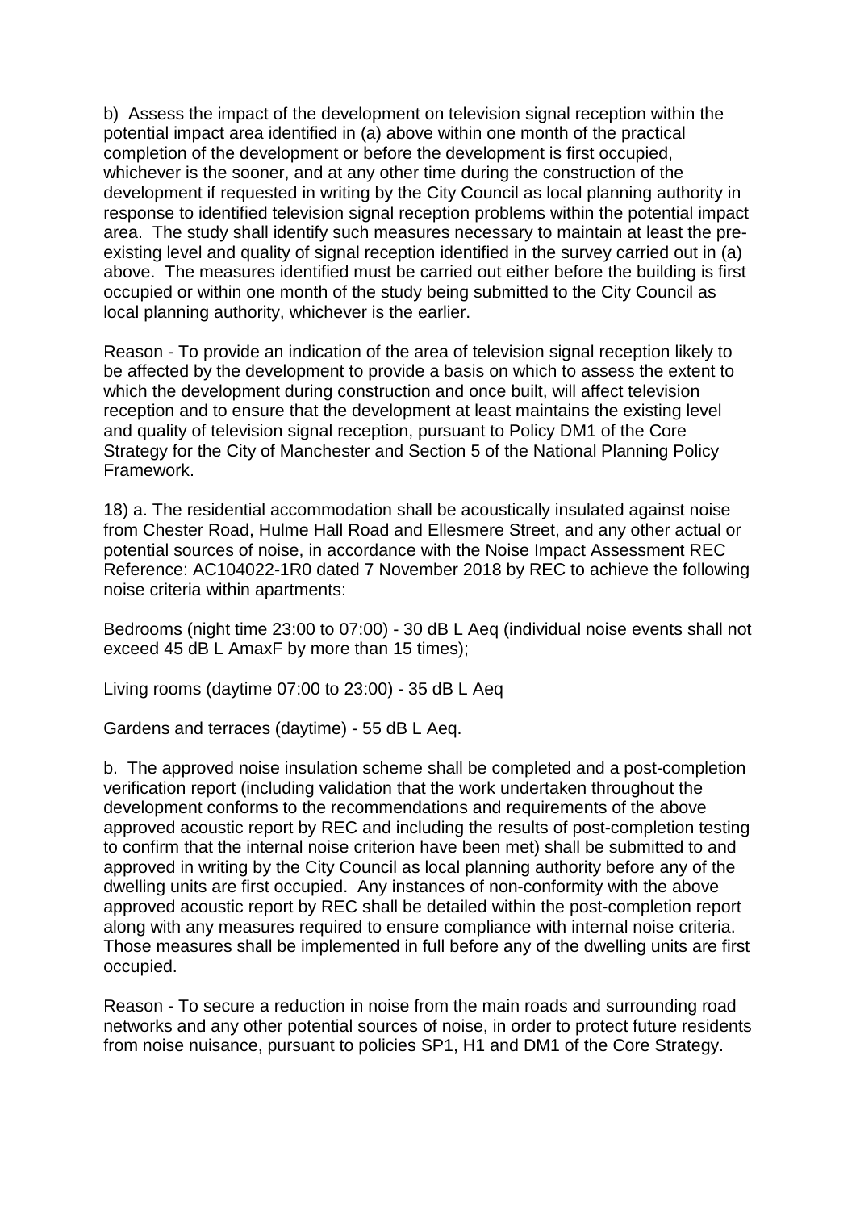b) Assess the impact of the development on television signal reception within the potential impact area identified in (a) above within one month of the practical completion of the development or before the development is first occupied, whichever is the sooner, and at any other time during the construction of the development if requested in writing by the City Council as local planning authority in response to identified television signal reception problems within the potential impact area. The study shall identify such measures necessary to maintain at least the pre-existing level and quality of signal reception identified in the survey carried out in (a) above. The measures identified must be carried out either before the building is first occupied or within one month of the study being submitted to the City Council as local planning authority, whichever is the earlier.

Reason - To provide an indication of the area of television signal reception likely to be affected by the development to provide a basis on which to assess the extent to which the development during construction and once built, will affect television reception and to ensure that the development at least maintains the existing level and quality of television signal reception, pursuant to Policy DM1 of the Core Strategy for the City of Manchester and Section 5 of the National Planning Policy Framework.

18) a. The residential accommodation shall be acoustically insulated against noise from Chester Road, Hulme Hall Road and Ellesmere Street, and any other actual or potential sources of noise, in accordance with the Noise Impact Assessment REC Reference: AC104022-1R0 dated 7 November 2018 by REC to achieve the following noise criteria within apartments:

Bedrooms (night time 23:00 to 07:00) - 30 dB L Aeq (individual noise events shall not exceed 45 dB L AmaxF by more than 15 times);

Living rooms (daytime 07:00 to 23:00) - 35 dB L Aeq

Gardens and terraces (daytime) - 55 dB L Aeq.

b. The approved noise insulation scheme shall be completed and a post-completion verification report (including validation that the work undertaken throughout the development conforms to the recommendations and requirements of the above approved acoustic report by REC and including the results of post-completion testing to confirm that the internal noise criterion have been met) shall be submitted to and approved in writing by the City Council as local planning authority before any of the dwelling units are first occupied. Any instances of non-conformity with the above approved acoustic report by REC shall be detailed within the post-completion report along with any measures required to ensure compliance with internal noise criteria. Those measures shall be implemented in full before any of the dwelling units are first occupied.

Reason - To secure a reduction in noise from the main roads and surrounding road networks and any other potential sources of noise, in order to protect future residents from noise nuisance, pursuant to policies SP1, H1 and DM1 of the Core Strategy.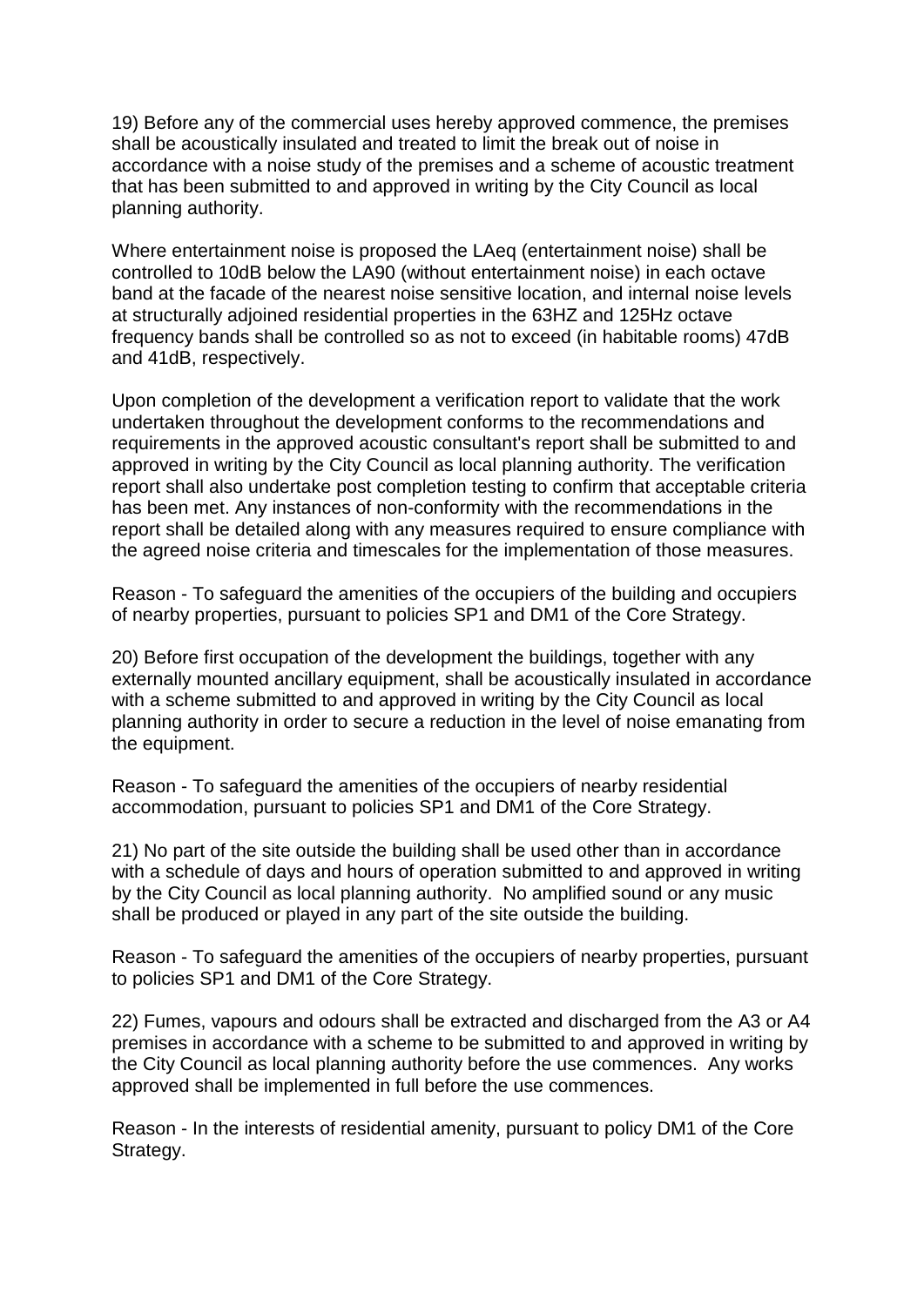19) Before any of the commercial uses hereby approved commence, the premises shall be acoustically insulated and treated to limit the break out of noise in accordance with a noise study of the premises and a scheme of acoustic treatment that has been submitted to and approved in writing by the City Council as local planning authority.

Where entertainment noise is proposed the LAeq (entertainment noise) shall be controlled to 10dB below the LA90 (without entertainment noise) in each octave band at the facade of the nearest noise sensitive location, and internal noise levels at structurally adjoined residential properties in the 63HZ and 125Hz octave frequency bands shall be controlled so as not to exceed (in habitable rooms) 47dB and 41dB, respectively.

Upon completion of the development a verification report to validate that the work undertaken throughout the development conforms to the recommendations and requirements in the approved acoustic consultant's report shall be submitted to and approved in writing by the City Council as local planning authority. The verification report shall also undertake post completion testing to confirm that acceptable criteria has been met. Any instances of non-conformity with the recommendations in the report shall be detailed along with any measures required to ensure compliance with the agreed noise criteria and timescales for the implementation of those measures.

Reason - To safeguard the amenities of the occupiers of the building and occupiers of nearby properties, pursuant to policies SP1 and DM1 of the Core Strategy.

20) Before first occupation of the development the buildings, together with any externally mounted ancillary equipment, shall be acoustically insulated in accordance with a scheme submitted to and approved in writing by the City Council as local planning authority in order to secure a reduction in the level of noise emanating from the equipment.

Reason - To safeguard the amenities of the occupiers of nearby residential accommodation, pursuant to policies SP1 and DM1 of the Core Strategy.

21) No part of the site outside the building shall be used other than in accordance with a schedule of days and hours of operation submitted to and approved in writing by the City Council as local planning authority. No amplified sound or any music shall be produced or played in any part of the site outside the building.

Reason - To safeguard the amenities of the occupiers of nearby properties, pursuant to policies SP1 and DM1 of the Core Strategy.

22) Fumes, vapours and odours shall be extracted and discharged from the A3 or A4 premises in accordance with a scheme to be submitted to and approved in writing by the City Council as local planning authority before the use commences. Any works approved shall be implemented in full before the use commences.

Reason - In the interests of residential amenity, pursuant to policy DM1 of the Core Strategy.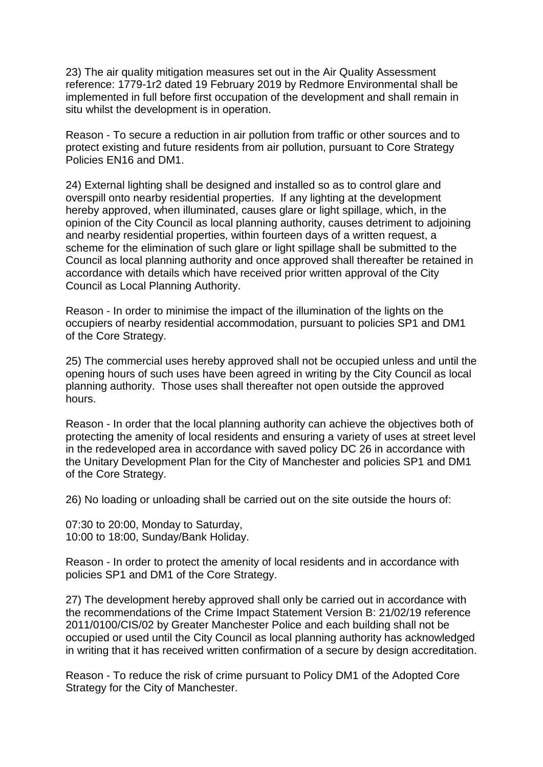23) The air quality mitigation measures set out in the Air Quality Assessment reference: 1779-1r2 dated 19 February 2019 by Redmore Environmental shall be implemented in full before first occupation of the development and shall remain in situ whilst the development is in operation.

Reason - To secure a reduction in air pollution from traffic or other sources and to protect existing and future residents from air pollution, pursuant to Core Strategy Policies EN16 and DM1.

24) External lighting shall be designed and installed so as to control glare and overspill onto nearby residential properties. If any lighting at the development hereby approved, when illuminated, causes glare or light spillage, which, in the opinion of the City Council as local planning authority, causes detriment to adjoining and nearby residential properties, within fourteen days of a written request, a scheme for the elimination of such glare or light spillage shall be submitted to the Council as local planning authority and once approved shall thereafter be retained in accordance with details which have received prior written approval of the City Council as Local Planning Authority.

Reason - In order to minimise the impact of the illumination of the lights on the occupiers of nearby residential accommodation, pursuant to policies SP1 and DM1 of the Core Strategy.

25) The commercial uses hereby approved shall not be occupied unless and until the opening hours of such uses have been agreed in writing by the City Council as local planning authority. Those uses shall thereafter not open outside the approved hours.

Reason - In order that the local planning authority can achieve the objectives both of protecting the amenity of local residents and ensuring a variety of uses at street level in the redeveloped area in accordance with saved policy DC 26 in accordance with the Unitary Development Plan for the City of Manchester and policies SP1 and DM1 of the Core Strategy.

26) No loading or unloading shall be carried out on the site outside the hours of:

07:30 to 20:00, Monday to Saturday,
10:00 to 18:00, Sunday/Bank Holiday.

Reason - In order to protect the amenity of local residents and in accordance with policies SP1 and DM1 of the Core Strategy.

27) The development hereby approved shall only be carried out in accordance with the recommendations of the Crime Impact Statement Version B: 21/02/19 reference 2011/0100/CIS/02 by Greater Manchester Police and each building shall not be occupied or used until the City Council as local planning authority has acknowledged in writing that it has received written confirmation of a secure by design accreditation.

Reason - To reduce the risk of crime pursuant to Policy DM1 of the Adopted Core Strategy for the City of Manchester.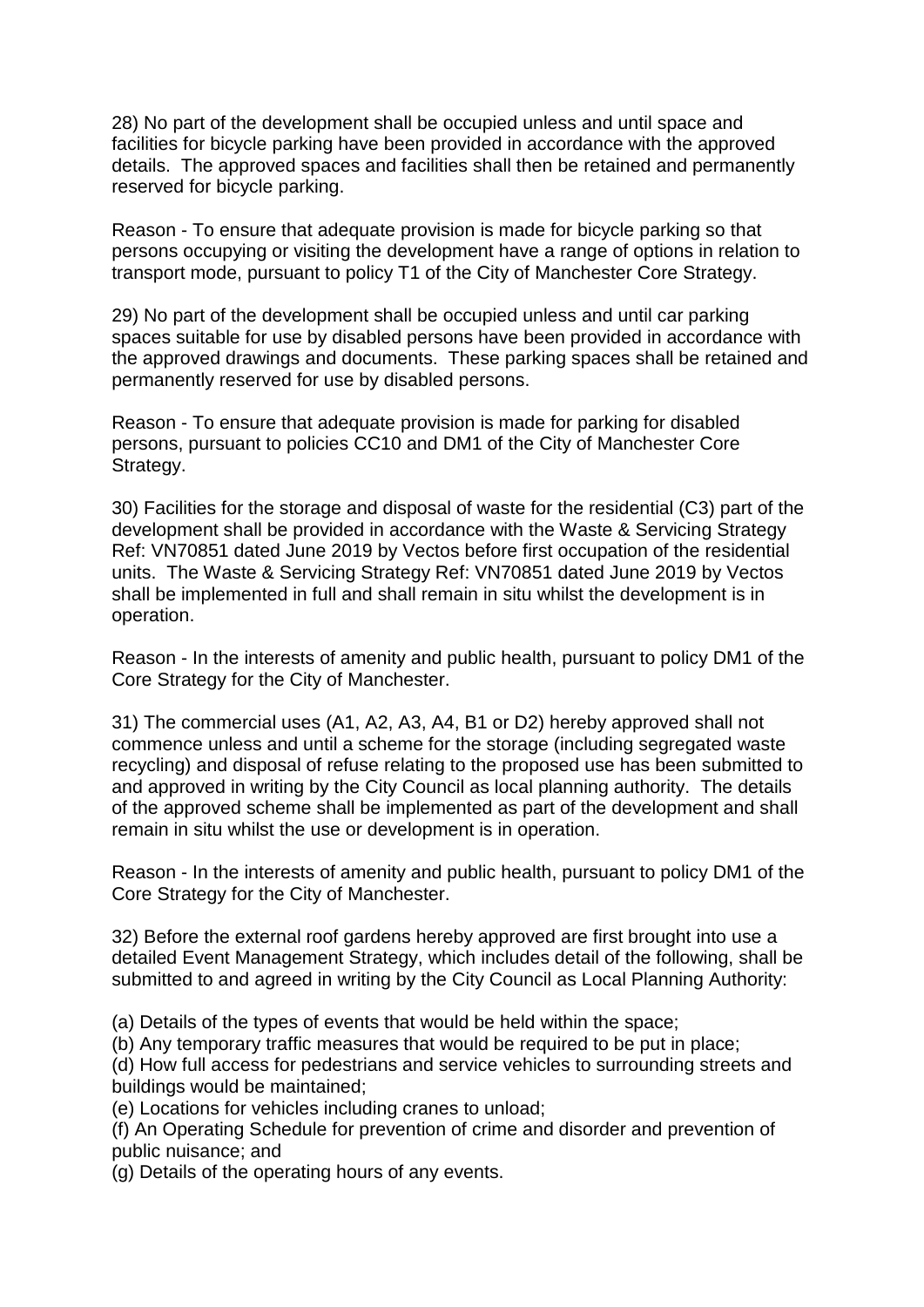28) No part of the development shall be occupied unless and until space and facilities for bicycle parking have been provided in accordance with the approved details. The approved spaces and facilities shall then be retained and permanently reserved for bicycle parking.

Reason - To ensure that adequate provision is made for bicycle parking so that persons occupying or visiting the development have a range of options in relation to transport mode, pursuant to policy T1 of the City of Manchester Core Strategy.

29) No part of the development shall be occupied unless and until car parking spaces suitable for use by disabled persons have been provided in accordance with the approved drawings and documents. These parking spaces shall be retained and permanently reserved for use by disabled persons.

Reason - To ensure that adequate provision is made for parking for disabled persons, pursuant to policies CC10 and DM1 of the City of Manchester Core Strategy.

30) Facilities for the storage and disposal of waste for the residential (C3) part of the development shall be provided in accordance with the Waste & Servicing Strategy Ref: VN70851 dated June 2019 by Vectos before first occupation of the residential units. The Waste & Servicing Strategy Ref: VN70851 dated June 2019 by Vectos shall be implemented in full and shall remain in situ whilst the development is in operation.

Reason - In the interests of amenity and public health, pursuant to policy DM1 of the Core Strategy for the City of Manchester.

31) The commercial uses (A1, A2, A3, A4, B1 or D2) hereby approved shall not commence unless and until a scheme for the storage (including segregated waste recycling) and disposal of refuse relating to the proposed use has been submitted to and approved in writing by the City Council as local planning authority. The details of the approved scheme shall be implemented as part of the development and shall remain in situ whilst the use or development is in operation.

Reason - In the interests of amenity and public health, pursuant to policy DM1 of the Core Strategy for the City of Manchester.

32) Before the external roof gardens hereby approved are first brought into use a detailed Event Management Strategy, which includes detail of the following, shall be submitted to and agreed in writing by the City Council as Local Planning Authority:

(a) Details of the types of events that would be held within the space;
(b) Any temporary traffic measures that would be required to be put in place;
(d) How full access for pedestrians and service vehicles to surrounding streets and buildings would be maintained;
(e) Locations for vehicles including cranes to unload;
(f) An Operating Schedule for prevention of crime and disorder and prevention of public nuisance; and
(g) Details of the operating hours of any events.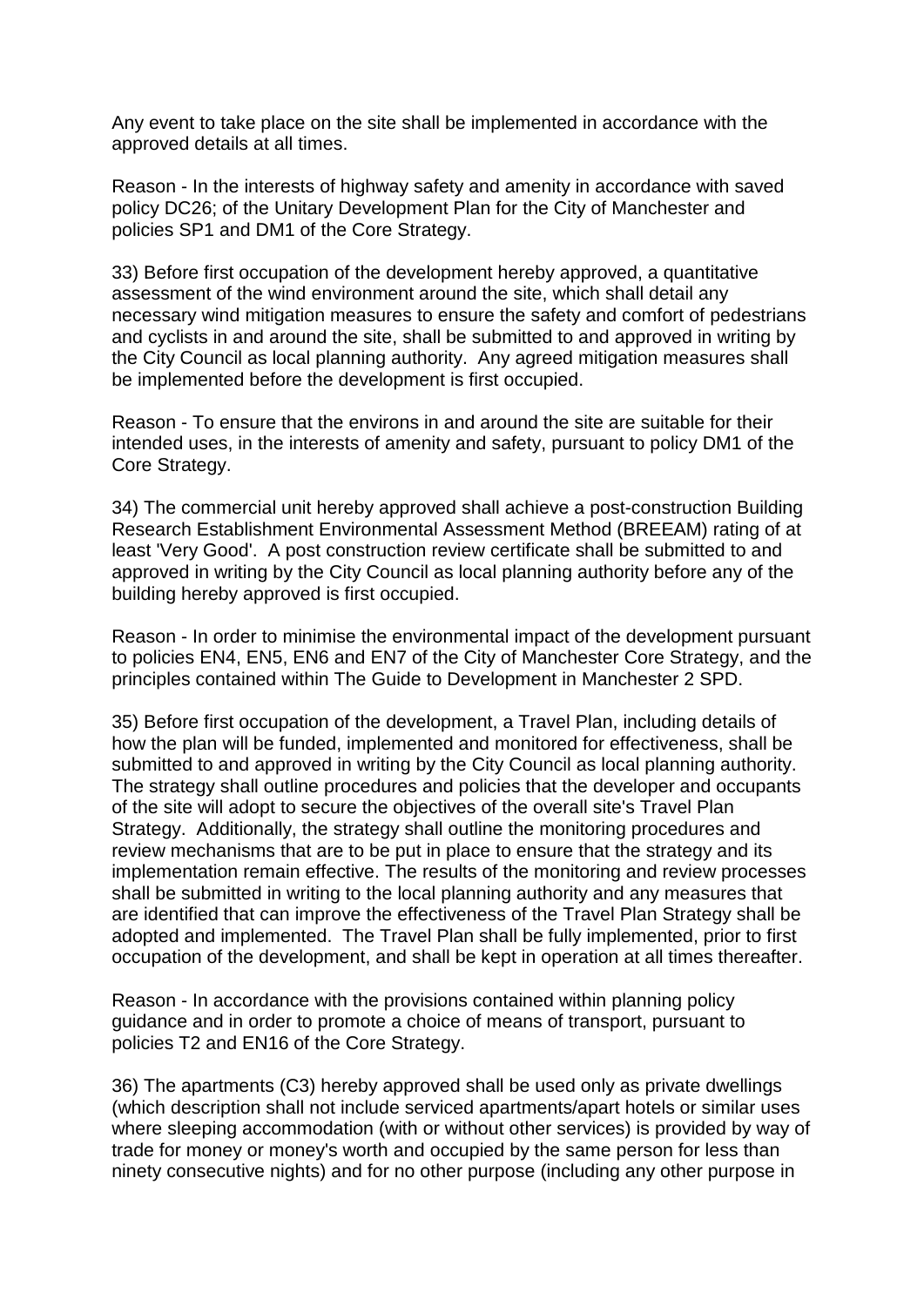Any event to take place on the site shall be implemented in accordance with the approved details at all times.

Reason - In the interests of highway safety and amenity in accordance with saved policy DC26; of the Unitary Development Plan for the City of Manchester and policies SP1 and DM1 of the Core Strategy.

33) Before first occupation of the development hereby approved, a quantitative assessment of the wind environment around the site, which shall detail any necessary wind mitigation measures to ensure the safety and comfort of pedestrians and cyclists in and around the site, shall be submitted to and approved in writing by the City Council as local planning authority. Any agreed mitigation measures shall be implemented before the development is first occupied.

Reason - To ensure that the environs in and around the site are suitable for their intended uses, in the interests of amenity and safety, pursuant to policy DM1 of the Core Strategy.

34) The commercial unit hereby approved shall achieve a post-construction Building Research Establishment Environmental Assessment Method (BREEAM) rating of at least 'Very Good'. A post construction review certificate shall be submitted to and approved in writing by the City Council as local planning authority before any of the building hereby approved is first occupied.

Reason - In order to minimise the environmental impact of the development pursuant to policies EN4, EN5, EN6 and EN7 of the City of Manchester Core Strategy, and the principles contained within The Guide to Development in Manchester 2 SPD.

35) Before first occupation of the development, a Travel Plan, including details of how the plan will be funded, implemented and monitored for effectiveness, shall be submitted to and approved in writing by the City Council as local planning authority. The strategy shall outline procedures and policies that the developer and occupants of the site will adopt to secure the objectives of the overall site's Travel Plan Strategy. Additionally, the strategy shall outline the monitoring procedures and review mechanisms that are to be put in place to ensure that the strategy and its implementation remain effective. The results of the monitoring and review processes shall be submitted in writing to the local planning authority and any measures that are identified that can improve the effectiveness of the Travel Plan Strategy shall be adopted and implemented. The Travel Plan shall be fully implemented, prior to first occupation of the development, and shall be kept in operation at all times thereafter.

Reason - In accordance with the provisions contained within planning policy guidance and in order to promote a choice of means of transport, pursuant to policies T2 and EN16 of the Core Strategy.

36) The apartments (C3) hereby approved shall be used only as private dwellings (which description shall not include serviced apartments/apart hotels or similar uses where sleeping accommodation (with or without other services) is provided by way of trade for money or money's worth and occupied by the same person for less than ninety consecutive nights) and for no other purpose (including any other purpose in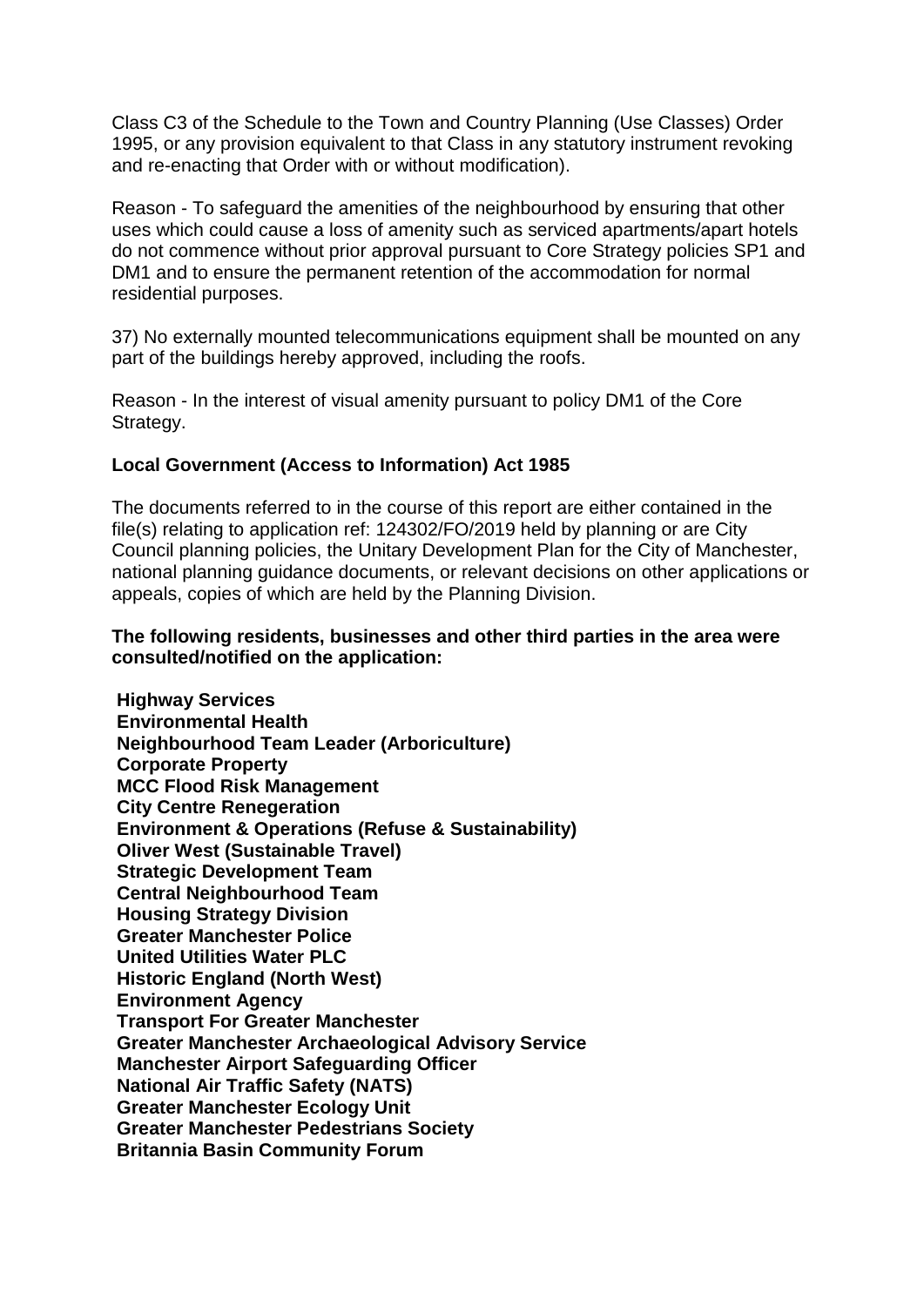Class C3 of the Schedule to the Town and Country Planning (Use Classes) Order 1995, or any provision equivalent to that Class in any statutory instrument revoking and re-enacting that Order with or without modification).

Reason - To safeguard the amenities of the neighbourhood by ensuring that other uses which could cause a loss of amenity such as serviced apartments/apart hotels do not commence without prior approval pursuant to Core Strategy policies SP1 and DM1 and to ensure the permanent retention of the accommodation for normal residential purposes.

37) No externally mounted telecommunications equipment shall be mounted on any part of the buildings hereby approved, including the roofs.

Reason - In the interest of visual amenity pursuant to policy DM1 of the Core Strategy.

**Local Government (Access to Information) Act 1985**

The documents referred to in the course of this report are either contained in the file(s) relating to application ref: 124302/FO/2019 held by planning or are City Council planning policies, the Unitary Development Plan for the City of Manchester, national planning guidance documents, or relevant decisions on other applications or appeals, copies of which are held by the Planning Division.

**The following residents, businesses and other third parties in the area were consulted/notified on the application:**

**Highway Services**
**Environmental Health**
**Neighbourhood Team Leader (Arboriculture)**
**Corporate Property**
**MCC Flood Risk Management**
**City Centre Renegeration**
**Environment & Operations (Refuse & Sustainability)**
**Oliver West (Sustainable Travel)**
**Strategic Development Team**
**Central Neighbourhood Team**
**Housing Strategy Division**
**Greater Manchester Police**
**United Utilities Water PLC**
**Historic England (North West)**
**Environment Agency**
**Transport For Greater Manchester**
**Greater Manchester Archaeological Advisory Service**
**Manchester Airport Safeguarding Officer**
**National Air Traffic Safety (NATS)**
**Greater Manchester Ecology Unit**
**Greater Manchester Pedestrians Society**
**Britannia Basin Community Forum**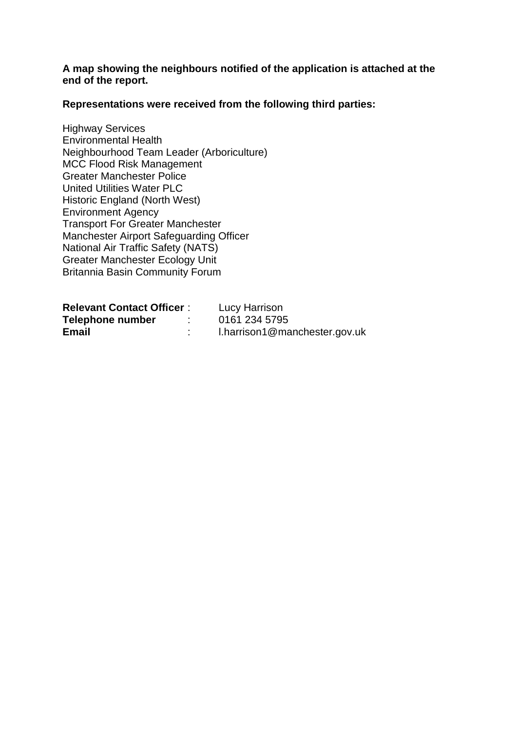**A map showing the neighbours notified of the application is attached at the end of the report.**

**Representations were received from the following third parties:**

Highway Services
Environmental Health
Neighbourhood Team Leader (Arboriculture)
MCC Flood Risk Management
Greater Manchester Police
United Utilities Water PLC
Historic England (North West)
Environment Agency
Transport For Greater Manchester
Manchester Airport Safeguarding Officer
National Air Traffic Safety (NATS)
Greater Manchester Ecology Unit
Britannia Basin Community Forum

| | | |
|---|---|---|
| **Relevant Contact Officer** | : | Lucy Harrison |
| **Telephone number** | : | 0161 234 5795 |
| **Email** | : | l.harrison1@manchester.gov.uk |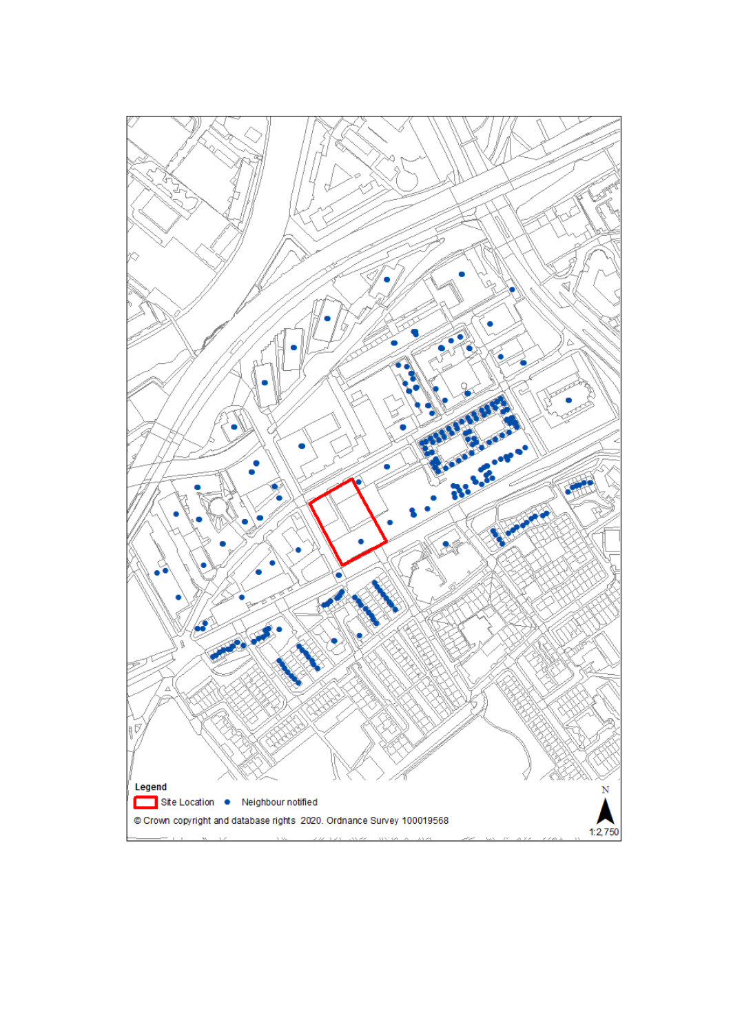Legend

Site Location

Neighbour notified

© Crown copyright and database rights 2020. Ordnance Survey 100019568

N

1:2,750